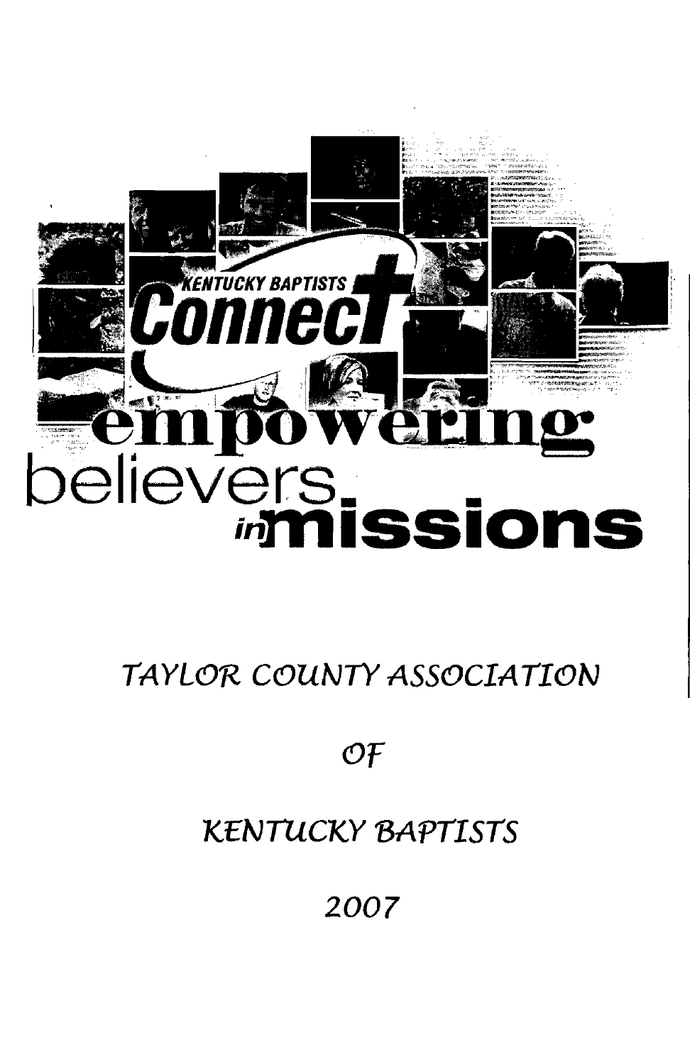KENTUCKY BAPTISTS

**Connect**

**empowering believers in missions**

# *TAYLOR COUNTY ASSOCIATION*

# *OF*

# *KENTUCKY BAPTISTS*

# *2007*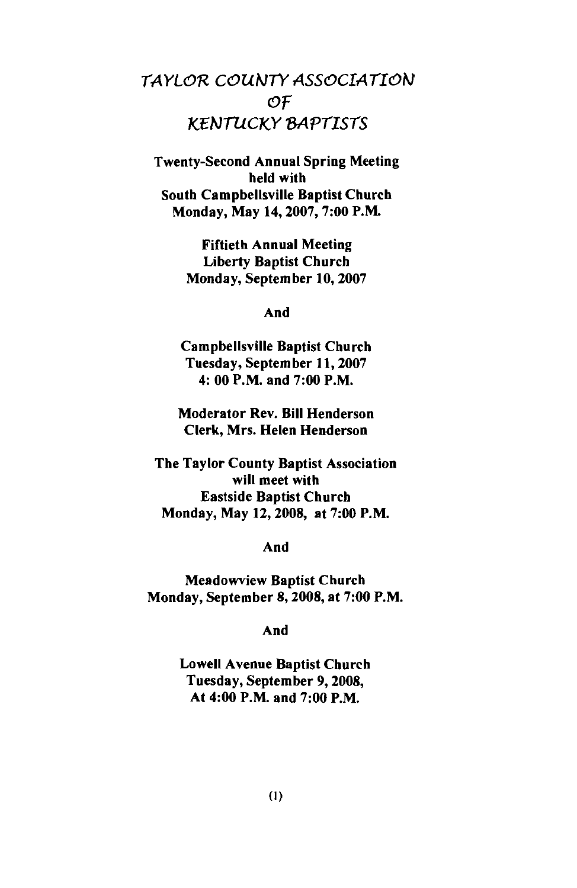# TAYLOR COUNTY ASSOCIATION OF KENTUCKY BAPTISTS

**Twenty-Second Annual Spring Meeting**
**held with**
**South Campbellsville Baptist Church**
**Monday, May 14, 2007, 7:00 P.M.**

**Fiftieth Annual Meeting**
**Liberty Baptist Church**
**Monday, September 10, 2007**

**And**

**Campbellsville Baptist Church**
**Tuesday, September 11, 2007**
**4: 00 P.M. and 7:00 P.M.**

**Moderator Rev. Bill Henderson**
**Clerk, Mrs. Helen Henderson**

**The Taylor County Baptist Association**
**will meet with**
**Eastside Baptist Church**
**Monday, May 12, 2008, at 7:00 P.M.**

**And**

**Meadowview Baptist Church**
**Monday, September 8, 2008, at 7:00 P.M.**

**And**

**Lowell Avenue Baptist Church**
**Tuesday, September 9, 2008,**
**At 4:00 P.M. and 7:00 P.M.**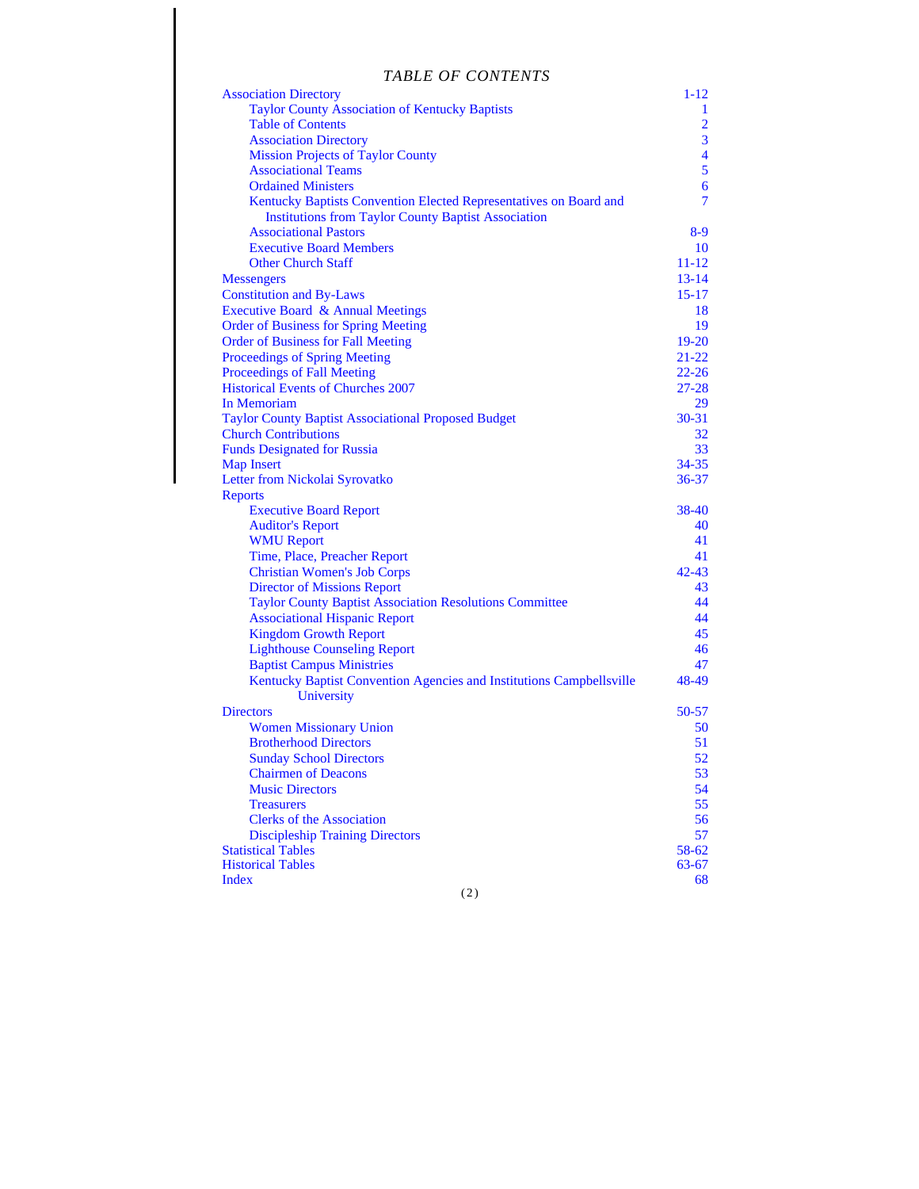# *TABLE OF CONTENTS*

| | |
|---|---|
| Association Directory | 1-12 |
| &nbsp;&nbsp;&nbsp;&nbsp;Taylor County Association of Kentucky Baptists | 1 |
| &nbsp;&nbsp;&nbsp;&nbsp;Table of Contents | 2 |
| &nbsp;&nbsp;&nbsp;&nbsp;Association Directory | 3 |
| &nbsp;&nbsp;&nbsp;&nbsp;Mission Projects of Taylor County | 4 |
| &nbsp;&nbsp;&nbsp;&nbsp;Associational Teams | 5 |
| &nbsp;&nbsp;&nbsp;&nbsp;Ordained Ministers | 6 |
| &nbsp;&nbsp;&nbsp;&nbsp;Kentucky Baptists Convention Elected Representatives on Board and Institutions from Taylor County Baptist Association | 7 |
| &nbsp;&nbsp;&nbsp;&nbsp;Associational Pastors | 8-9 |
| &nbsp;&nbsp;&nbsp;&nbsp;Executive Board Members | 10 |
| &nbsp;&nbsp;&nbsp;&nbsp;Other Church Staff | 11-12 |
| Messengers | 13-14 |
| Constitution and By-Laws | 15-17 |
| Executive Board & Annual Meetings | 18 |
| Order of Business for Spring Meeting | 19 |
| Order of Business for Fall Meeting | 19-20 |
| Proceedings of Spring Meeting | 21-22 |
| Proceedings of Fall Meeting | 22-26 |
| Historical Events of Churches 2007 | 27-28 |
| In Memoriam | 29 |
| Taylor County Baptist Associational Proposed Budget | 30-31 |
| Church Contributions | 32 |
| Funds Designated for Russia | 33 |
| Map Insert | 34-35 |
| Letter from Nickolai Syrovatko | 36-37 |
| Reports | |
| &nbsp;&nbsp;&nbsp;&nbsp;Executive Board Report | 38-40 |
| &nbsp;&nbsp;&nbsp;&nbsp;Auditor's Report | 40 |
| &nbsp;&nbsp;&nbsp;&nbsp;WMU Report | 41 |
| &nbsp;&nbsp;&nbsp;&nbsp;Time, Place, Preacher Report | 41 |
| &nbsp;&nbsp;&nbsp;&nbsp;Christian Women's Job Corps | 42-43 |
| &nbsp;&nbsp;&nbsp;&nbsp;Director of Missions Report | 43 |
| &nbsp;&nbsp;&nbsp;&nbsp;Taylor County Baptist Association Resolutions Committee | 44 |
| &nbsp;&nbsp;&nbsp;&nbsp;Associational Hispanic Report | 44 |
| &nbsp;&nbsp;&nbsp;&nbsp;Kingdom Growth Report | 45 |
| &nbsp;&nbsp;&nbsp;&nbsp;Lighthouse Counseling Report | 46 |
| &nbsp;&nbsp;&nbsp;&nbsp;Baptist Campus Ministries | 47 |
| &nbsp;&nbsp;&nbsp;&nbsp;Kentucky Baptist Convention Agencies and Institutions Campbellsville University | 48-49 |
| Directors | 50-57 |
| &nbsp;&nbsp;&nbsp;&nbsp;Women Missionary Union | 50 |
| &nbsp;&nbsp;&nbsp;&nbsp;Brotherhood Directors | 51 |
| &nbsp;&nbsp;&nbsp;&nbsp;Sunday School Directors | 52 |
| &nbsp;&nbsp;&nbsp;&nbsp;Chairmen of Deacons | 53 |
| &nbsp;&nbsp;&nbsp;&nbsp;Music Directors | 54 |
| &nbsp;&nbsp;&nbsp;&nbsp;Treasurers | 55 |
| &nbsp;&nbsp;&nbsp;&nbsp;Clerks of the Association | 56 |
| &nbsp;&nbsp;&nbsp;&nbsp;Discipleship Training Directors | 57 |
| Statistical Tables | 58-62 |
| Historical Tables | 63-67 |
| Index | 68 |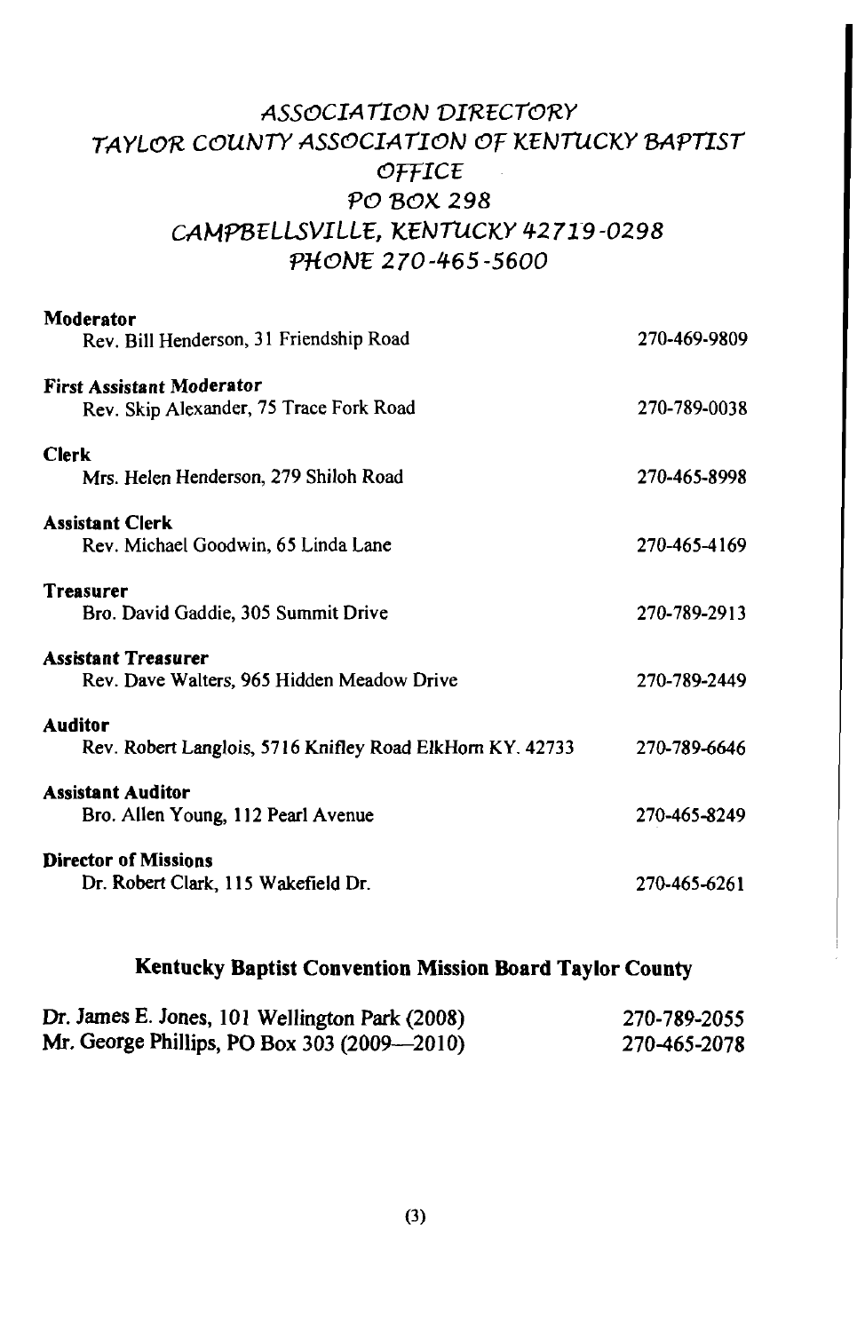# ASSOCIATION DIRECTORY
# TAYLOR COUNTY ASSOCIATION OF KENTUCKY BAPTIST
# OFFICE
# PO BOX 298
# CAMPBELLSVILLE, KENTUCKY 42719-0298
# PHONE 270-465-5600

**Moderator**
Rev. Bill Henderson, 31 Friendship Road — 270-469-9809

**First Assistant Moderator**
Rev. Skip Alexander, 75 Trace Fork Road — 270-789-0038

**Clerk**
Mrs. Helen Henderson, 279 Shiloh Road — 270-465-8998

**Assistant Clerk**
Rev. Michael Goodwin, 65 Linda Lane — 270-465-4169

**Treasurer**
Bro. David Gaddie, 305 Summit Drive — 270-789-2913

**Assistant Treasurer**
Rev. Dave Walters, 965 Hidden Meadow Drive — 270-789-2449

**Auditor**
Rev. Robert Langlois, 5716 Knifley Road ElkHorn KY. 42733 — 270-789-6646

**Assistant Auditor**
Bro. Allen Young, 112 Pearl Avenue — 270-465-8249

**Director of Missions**
Dr. Robert Clark, 115 Wakefield Dr. — 270-465-6261

## Kentucky Baptist Convention Mission Board Taylor County

Dr. James E. Jones, 101 Wellington Park (2008) — 270-789-2055
Mr. George Phillips, PO Box 303 (2009—2010) — 270-465-2078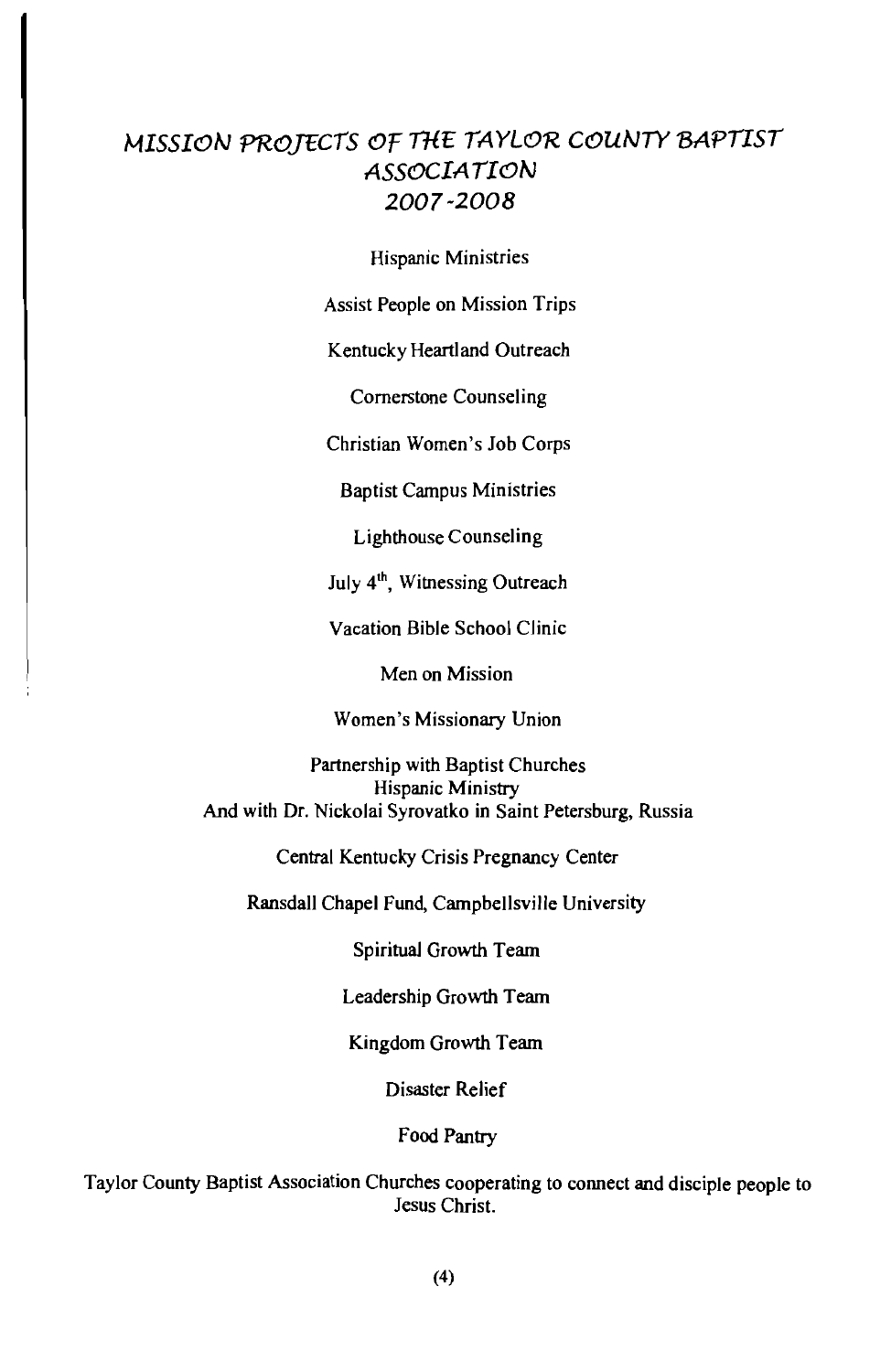# MISSION PROJECTS OF THE TAYLOR COUNTY BAPTIST ASSOCIATION 2007-2008

Hispanic Ministries

Assist People on Mission Trips

Kentucky Heartland Outreach

Cornerstone Counseling

Christian Women's Job Corps

Baptist Campus Ministries

Lighthouse Counseling

July 4th, Witnessing Outreach

Vacation Bible School Clinic

Men on Mission

Women's Missionary Union

Partnership with Baptist Churches
Hispanic Ministry
And with Dr. Nickolai Syrovatko in Saint Petersburg, Russia

Central Kentucky Crisis Pregnancy Center

Ransdall Chapel Fund, Campbellsville University

Spiritual Growth Team

Leadership Growth Team

Kingdom Growth Team

Disaster Relief

Food Pantry

Taylor County Baptist Association Churches cooperating to connect and disciple people to Jesus Christ.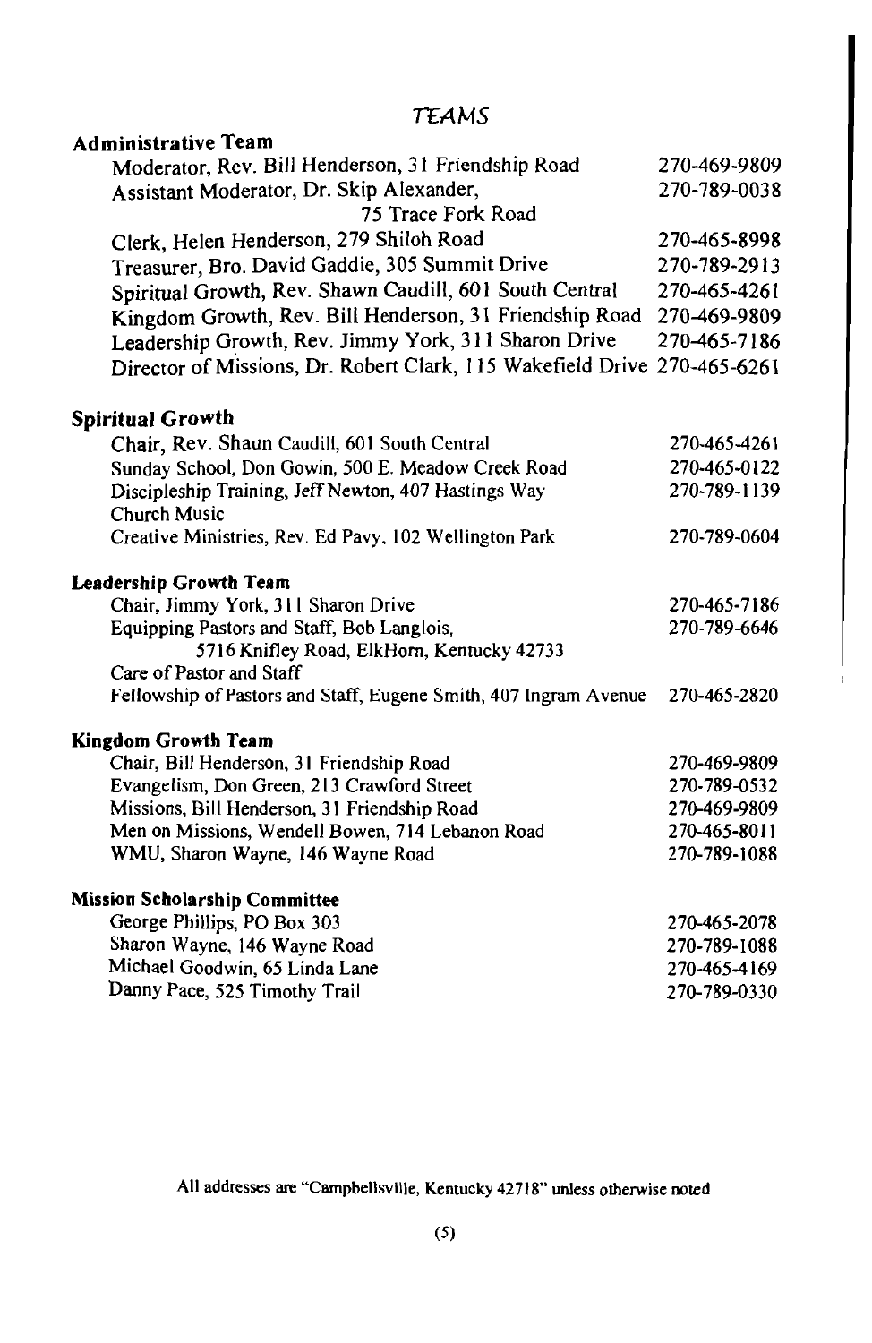# TEAMS

## Administrative Team

| | |
|---|---|
| Moderator, Rev. Bill Henderson, 31 Friendship Road | 270-469-9809 |
| Assistant Moderator, Dr. Skip Alexander, 75 Trace Fork Road | 270-789-0038 |
| Clerk, Helen Henderson, 279 Shiloh Road | 270-465-8998 |
| Treasurer, Bro. David Gaddie, 305 Summit Drive | 270-789-2913 |
| Spiritual Growth, Rev. Shawn Caudill, 601 South Central | 270-465-4261 |
| Kingdom Growth, Rev. Bill Henderson, 31 Friendship Road | 270-469-9809 |
| Leadership Growth, Rev. Jimmy York, 311 Sharon Drive | 270-465-7186 |
| Director of Missions, Dr. Robert Clark, 115 Wakefield Drive | 270-465-6261 |

## Spiritual Growth

| | |
|---|---|
| Chair, Rev. Shaun Caudill, 601 South Central | 270-465-4261 |
| Sunday School, Don Gowin, 500 E. Meadow Creek Road | 270-465-0122 |
| Discipleship Training, Jeff Newton, 407 Hastings Way | 270-789-1139 |
| Church Music | |
| Creative Ministries, Rev. Ed Pavy, 102 Wellington Park | 270-789-0604 |

## Leadership Growth Team

| | |
|---|---|
| Chair, Jimmy York, 311 Sharon Drive | 270-465-7186 |
| Equipping Pastors and Staff, Bob Langlois, 5716 Knifley Road, ElkHorn, Kentucky 42733 | 270-789-6646 |
| Care of Pastor and Staff | |
| Fellowship of Pastors and Staff, Eugene Smith, 407 Ingram Avenue | 270-465-2820 |

## Kingdom Growth Team

| | |
|---|---|
| Chair, Bill Henderson, 31 Friendship Road | 270-469-9809 |
| Evangelism, Don Green, 213 Crawford Street | 270-789-0532 |
| Missions, Bill Henderson, 31 Friendship Road | 270-469-9809 |
| Men on Missions, Wendell Bowen, 714 Lebanon Road | 270-465-8011 |
| WMU, Sharon Wayne, 146 Wayne Road | 270-789-1088 |

## Mission Scholarship Committee

| | |
|---|---|
| George Phillips, PO Box 303 | 270-465-2078 |
| Sharon Wayne, 146 Wayne Road | 270-789-1088 |
| Michael Goodwin, 65 Linda Lane | 270-465-4169 |
| Danny Pace, 525 Timothy Trail | 270-789-0330 |

All addresses are "Campbellsville, Kentucky 42718" unless otherwise noted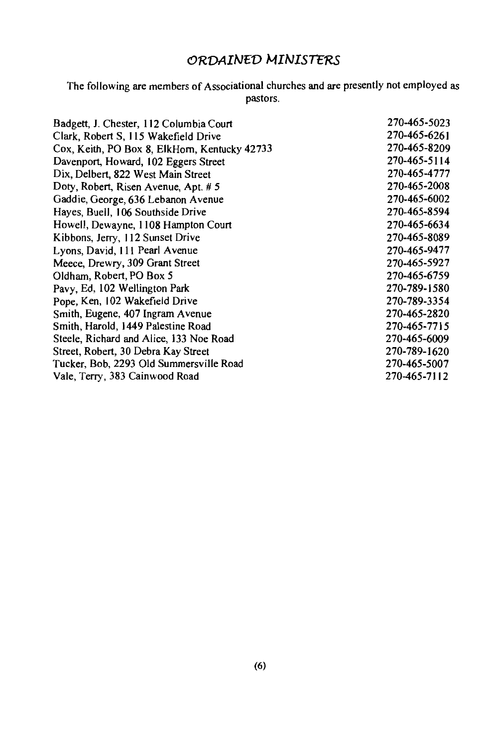## ORDAINED MINISTERS

The following are members of Associational churches and are presently not employed as pastors.

| | |
|---|---|
| Badgett, J. Chester, 112 Columbia Court | 270-465-5023 |
| Clark, Robert S, 115 Wakefield Drive | 270-465-6261 |
| Cox, Keith, PO Box 8, ElkHorn, Kentucky 42733 | 270-465-8209 |
| Davenport, Howard, 102 Eggers Street | 270-465-5114 |
| Dix, Delbert, 822 West Main Street | 270-465-4777 |
| Doty, Robert, Risen Avenue, Apt. # 5 | 270-465-2008 |
| Gaddie, George, 636 Lebanon Avenue | 270-465-6002 |
| Hayes, Buell, 106 Southside Drive | 270-465-8594 |
| Howell, Dewayne, 1108 Hampton Court | 270-465-6634 |
| Kibbons, Jerry, 112 Sunset Drive | 270-465-8089 |
| Lyons, David, 111 Pearl Avenue | 270-465-9477 |
| Meece, Drewry, 309 Grant Street | 270-465-5927 |
| Oldham, Robert, PO Box 5 | 270-465-6759 |
| Pavy, Ed, 102 Wellington Park | 270-789-1580 |
| Pope, Ken, 102 Wakefield Drive | 270-789-3354 |
| Smith, Eugene, 407 Ingram Avenue | 270-465-2820 |
| Smith, Harold, 1449 Palestine Road | 270-465-7715 |
| Steele, Richard and Alice, 133 Noe Road | 270-465-6009 |
| Street, Robert, 30 Debra Kay Street | 270-789-1620 |
| Tucker, Bob, 2293 Old Summersville Road | 270-465-5007 |
| Vale, Terry, 383 Cainwood Road | 270-465-7112 |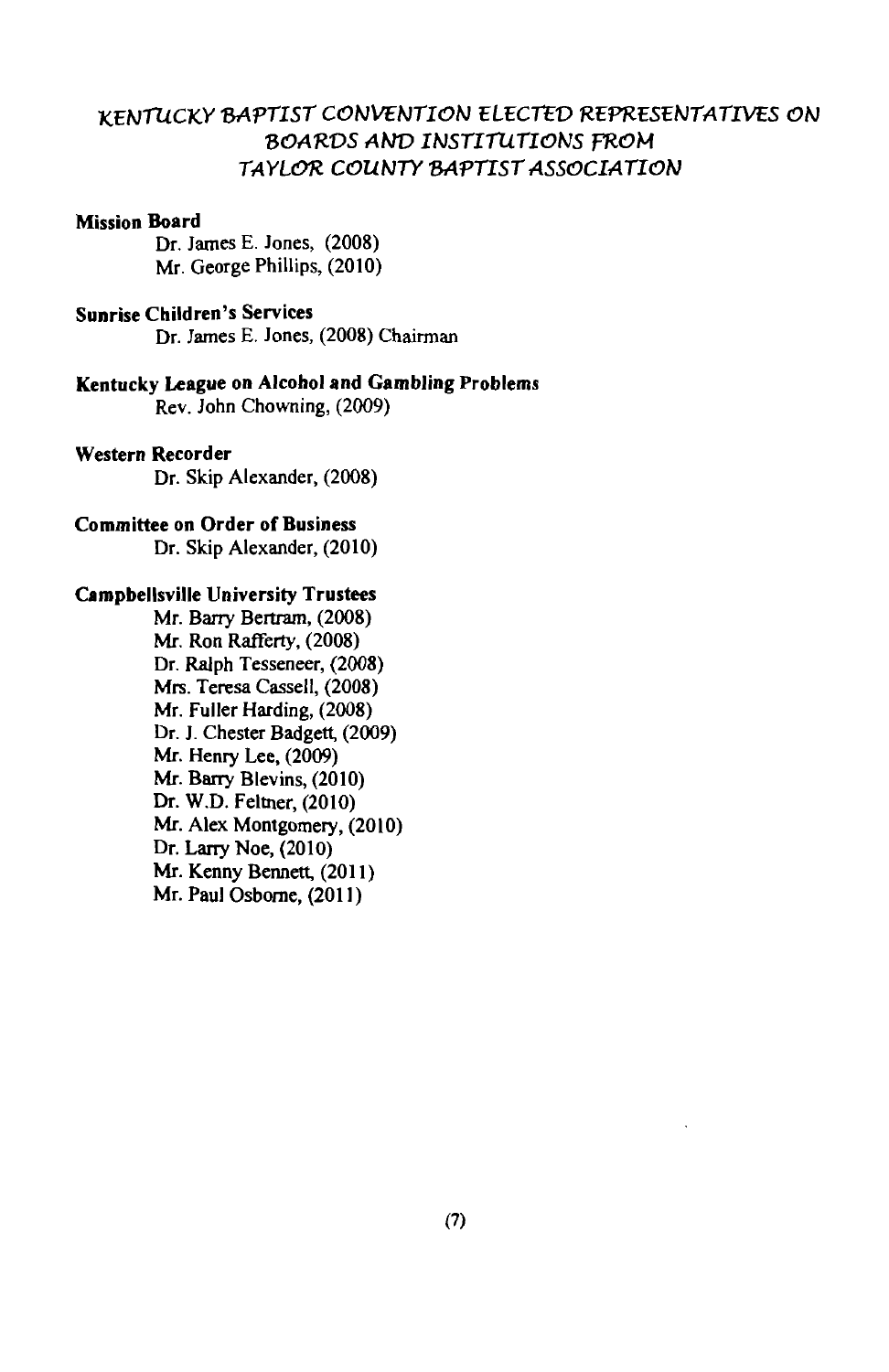# KENTUCKY BAPTIST CONVENTION ELECTED REPRESENTATIVES ON BOARDS AND INSTITUTIONS FROM TAYLOR COUNTY BAPTIST ASSOCIATION

**Mission Board**

Dr. James E. Jones, (2008)
Mr. George Phillips, (2010)

**Sunrise Children's Services**

Dr. James E. Jones, (2008) Chairman

**Kentucky League on Alcohol and Gambling Problems**

Rev. John Chowning, (2009)

**Western Recorder**

Dr. Skip Alexander, (2008)

**Committee on Order of Business**

Dr. Skip Alexander, (2010)

**Campbellsville University Trustees**

Mr. Barry Bertram, (2008)
Mr. Ron Rafferty, (2008)
Dr. Ralph Tesseneer, (2008)
Mrs. Teresa Cassell, (2008)
Mr. Fuller Harding, (2008)
Dr. J. Chester Badgett, (2009)
Mr. Henry Lee, (2009)
Mr. Barry Blevins, (2010)
Dr. W.D. Feltner, (2010)
Mr. Alex Montgomery, (2010)
Dr. Larry Noe, (2010)
Mr. Kenny Bennett, (2011)
Mr. Paul Osborne, (2011)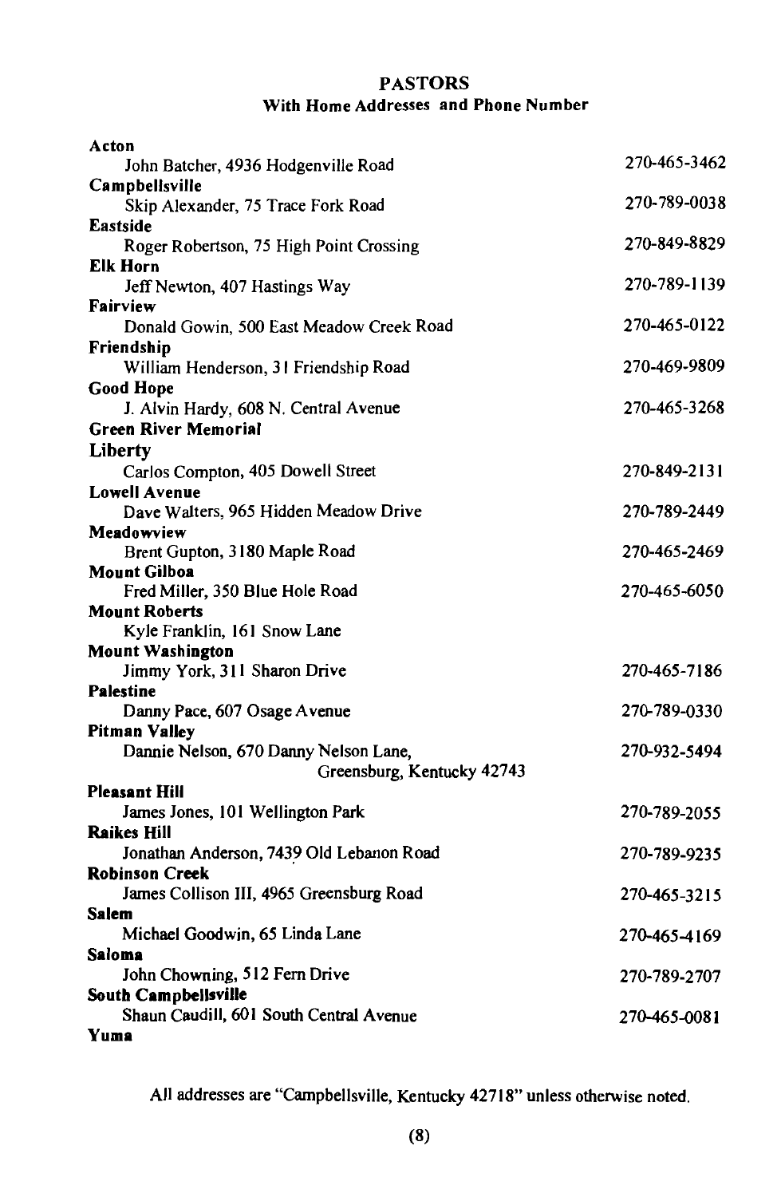# PASTORS

## With Home Addresses and Phone Number

**Acton**
John Batcher, 4936 Hodgenville Road — 270-465-3462

**Campbellsville**
Skip Alexander, 75 Trace Fork Road — 270-789-0038

**Eastside**
Roger Robertson, 75 High Point Crossing — 270-849-8829

**Elk Horn**
Jeff Newton, 407 Hastings Way — 270-789-1139

**Fairview**
Donald Gowin, 500 East Meadow Creek Road — 270-465-0122

**Friendship**
William Henderson, 31 Friendship Road — 270-469-9809

**Good Hope**
J. Alvin Hardy, 608 N. Central Avenue — 270-465-3268

**Green River Memorial**

**Liberty**
Carlos Compton, 405 Dowell Street — 270-849-2131

**Lowell Avenue**
Dave Walters, 965 Hidden Meadow Drive — 270-789-2449

**Meadowview**
Brent Gupton, 3180 Maple Road — 270-465-2469

**Mount Gilboa**
Fred Miller, 350 Blue Hole Road — 270-465-6050

**Mount Roberts**
Kyle Franklin, 161 Snow Lane

**Mount Washington**
Jimmy York, 311 Sharon Drive — 270-465-7186

**Palestine**
Danny Pace, 607 Osage Avenue — 270-789-0330

**Pitman Valley**
Dannie Nelson, 670 Danny Nelson Lane, Greensburg, Kentucky 42743 — 270-932-5494

**Pleasant Hill**
James Jones, 101 Wellington Park — 270-789-2055

**Raikes Hill**
Jonathan Anderson, 7439 Old Lebanon Road — 270-789-9235

**Robinson Creek**
James Collison III, 4965 Greensburg Road — 270-465-3215

**Salem**
Michael Goodwin, 65 Linda Lane — 270-465-4169

**Saloma**
John Chowning, 512 Fern Drive — 270-789-2707

**South Campbellsville**
Shaun Caudill, 601 South Central Avenue — 270-465-0081

**Yuma**

All addresses are "Campbellsville, Kentucky 42718" unless otherwise noted.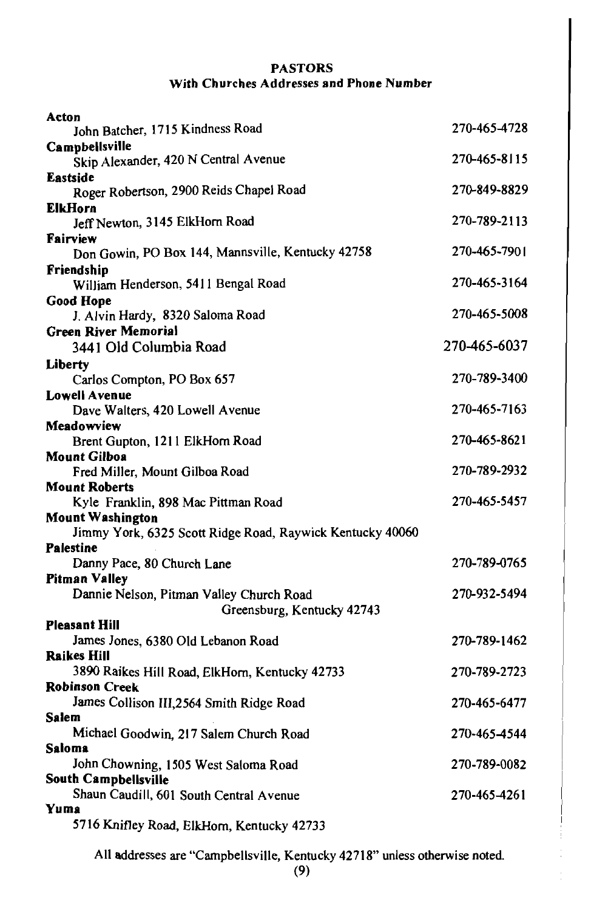## PASTORS

### With Churches Addresses and Phone Number

| Church / Pastor and Address | Phone |
|---|---|
| **Acton** | |
| John Batcher, 1715 Kindness Road | 270-465-4728 |
| **Campbellsville** | |
| Skip Alexander, 420 N Central Avenue | 270-465-8115 |
| **Eastside** | |
| Roger Robertson, 2900 Reids Chapel Road | 270-849-8829 |
| **ElkHorn** | |
| Jeff Newton, 3145 ElkHorn Road | 270-789-2113 |
| **Fairview** | |
| Don Gowin, PO Box 144, Mannsville, Kentucky 42758 | 270-465-7901 |
| **Friendship** | |
| William Henderson, 5411 Bengal Road | 270-465-3164 |
| **Good Hope** | |
| J. Alvin Hardy, 8320 Saloma Road | 270-465-5008 |
| **Green River Memorial** | |
| 3441 Old Columbia Road | 270-465-6037 |
| **Liberty** | |
| Carlos Compton, PO Box 657 | 270-789-3400 |
| **Lowell Avenue** | |
| Dave Walters, 420 Lowell Avenue | 270-465-7163 |
| **Meadowview** | |
| Brent Gupton, 1211 ElkHorn Road | 270-465-8621 |
| **Mount Gilboa** | |
| Fred Miller, Mount Gilboa Road | 270-789-2932 |
| **Mount Roberts** | |
| Kyle Franklin, 898 Mac Pittman Road | 270-465-5457 |
| **Mount Washington** | |
| Jimmy York, 6325 Scott Ridge Road, Raywick Kentucky 40060 | |
| **Palestine** | |
| Danny Pace, 80 Church Lane | 270-789-0765 |
| **Pitman Valley** | |
| Dannie Nelson, Pitman Valley Church Road, Greensburg, Kentucky 42743 | 270-932-5494 |
| **Pleasant Hill** | |
| James Jones, 6380 Old Lebanon Road | 270-789-1462 |
| **Raikes Hill** | |
| 3890 Raikes Hill Road, ElkHorn, Kentucky 42733 | 270-789-2723 |
| **Robinson Creek** | |
| James Collison III, 2564 Smith Ridge Road | 270-465-6477 |
| **Salem** | |
| Michael Goodwin, 217 Salem Church Road | 270-465-4544 |
| **Saloma** | |
| John Chowning, 1505 West Saloma Road | 270-789-0082 |
| **South Campbellsville** | |
| Shaun Caudill, 601 South Central Avenue | 270-465-4261 |
| **Yuma** | |
| 5716 Knifley Road, ElkHorn, Kentucky 42733 | |

All addresses are "Campbellsville, Kentucky 42718" unless otherwise noted.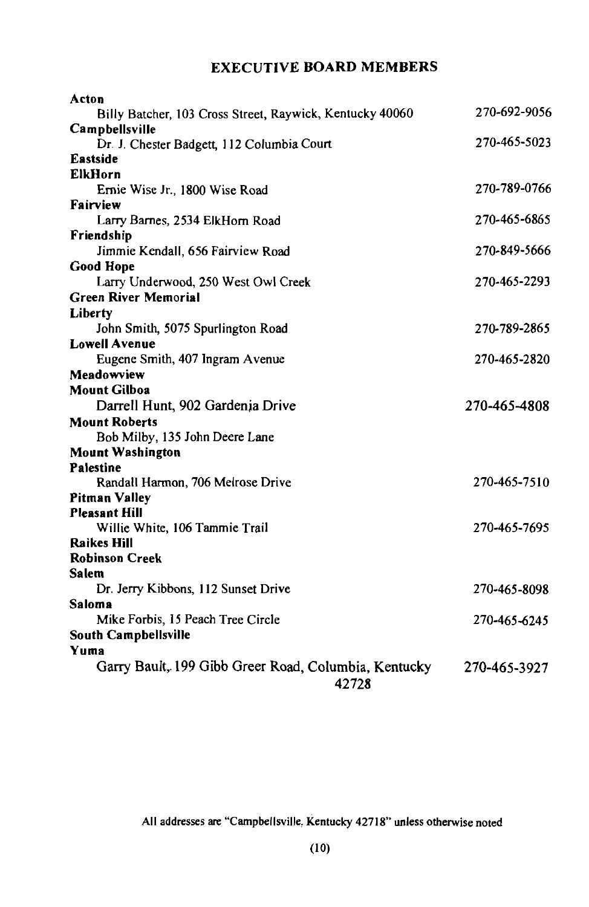## EXECUTIVE BOARD MEMBERS

**Acton**
Billy Batcher, 103 Cross Street, Raywick, Kentucky 40060 — 270-692-9056

**Campbellsville**
Dr. J. Chester Badgett, 112 Columbia Court — 270-465-5023

**Eastside**

**ElkHorn**
Ernie Wise Jr., 1800 Wise Road — 270-789-0766

**Fairview**
Larry Barnes, 2534 ElkHorn Road — 270-465-6865

**Friendship**
Jimmie Kendall, 656 Fairview Road — 270-849-5666

**Good Hope**
Larry Underwood, 250 West Owl Creek — 270-465-2293

**Green River Memorial**

**Liberty**
John Smith, 5075 Spurlington Road — 270-789-2865

**Lowell Avenue**
Eugene Smith, 407 Ingram Avenue — 270-465-2820

**Meadowview**

**Mount Gilboa**
Darrell Hunt, 902 Gardenia Drive — 270-465-4808

**Mount Roberts**
Bob Milby, 135 John Deere Lane

**Mount Washington**

**Palestine**
Randall Harmon, 706 Melrose Drive — 270-465-7510

**Pitman Valley**

**Pleasant Hill**
Willie White, 106 Tammie Trail — 270-465-7695

**Raikes Hill**

**Robinson Creek**

**Salem**
Dr. Jerry Kibbons, 112 Sunset Drive — 270-465-8098

**Saloma**
Mike Forbis, 15 Peach Tree Circle — 270-465-6245

**South Campbellsville**

**Yuma**
Garry Bault, 199 Gibb Greer Road, Columbia, Kentucky 42728 — 270-465-3927

All addresses are "Campbellsville, Kentucky 42718" unless otherwise noted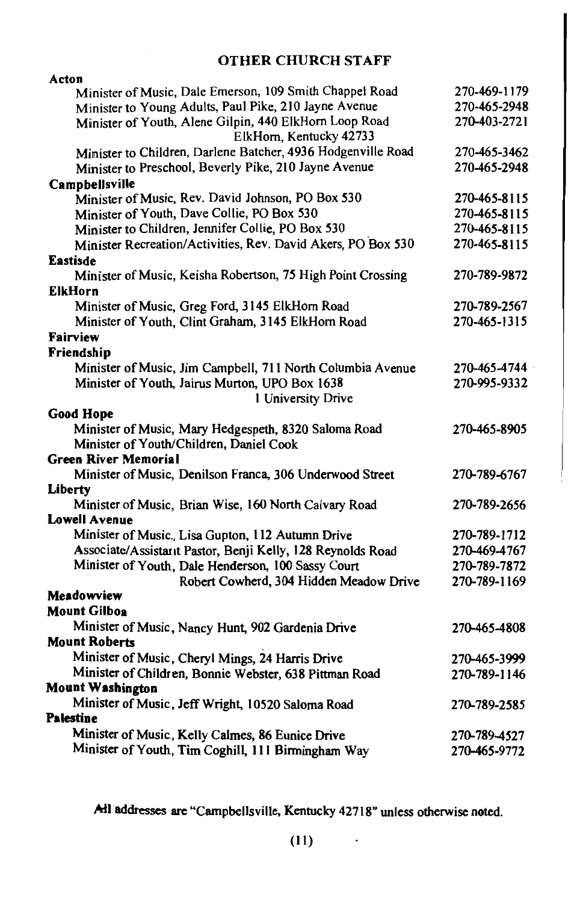## OTHER CHURCH STAFF

**Acton**

| | |
|---|---|
| Minister of Music, Dale Emerson, 109 Smith Chappel Road | 270-469-1179 |
| Minister to Young Adults, Paul Pike, 210 Jayne Avenue | 270-465-2948 |
| Minister of Youth, Alene Gilpin, 440 ElkHorn Loop Road, ElkHorn, Kentucky 42733 | 270-403-2721 |
| Minister to Children, Darlene Batcher, 4936 Hodgenville Road | 270-465-3462 |
| Minister to Preschool, Beverly Pike, 210 Jayne Avenue | 270-465-2948 |

**Campbellsville**

| | |
|---|---|
| Minister of Music, Rev. David Johnson, PO Box 530 | 270-465-8115 |
| Minister of Youth, Dave Collie, PO Box 530 | 270-465-8115 |
| Minister to Children, Jennifer Collie, PO Box 530 | 270-465-8115 |
| Minister Recreation/Activities, Rev. David Akers, PO Box 530 | 270-465-8115 |

**Eastisde**

| | |
|---|---|
| Minister of Music, Keisha Robertson, 75 High Point Crossing | 270-789-9872 |

**ElkHorn**

| | |
|---|---|
| Minister of Music, Greg Ford, 3145 ElkHorn Road | 270-789-2567 |
| Minister of Youth, Clint Graham, 3145 ElkHorn Road | 270-465-1315 |

**Fairview**

**Friendship**

| | |
|---|---|
| Minister of Music, Jim Campbell, 711 North Columbia Avenue | 270-465-4744 |
| Minister of Youth, Jairus Murton, UPO Box 1638, 1 University Drive | 270-995-9332 |

**Good Hope**

| | |
|---|---|
| Minister of Music, Mary Hedgespeth, 8320 Saloma Road | 270-465-8905 |
| Minister of Youth/Children, Daniel Cook | |

**Green River Memorial**

| | |
|---|---|
| Minister of Music, Denilson Franca, 306 Underwood Street | 270-789-6767 |

**Liberty**

| | |
|---|---|
| Minister of Music, Brian Wise, 160 North Calvary Road | 270-789-2656 |

**Lowell Avenue**

| | |
|---|---|
| Minister of Music., Lisa Gupton, 112 Autumn Drive | 270-789-1712 |
| Associate/Assistant Pastor, Benji Kelly, 128 Reynolds Road | 270-469-4767 |
| Minister of Youth, Dale Henderson, 100 Sassy Court | 270-789-7872 |
| Robert Cowherd, 304 Hidden Meadow Drive | 270-789-1169 |

**Meadowview**

**Mount Gilboa**

| | |
|---|---|
| Minister of Music, Nancy Hunt, 902 Gardenia Drive | 270-465-4808 |

**Mount Roberts**

| | |
|---|---|
| Minister of Music, Cheryl Mings, 24 Harris Drive | 270-465-3999 |
| Minister of Children, Bonnie Webster, 638 Pittman Road | 270-789-1146 |

**Mount Washington**

| | |
|---|---|
| Minister of Music, Jeff Wright, 10520 Saloma Road | 270-789-2585 |

**Palestine**

| | |
|---|---|
| Minister of Music., Kelly Calmes, 86 Eunice Drive | 270-789-4527 |
| Minister of Youth, Tim Coghill, 111 Birmingham Way | 270-465-9772 |

All addresses are "Campbellsville, Kentucky 42718" unless otherwise noted.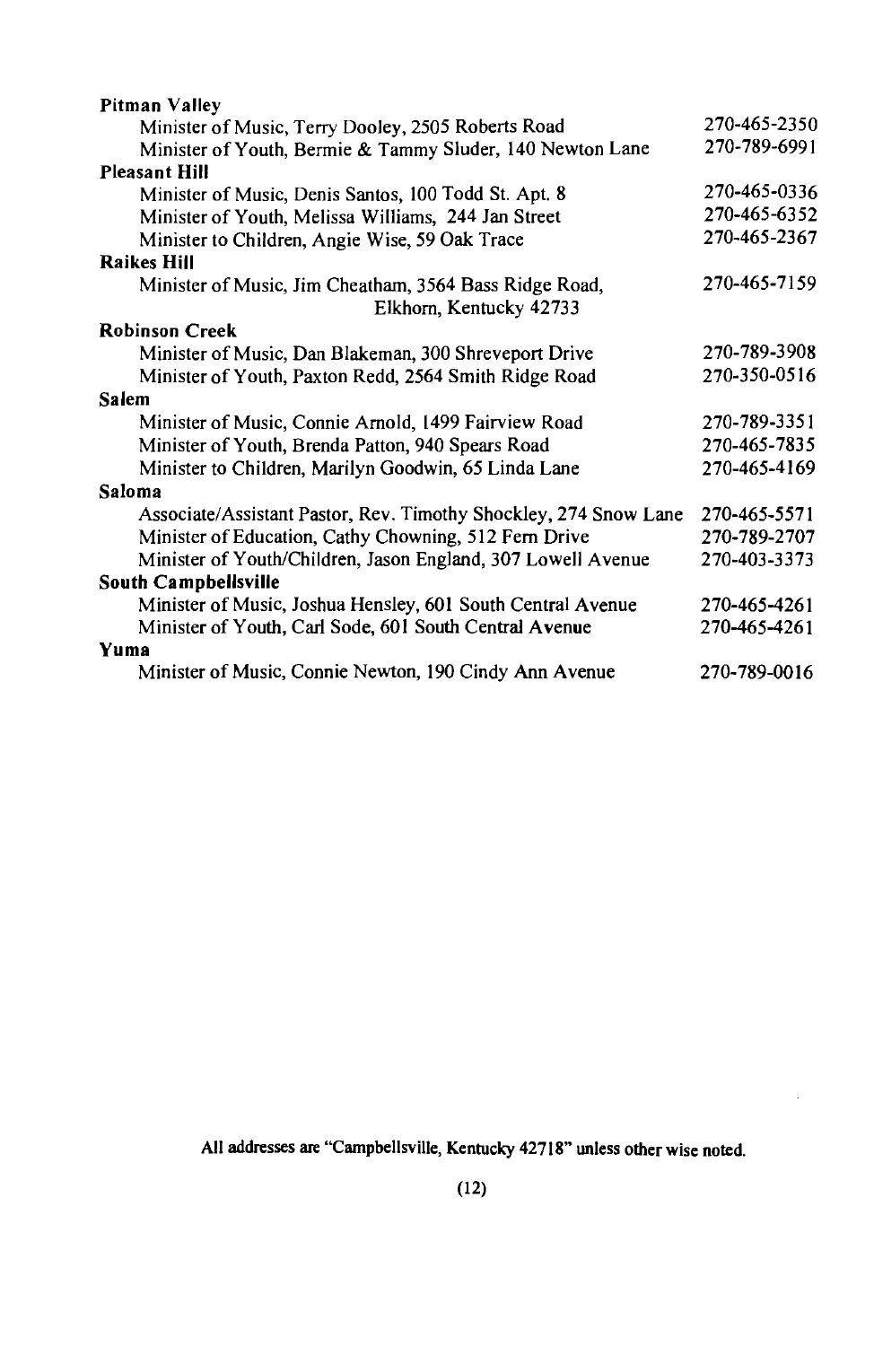**Pitman Valley**

| | |
|---|---|
| Minister of Music, Terry Dooley, 2505 Roberts Road | 270-465-2350 |
| Minister of Youth, Bermie & Tammy Sluder, 140 Newton Lane | 270-789-6991 |

**Pleasant Hill**

| | |
|---|---|
| Minister of Music, Denis Santos, 100 Todd St. Apt. 8 | 270-465-0336 |
| Minister of Youth, Melissa Williams, 244 Jan Street | 270-465-6352 |
| Minister to Children, Angie Wise, 59 Oak Trace | 270-465-2367 |

**Raikes Hill**

| | |
|---|---|
| Minister of Music, Jim Cheatham, 3564 Bass Ridge Road, Elkhorn, Kentucky 42733 | 270-465-7159 |

**Robinson Creek**

| | |
|---|---|
| Minister of Music, Dan Blakeman, 300 Shreveport Drive | 270-789-3908 |
| Minister of Youth, Paxton Redd, 2564 Smith Ridge Road | 270-350-0516 |

**Salem**

| | |
|---|---|
| Minister of Music, Connie Arnold, 1499 Fairview Road | 270-789-3351 |
| Minister of Youth, Brenda Patton, 940 Spears Road | 270-465-7835 |
| Minister to Children, Marilyn Goodwin, 65 Linda Lane | 270-465-4169 |

**Saloma**

| | |
|---|---|
| Associate/Assistant Pastor, Rev. Timothy Shockley, 274 Snow Lane | 270-465-5571 |
| Minister of Education, Cathy Chowning, 512 Fern Drive | 270-789-2707 |
| Minister of Youth/Children, Jason England, 307 Lowell Avenue | 270-403-3373 |

**South Campbellsville**

| | |
|---|---|
| Minister of Music, Joshua Hensley, 601 South Central Avenue | 270-465-4261 |
| Minister of Youth, Carl Sode, 601 South Central Avenue | 270-465-4261 |

**Yuma**

| | |
|---|---|
| Minister of Music, Connie Newton, 190 Cindy Ann Avenue | 270-789-0016 |

All addresses are "Campbellsville, Kentucky 42718" unless other wise noted.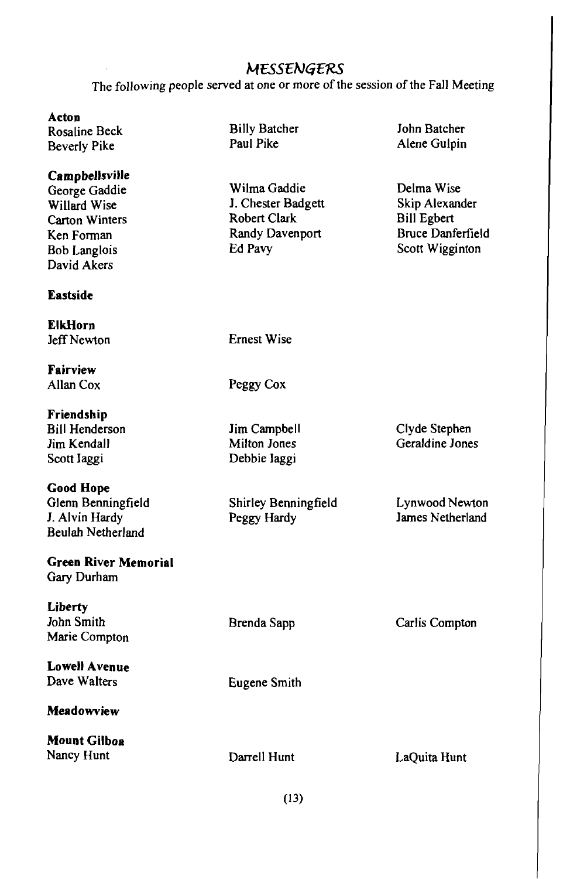## MESSENGERS

The following people served at one or more of the session of the Fall Meeting

**Acton**

Rosaline Beck
Beverly Pike
Billy Batcher
Paul Pike
John Batcher
Alene Gulpin

**Campbellsville**

George Gaddie
Willard Wise
Carton Winters
Ken Forman
Bob Langlois
David Akers
Wilma Gaddie
J. Chester Badgett
Robert Clark
Randy Davenport
Ed Pavy
Delma Wise
Skip Alexander
Bill Egbert
Bruce Danferfield
Scott Wigginton

**Eastside**

**ElkHorn**

Jeff Newton
Ernest Wise

**Fairview**

Allan Cox
Peggy Cox

**Friendship**

Bill Henderson
Jim Kendall
Scott Iaggi
Jim Campbell
Milton Jones
Debbie Iaggi
Clyde Stephen
Geraldine Jones

**Good Hope**

Glenn Benningfield
J. Alvin Hardy
Beulah Netherland
Shirley Benningfield
Peggy Hardy
Lynwood Newton
James Netherland

**Green River Memorial**

Gary Durham

**Liberty**

John Smith
Marie Compton
Brenda Sapp
Carlis Compton

**Lowell Avenue**

Dave Walters
Eugene Smith

**Meadowview**

**Mount Gilboa**

Nancy Hunt
Darrell Hunt
LaQuita Hunt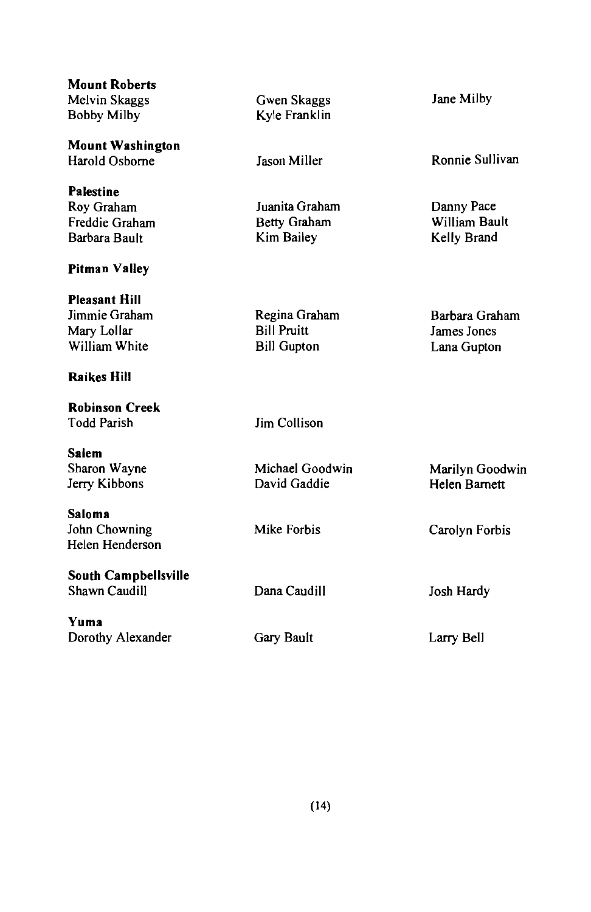**Mount Roberts**

Melvin Skaggs — Gwen Skaggs — Jane Milby
Bobby Milby — Kyle Franklin

**Mount Washington**

Harold Osborne — Jason Miller — Ronnie Sullivan

**Palestine**

Roy Graham — Juanita Graham — Danny Pace
Freddie Graham — Betty Graham — William Bault
Barbara Bault — Kim Bailey — Kelly Brand

**Pitman Valley**

**Pleasant Hill**

Jimmie Graham — Regina Graham — Barbara Graham
Mary Lollar — Bill Pruitt — James Jones
William White — Bill Gupton — Lana Gupton

**Raikes Hill**

**Robinson Creek**

Todd Parish — Jim Collison

**Salem**

Sharon Wayne — Michael Goodwin — Marilyn Goodwin
Jerry Kibbons — David Gaddie — Helen Barnett

**Saloma**

John Chowning — Mike Forbis — Carolyn Forbis
Helen Henderson

**South Campbellsville**

Shawn Caudill — Dana Caudill — Josh Hardy

**Yuma**

Dorothy Alexander — Gary Bault — Larry Bell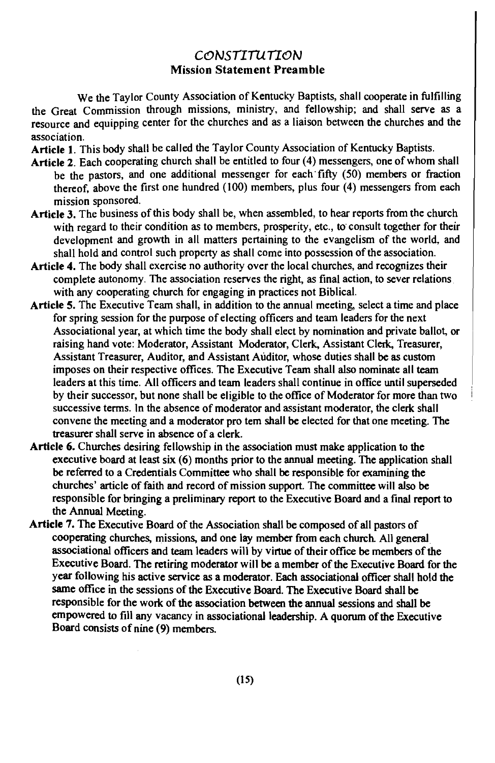# *CONSTITUTION*

## Mission Statement Preamble

We the Taylor County Association of Kentucky Baptists, shall cooperate in fulfilling the Great Commission through missions, ministry, and fellowship; and shall serve as a resource and equipping center for the churches and as a liaison between the churches and the association.

**Article 1.** This body shall be called the Taylor County Association of Kentucky Baptists.

**Article 2.** Each cooperating church shall be entitled to four (4) messengers, one of whom shall be the pastors, and one additional messenger for each fifty (50) members or fraction thereof, above the first one hundred (100) members, plus four (4) messengers from each mission sponsored.

**Article 3.** The business of this body shall be, when assembled, to hear reports from the church with regard to their condition as to members, prosperity, etc., to consult together for their development and growth in all matters pertaining to the evangelism of the world, and shall hold and control such property as shall come into possession of the association.

**Article 4.** The body shall exercise no authority over the local churches, and recognizes their complete autonomy. The association reserves the right, as final action, to sever relations with any cooperating church for engaging in practices not Biblical.

**Article 5.** The Executive Team shall, in addition to the annual meeting, select a time and place for spring session for the purpose of electing officers and team leaders for the next Associational year, at which time the body shall elect by nomination and private ballot, or raising hand vote: Moderator, Assistant Moderator, Clerk, Assistant Clerk, Treasurer, Assistant Treasurer, Auditor, and Assistant Auditor, whose duties shall be as custom imposes on their respective offices. The Executive Team shall also nominate all team leaders at this time. All officers and team leaders shall continue in office until superseded by their successor, but none shall be eligible to the office of Moderator for more than two successive terms. In the absence of moderator and assistant moderator, the clerk shall convene the meeting and a moderator pro tem shall be elected for that one meeting. The treasurer shall serve in absence of a clerk.

**Article 6.** Churches desiring fellowship in the association must make application to the executive board at least six (6) months prior to the annual meeting. The application shall be referred to a Credentials Committee who shall be responsible for examining the churches' article of faith and record of mission support. The committee will also be responsible for bringing a preliminary report to the Executive Board and a final report to the Annual Meeting.

**Article 7.** The Executive Board of the Association shall be composed of all pastors of cooperating churches, missions, and one lay member from each church. All general associational officers and team leaders will by virtue of their office be members of the Executive Board. The retiring moderator will be a member of the Executive Board for the year following his active service as a moderator. Each associational officer shall hold the same office in the sessions of the Executive Board. The Executive Board shall be responsible for the work of the association between the annual sessions and shall be empowered to fill any vacancy in associational leadership. A quorum of the Executive Board consists of nine (9) members.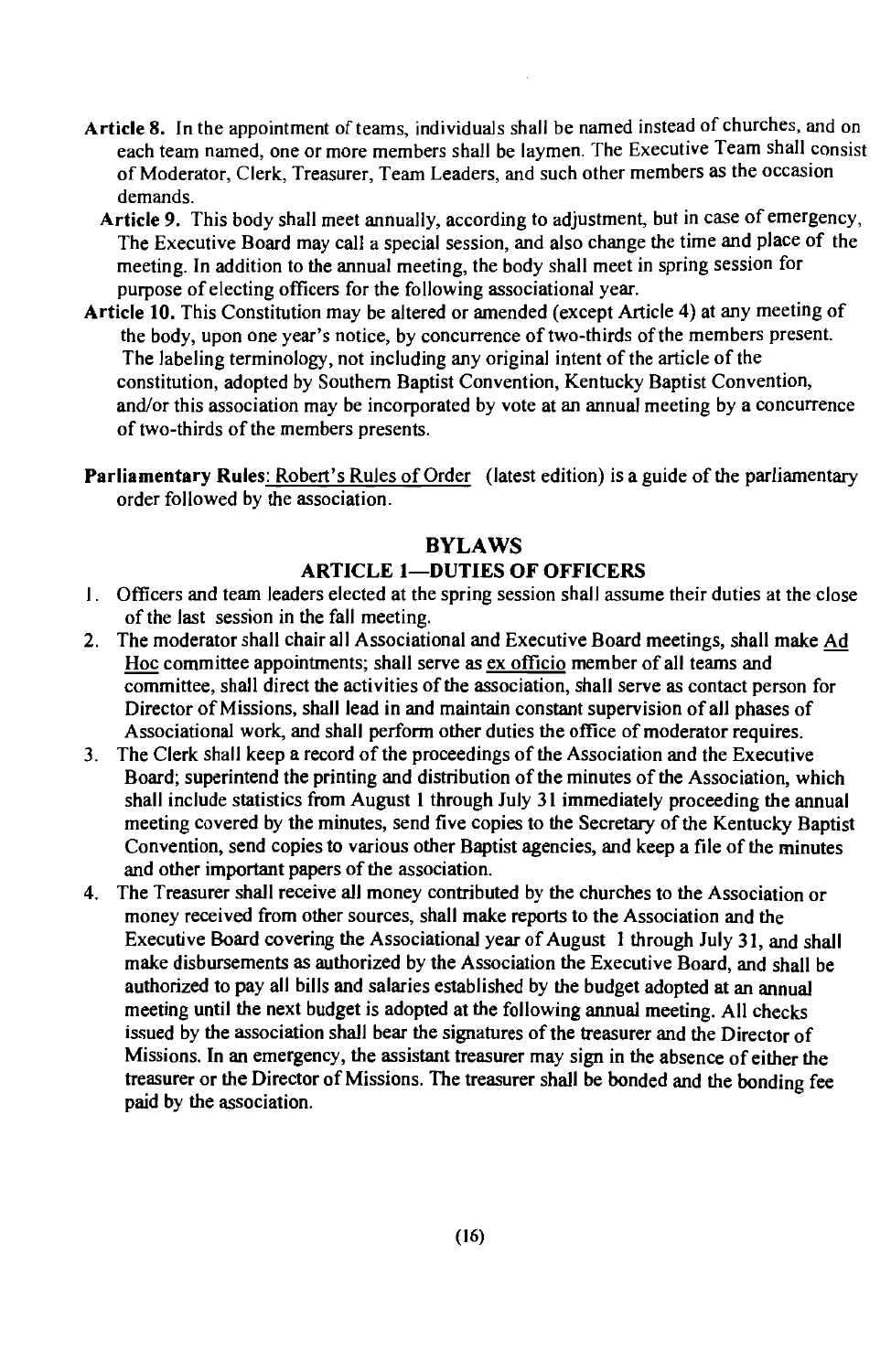**Article 8.** In the appointment of teams, individuals shall be named instead of churches, and on each team named, one or more members shall be laymen. The Executive Team shall consist of Moderator, Clerk, Treasurer, Team Leaders, and such other members as the occasion demands.

**Article 9.** This body shall meet annually, according to adjustment, but in case of emergency, The Executive Board may call a special session, and also change the time and place of the meeting. In addition to the annual meeting, the body shall meet in spring session for purpose of electing officers for the following associational year.

**Article 10.** This Constitution may be altered or amended (except Article 4) at any meeting of the body, upon one year's notice, by concurrence of two-thirds of the members present. The labeling terminology, not including any original intent of the article of the constitution, adopted by Southern Baptist Convention, Kentucky Baptist Convention, and/or this association may be incorporated by vote at an annual meeting by a concurrence of two-thirds of the members presents.

**Parliamentary Rules**: Robert's Rules of Order (latest edition) is a guide of the parliamentary order followed by the association.

## BYLAWS

### ARTICLE 1—DUTIES OF OFFICERS

1. Officers and team leaders elected at the spring session shall assume their duties at the close of the last session in the fall meeting.
2. The moderator shall chair all Associational and Executive Board meetings, shall make Ad Hoc committee appointments; shall serve as ex officio member of all teams and committee, shall direct the activities of the association, shall serve as contact person for Director of Missions, shall lead in and maintain constant supervision of all phases of Associational work, and shall perform other duties the office of moderator requires.
3. The Clerk shall keep a record of the proceedings of the Association and the Executive Board; superintend the printing and distribution of the minutes of the Association, which shall include statistics from August 1 through July 31 immediately proceeding the annual meeting covered by the minutes, send five copies to the Secretary of the Kentucky Baptist Convention, send copies to various other Baptist agencies, and keep a file of the minutes and other important papers of the association.
4. The Treasurer shall receive all money contributed by the churches to the Association or money received from other sources, shall make reports to the Association and the Executive Board covering the Associational year of August 1 through July 31, and shall make disbursements as authorized by the Association the Executive Board, and shall be authorized to pay all bills and salaries established by the budget adopted at an annual meeting until the next budget is adopted at the following annual meeting. All checks issued by the association shall bear the signatures of the treasurer and the Director of Missions. In an emergency, the assistant treasurer may sign in the absence of either the treasurer or the Director of Missions. The treasurer shall be bonded and the bonding fee paid by the association.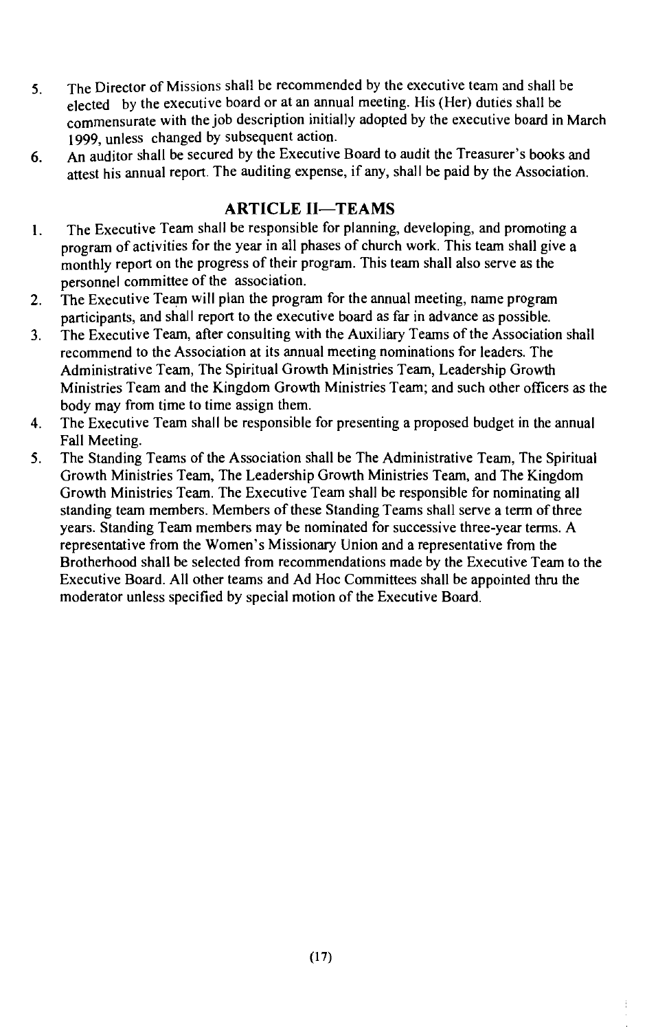5. The Director of Missions shall be recommended by the executive team and shall be elected by the executive board or at an annual meeting. His (Her) duties shall be commensurate with the job description initially adopted by the executive board in March 1999, unless changed by subsequent action.
6. An auditor shall be secured by the Executive Board to audit the Treasurer's books and attest his annual report. The auditing expense, if any, shall be paid by the Association.

## ARTICLE II—TEAMS

1. The Executive Team shall be responsible for planning, developing, and promoting a program of activities for the year in all phases of church work. This team shall give a monthly report on the progress of their program. This team shall also serve as the personnel committee of the association.
2. The Executive Team will plan the program for the annual meeting, name program participants, and shall report to the executive board as far in advance as possible.
3. The Executive Team, after consulting with the Auxiliary Teams of the Association shall recommend to the Association at its annual meeting nominations for leaders. The Administrative Team, The Spiritual Growth Ministries Team, Leadership Growth Ministries Team and the Kingdom Growth Ministries Team; and such other officers as the body may from time to time assign them.
4. The Executive Team shall be responsible for presenting a proposed budget in the annual Fall Meeting.
5. The Standing Teams of the Association shall be The Administrative Team, The Spiritual Growth Ministries Team, The Leadership Growth Ministries Team, and The Kingdom Growth Ministries Team. The Executive Team shall be responsible for nominating all standing team members. Members of these Standing Teams shall serve a term of three years. Standing Team members may be nominated for successive three-year terms. A representative from the Women's Missionary Union and a representative from the Brotherhood shall be selected from recommendations made by the Executive Team to the Executive Board. All other teams and Ad Hoc Committees shall be appointed thru the moderator unless specified by special motion of the Executive Board.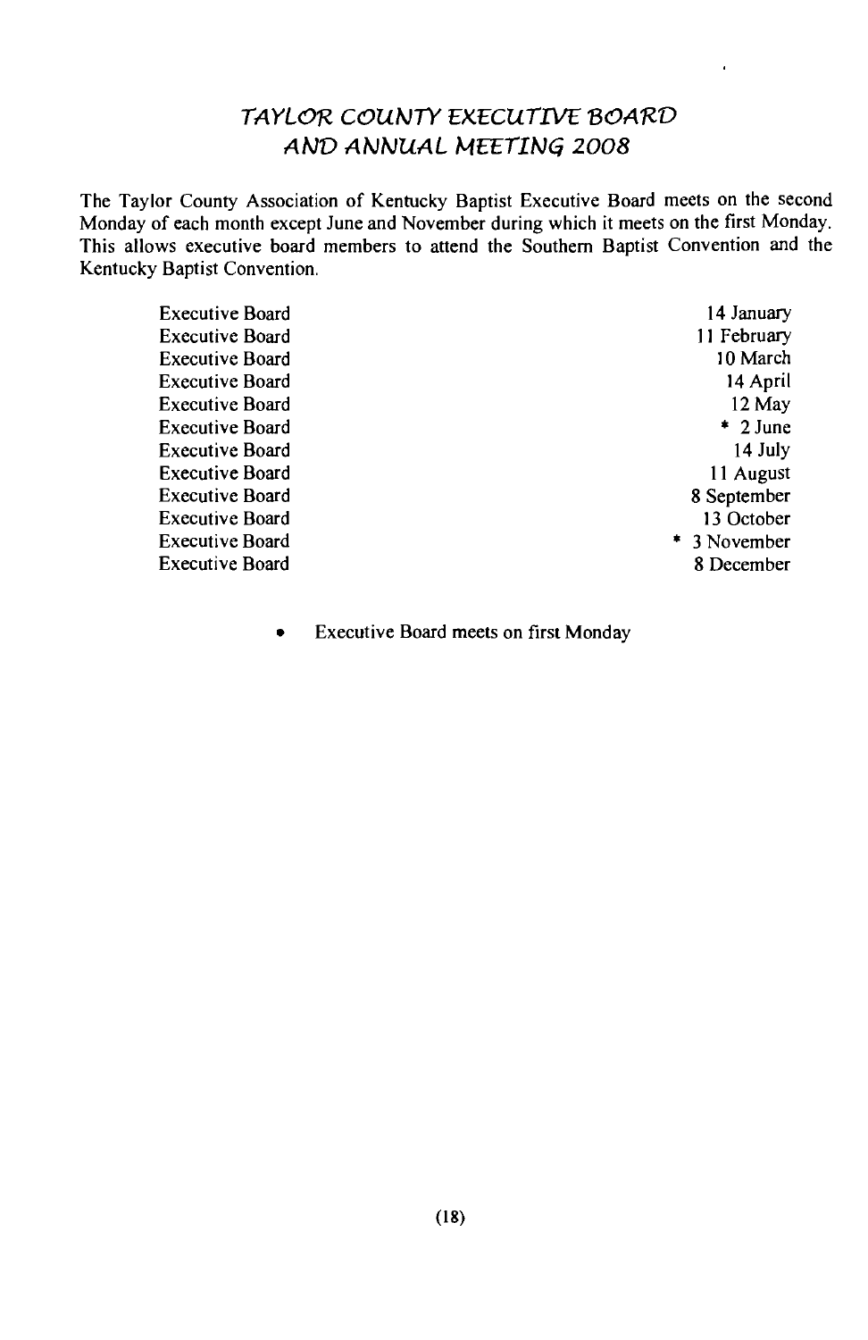# TAYLOR COUNTY EXECUTIVE BOARD AND ANNUAL MEETING 2008

The Taylor County Association of Kentucky Baptist Executive Board meets on the second Monday of each month except June and November during which it meets on the first Monday. This allows executive board members to attend the Southern Baptist Convention and the Kentucky Baptist Convention.

| | |
|---|---|
| Executive Board | 14 January |
| Executive Board | 11 February |
| Executive Board | 10 March |
| Executive Board | 14 April |
| Executive Board | 12 May |
| Executive Board | * 2 June |
| Executive Board | 14 July |
| Executive Board | 11 August |
| Executive Board | 8 September |
| Executive Board | 13 October |
| Executive Board | * 3 November |
| Executive Board | 8 December |

- Executive Board meets on first Monday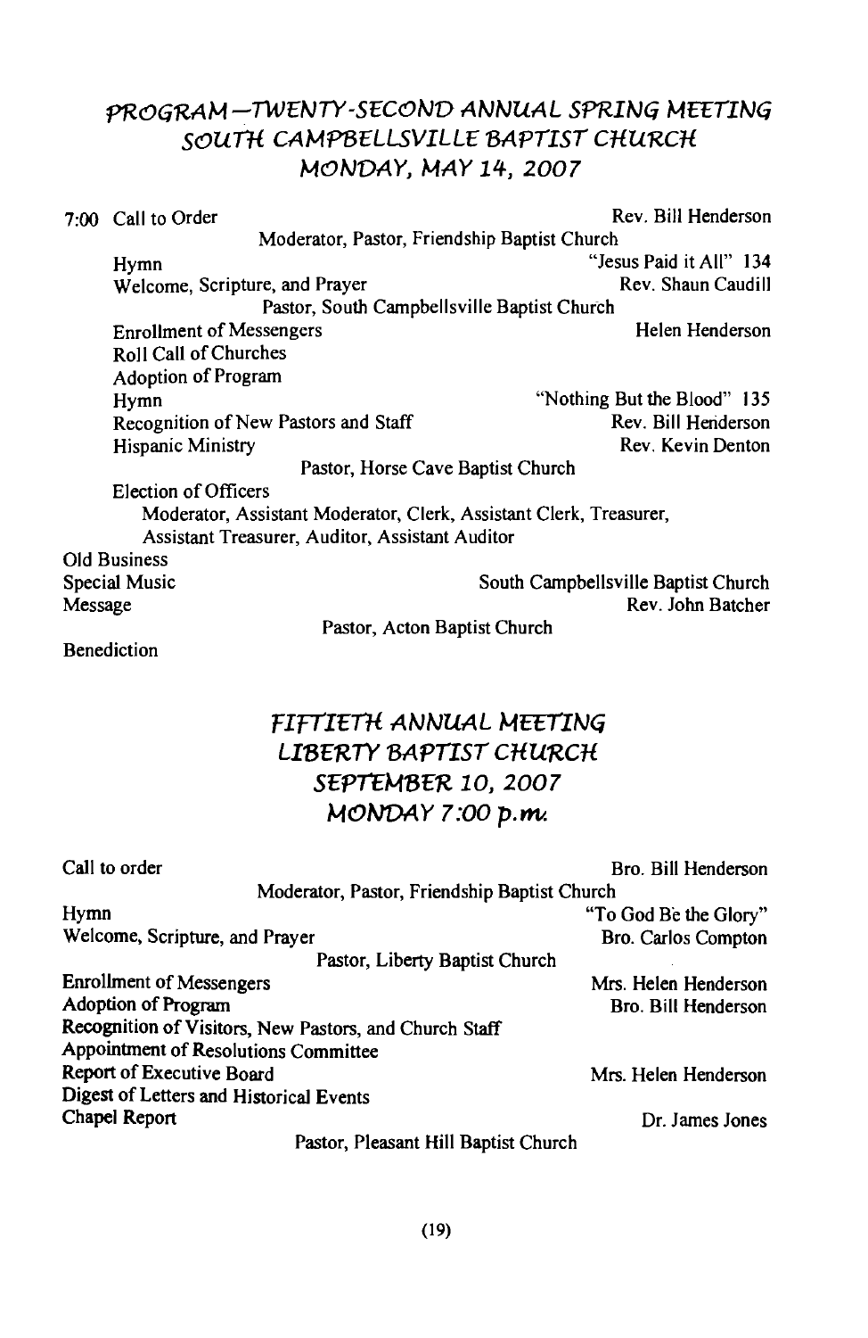## PROGRAM—TWENTY-SECOND ANNUAL SPRING MEETING
## SOUTH CAMPBELLSVILLE BAPTIST CHURCH
## MONDAY, MAY 14, 2007

7:00 Call to Order — Rev. Bill Henderson
Moderator, Pastor, Friendship Baptist Church

Hymn — "Jesus Paid it All" 134

Welcome, Scripture, and Prayer — Rev. Shaun Caudill
Pastor, South Campbellsville Baptist Church

Enrollment of Messengers — Helen Henderson

Roll Call of Churches

Adoption of Program

Hymn — "Nothing But the Blood" 135

Recognition of New Pastors and Staff — Rev. Bill Henderson

Hispanic Ministry — Rev. Kevin Denton
Pastor, Horse Cave Baptist Church

Election of Officers
Moderator, Assistant Moderator, Clerk, Assistant Clerk, Treasurer, Assistant Treasurer, Auditor, Assistant Auditor

Old Business

Special Music — South Campbellsville Baptist Church

Message — Rev. John Batcher
Pastor, Acton Baptist Church

Benediction

## FIFTIETH ANNUAL MEETING
## LIBERTY BAPTIST CHURCH
## SEPTEMBER 10, 2007
## MONDAY 7:00 p.m.

Call to order — Bro. Bill Henderson
Moderator, Pastor, Friendship Baptist Church

Hymn — "To God Be the Glory"

Welcome, Scripture, and Prayer — Bro. Carlos Compton
Pastor, Liberty Baptist Church

Enrollment of Messengers — Mrs. Helen Henderson

Adoption of Program — Bro. Bill Henderson

Recognition of Visitors, New Pastors, and Church Staff

Appointment of Resolutions Committee

Report of Executive Board — Mrs. Helen Henderson

Digest of Letters and Historical Events

Chapel Report — Dr. James Jones
Pastor, Pleasant Hill Baptist Church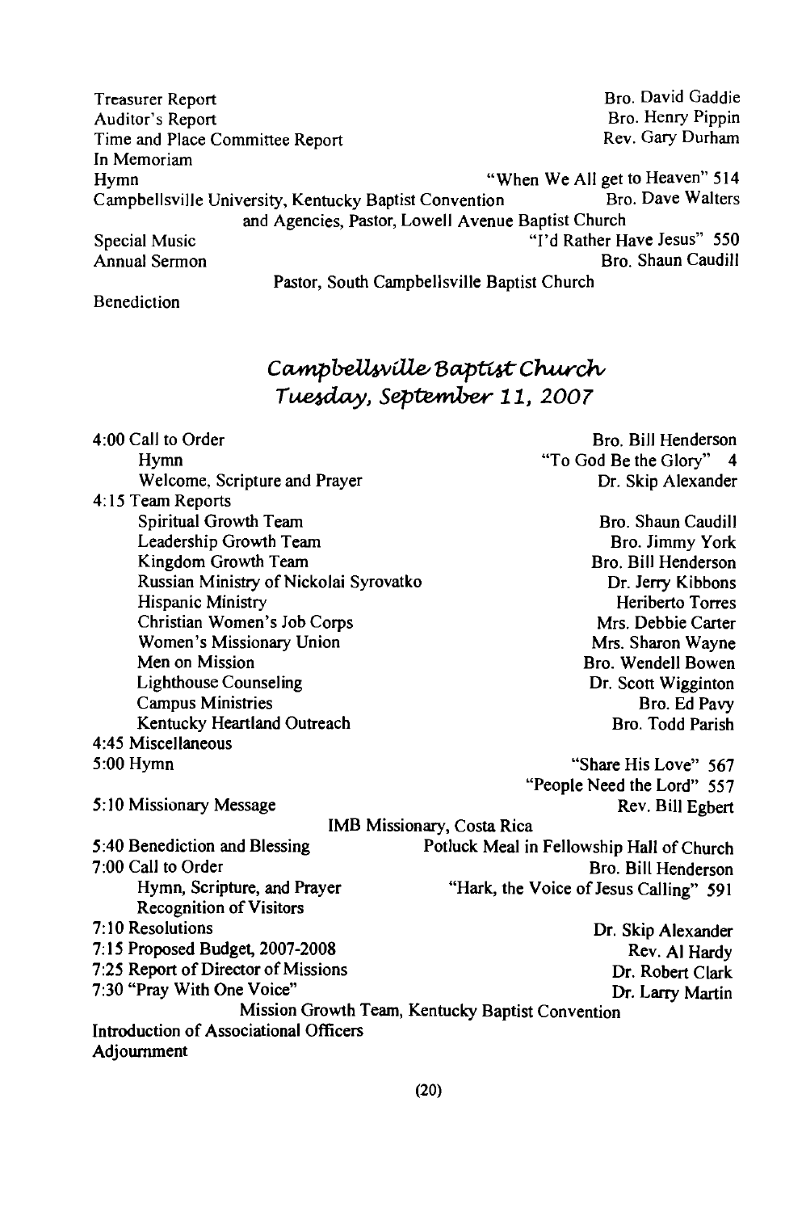Treasurer Report — Bro. David Gaddie
Auditor's Report — Bro. Henry Pippin
Time and Place Committee Report — Rev. Gary Durham
In Memoriam
Hymn — "When We All get to Heaven" 514
Campbellsville University, Kentucky Baptist Convention and Agencies, Pastor, Lowell Avenue Baptist Church — Bro. Dave Walters
Special Music — "I'd Rather Have Jesus" 550
Annual Sermon — Bro. Shaun Caudill
Pastor, South Campbellsville Baptist Church
Benediction

## *Campbellsville Baptist Church*
## *Tuesday, September 11, 2007*

| | |
|---|---|
| 4:00 Call to Order | Bro. Bill Henderson |
| Hymn | "To God Be the Glory" 4 |
| Welcome, Scripture and Prayer | Dr. Skip Alexander |
| 4:15 Team Reports | |
| Spiritual Growth Team | Bro. Shaun Caudill |
| Leadership Growth Team | Bro. Jimmy York |
| Kingdom Growth Team | Bro. Bill Henderson |
| Russian Ministry of Nickolai Syrovatko | Dr. Jerry Kibbons |
| Hispanic Ministry | Heriberto Torres |
| Christian Women's Job Corps | Mrs. Debbie Carter |
| Women's Missionary Union | Mrs. Sharon Wayne |
| Men on Mission | Bro. Wendell Bowen |
| Lighthouse Counseling | Dr. Scott Wigginton |
| Campus Ministries | Bro. Ed Pavy |
| Kentucky Heartland Outreach | Bro. Todd Parish |
| 4:45 Miscellaneous | |
| 5:00 Hymn | "Share His Love" 567 |
| | "People Need the Lord" 557 |
| 5:10 Missionary Message | Rev. Bill Egbert |
| IMB Missionary, Costa Rica | |
| 5:40 Benediction and Blessing | Potluck Meal in Fellowship Hall of Church |
| 7:00 Call to Order | Bro. Bill Henderson |
| Hymn, Scripture, and Prayer | "Hark, the Voice of Jesus Calling" 591 |
| Recognition of Visitors | |
| 7:10 Resolutions | Dr. Skip Alexander |
| 7:15 Proposed Budget, 2007-2008 | Rev. Al Hardy |
| 7:25 Report of Director of Missions | Dr. Robert Clark |
| 7:30 "Pray With One Voice" | Dr. Larry Martin |
| Mission Growth Team, Kentucky Baptist Convention | |
| Introduction of Associational Officers | |
| Adjournment | |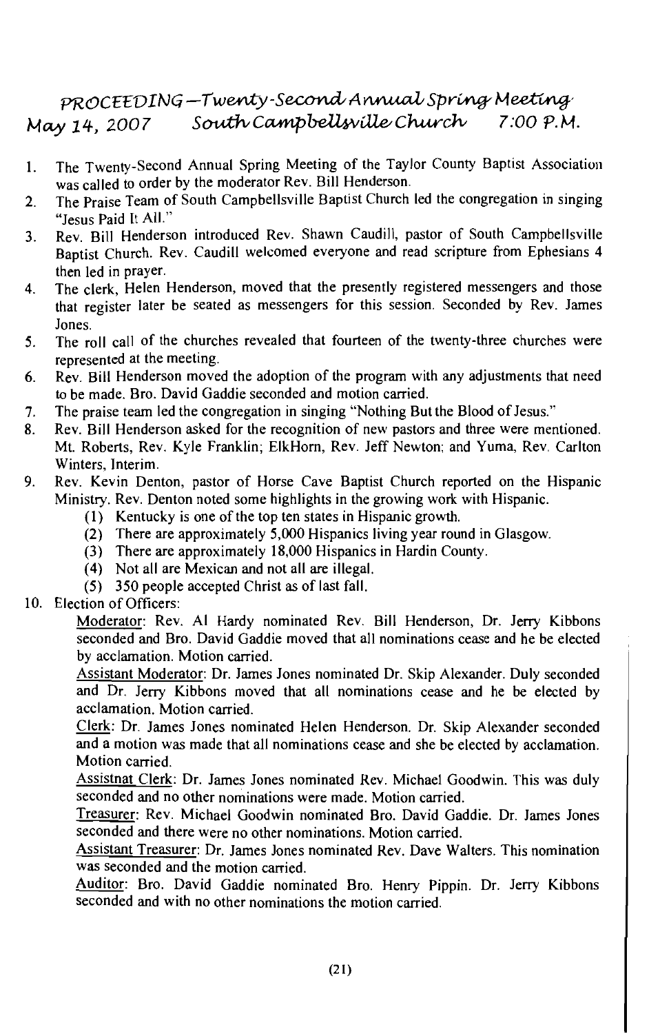## PROCEEDING—Twenty-Second Annual Spring Meeting
## May 14, 2007 South Campbellsville Church 7:00 P.M.

1. The Twenty-Second Annual Spring Meeting of the Taylor County Baptist Association was called to order by the moderator Rev. Bill Henderson.
2. The Praise Team of South Campbellsville Baptist Church led the congregation in singing "Jesus Paid It All."
3. Rev. Bill Henderson introduced Rev. Shawn Caudill, pastor of South Campbellsville Baptist Church. Rev. Caudill welcomed everyone and read scripture from Ephesians 4 then led in prayer.
4. The clerk, Helen Henderson, moved that the presently registered messengers and those that register later be seated as messengers for this session. Seconded by Rev. James Jones.
5. The roll call of the churches revealed that fourteen of the twenty-three churches were represented at the meeting.
6. Rev. Bill Henderson moved the adoption of the program with any adjustments that need to be made. Bro. David Gaddie seconded and motion carried.
7. The praise team led the congregation in singing "Nothing But the Blood of Jesus."
8. Rev. Bill Henderson asked for the recognition of new pastors and three were mentioned. Mt. Roberts, Rev. Kyle Franklin; ElkHorn, Rev. Jeff Newton; and Yuma, Rev. Carlton Winters, Interim.
9. Rev. Kevin Denton, pastor of Horse Cave Baptist Church reported on the Hispanic Ministry. Rev. Denton noted some highlights in the growing work with Hispanic.
   (1) Kentucky is one of the top ten states in Hispanic growth.
   (2) There are approximately 5,000 Hispanics living year round in Glasgow.
   (3) There are approximately 18,000 Hispanics in Hardin County.
   (4) Not all are Mexican and not all are illegal.
   (5) 350 people accepted Christ as of last fall.
10. Election of Officers:

    Moderator: Rev. Al Hardy nominated Rev. Bill Henderson, Dr. Jerry Kibbons seconded and Bro. David Gaddie moved that all nominations cease and he be elected by acclamation. Motion carried.

    Assistant Moderator: Dr. James Jones nominated Dr. Skip Alexander. Duly seconded and Dr. Jerry Kibbons moved that all nominations cease and he be elected by acclamation. Motion carried.

    Clerk: Dr. James Jones nominated Helen Henderson. Dr. Skip Alexander seconded and a motion was made that all nominations cease and she be elected by acclamation. Motion carried.

    Assistnat Clerk: Dr. James Jones nominated Rev. Michael Goodwin. This was duly seconded and no other nominations were made. Motion carried.

    Treasurer: Rev. Michael Goodwin nominated Bro. David Gaddie. Dr. James Jones seconded and there were no other nominations. Motion carried.

    Assistant Treasurer: Dr. James Jones nominated Rev. Dave Walters. This nomination was seconded and the motion carried.

    Auditor: Bro. David Gaddie nominated Bro. Henry Pippin. Dr. Jerry Kibbons seconded and with no other nominations the motion carried.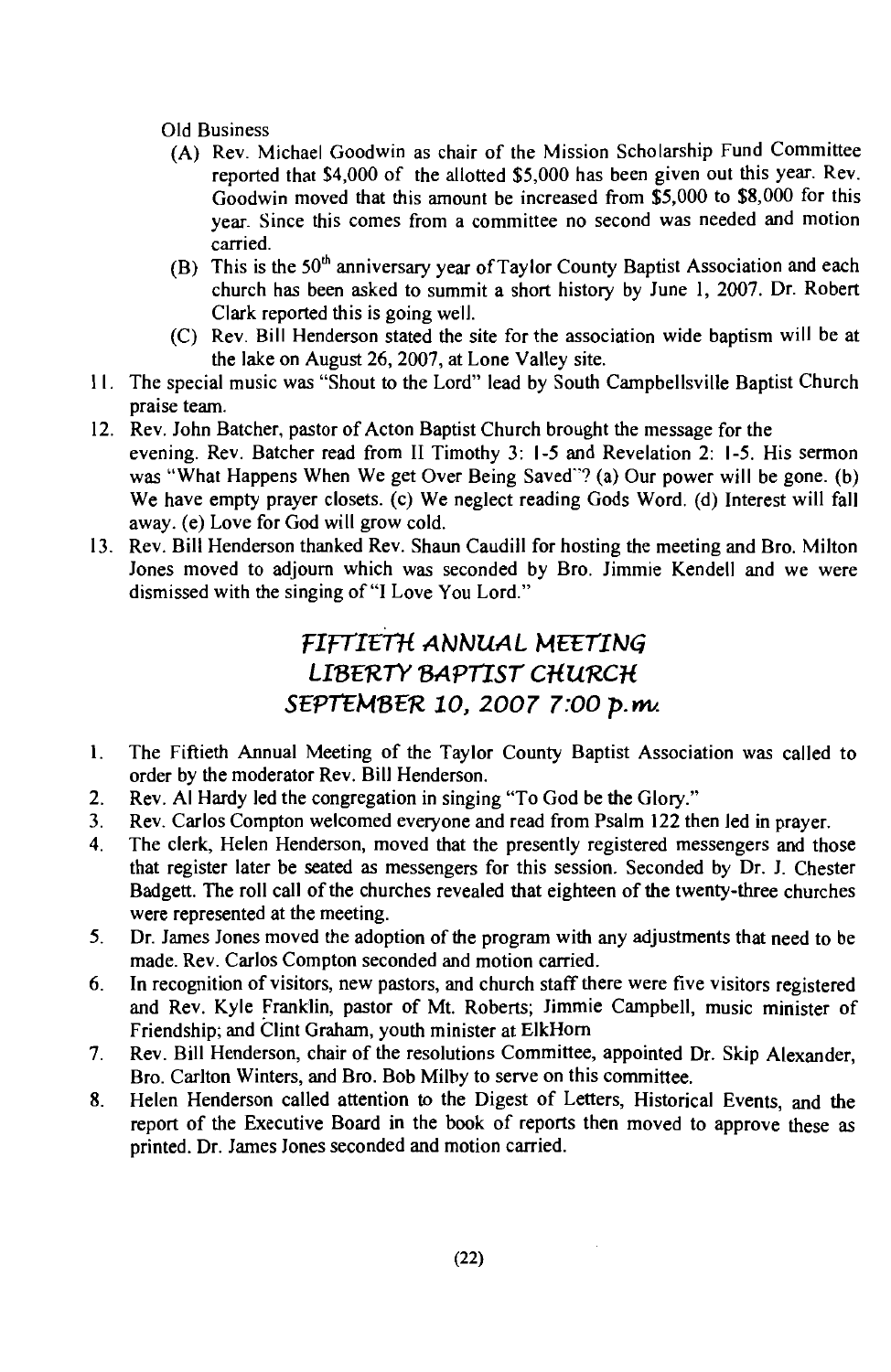Old Business

(A) Rev. Michael Goodwin as chair of the Mission Scholarship Fund Committee reported that $4,000 of the allotted $5,000 has been given out this year. Rev. Goodwin moved that this amount be increased from $5,000 to $8,000 for this year. Since this comes from a committee no second was needed and motion carried.

(B) This is the 50th anniversary year of Taylor County Baptist Association and each church has been asked to summit a short history by June 1, 2007. Dr. Robert Clark reported this is going well.

(C) Rev. Bill Henderson stated the site for the association wide baptism will be at the lake on August 26, 2007, at Lone Valley site.

11. The special music was "Shout to the Lord" lead by South Campbellsville Baptist Church praise team.
12. Rev. John Batcher, pastor of Acton Baptist Church brought the message for the evening. Rev. Batcher read from II Timothy 3: 1-5 and Revelation 2: 1-5. His sermon was "What Happens When We get Over Being Saved"? (a) Our power will be gone. (b) We have empty prayer closets. (c) We neglect reading Gods Word. (d) Interest will fall away. (e) Love for God will grow cold.
13. Rev. Bill Henderson thanked Rev. Shaun Caudill for hosting the meeting and Bro. Milton Jones moved to adjourn which was seconded by Bro. Jimmie Kendell and we were dismissed with the singing of "I Love You Lord."

## *FIFTIETH ANNUAL MEETING*
## *LIBERTY BAPTIST CHURCH*
## *SEPTEMBER 10, 2007 7:00 p.m.*

1. The Fiftieth Annual Meeting of the Taylor County Baptist Association was called to order by the moderator Rev. Bill Henderson.
2. Rev. Al Hardy led the congregation in singing "To God be the Glory."
3. Rev. Carlos Compton welcomed everyone and read from Psalm 122 then led in prayer.
4. The clerk, Helen Henderson, moved that the presently registered messengers and those that register later be seated as messengers for this session. Seconded by Dr. J. Chester Badgett. The roll call of the churches revealed that eighteen of the twenty-three churches were represented at the meeting.
5. Dr. James Jones moved the adoption of the program with any adjustments that need to be made. Rev. Carlos Compton seconded and motion carried.
6. In recognition of visitors, new pastors, and church staff there were five visitors registered and Rev. Kyle Franklin, pastor of Mt. Roberts; Jimmie Campbell, music minister of Friendship; and Clint Graham, youth minister at ElkHorn
7. Rev. Bill Henderson, chair of the resolutions Committee, appointed Dr. Skip Alexander, Bro. Carlton Winters, and Bro. Bob Milby to serve on this committee.
8. Helen Henderson called attention to the Digest of Letters, Historical Events, and the report of the Executive Board in the book of reports then moved to approve these as printed. Dr. James Jones seconded and motion carried.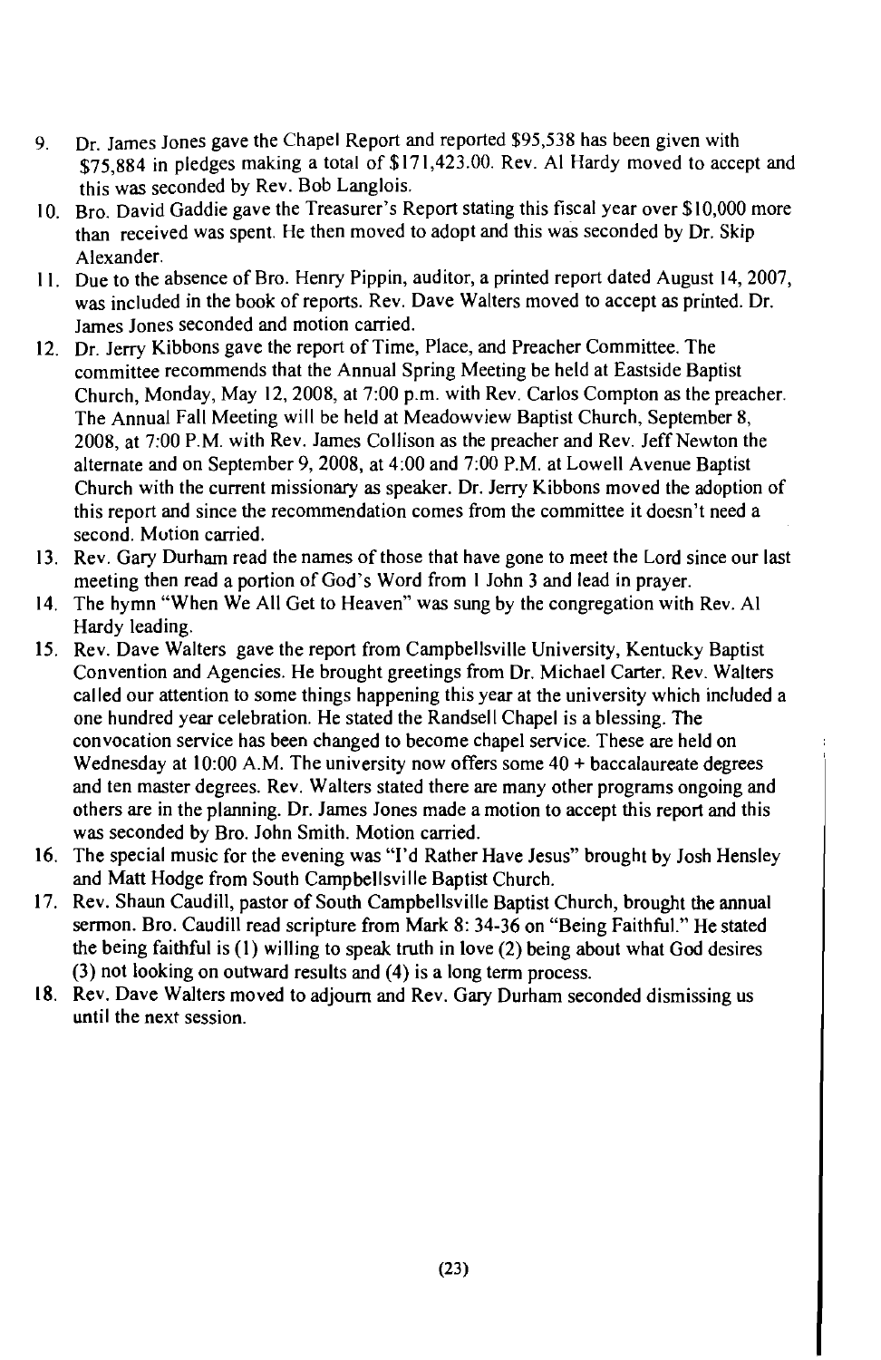9. Dr. James Jones gave the Chapel Report and reported $95,538 has been given with $75,884 in pledges making a total of $171,423.00. Rev. Al Hardy moved to accept and this was seconded by Rev. Bob Langlois.
10. Bro. David Gaddie gave the Treasurer's Report stating this fiscal year over $10,000 more than received was spent. He then moved to adopt and this was seconded by Dr. Skip Alexander.
11. Due to the absence of Bro. Henry Pippin, auditor, a printed report dated August 14, 2007, was included in the book of reports. Rev. Dave Walters moved to accept as printed. Dr. James Jones seconded and motion carried.
12. Dr. Jerry Kibbons gave the report of Time, Place, and Preacher Committee. The committee recommends that the Annual Spring Meeting be held at Eastside Baptist Church, Monday, May 12, 2008, at 7:00 p.m. with Rev. Carlos Compton as the preacher. The Annual Fall Meeting will be held at Meadowview Baptist Church, September 8, 2008, at 7:00 P.M. with Rev. James Collison as the preacher and Rev. Jeff Newton the alternate and on September 9, 2008, at 4:00 and 7:00 P.M. at Lowell Avenue Baptist Church with the current missionary as speaker. Dr. Jerry Kibbons moved the adoption of this report and since the recommendation comes from the committee it doesn't need a second. Motion carried.
13. Rev. Gary Durham read the names of those that have gone to meet the Lord since our last meeting then read a portion of God's Word from 1 John 3 and lead in prayer.
14. The hymn "When We All Get to Heaven" was sung by the congregation with Rev. Al Hardy leading.
15. Rev. Dave Walters gave the report from Campbellsville University, Kentucky Baptist Convention and Agencies. He brought greetings from Dr. Michael Carter. Rev. Walters called our attention to some things happening this year at the university which included a one hundred year celebration. He stated the Randsell Chapel is a blessing. The convocation service has been changed to become chapel service. These are held on Wednesday at 10:00 A.M. The university now offers some 40 + baccalaureate degrees and ten master degrees. Rev. Walters stated there are many other programs ongoing and others are in the planning. Dr. James Jones made a motion to accept this report and this was seconded by Bro. John Smith. Motion carried.
16. The special music for the evening was "I'd Rather Have Jesus" brought by Josh Hensley and Matt Hodge from South Campbellsville Baptist Church.
17. Rev. Shaun Caudill, pastor of South Campbellsville Baptist Church, brought the annual sermon. Bro. Caudill read scripture from Mark 8: 34-36 on "Being Faithful." He stated the being faithful is (1) willing to speak truth in love (2) being about what God desires (3) not looking on outward results and (4) is a long term process.
18. Rev. Dave Walters moved to adjourn and Rev. Gary Durham seconded dismissing us until the next session.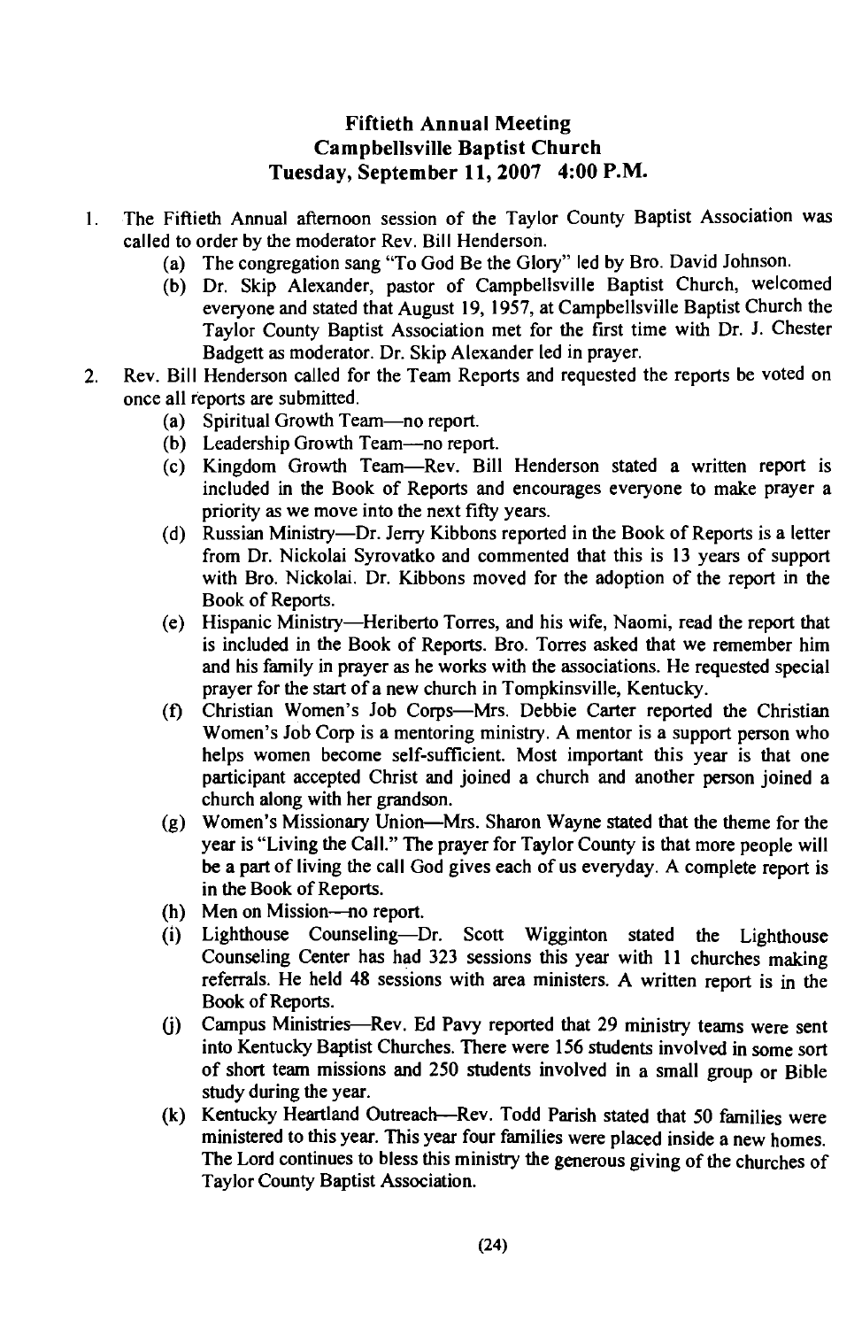# Fiftieth Annual Meeting
## Campbellsville Baptist Church
## Tuesday, September 11, 2007 4:00 P.M.

1. The Fiftieth Annual afternoon session of the Taylor County Baptist Association was called to order by the moderator Rev. Bill Henderson.
   (a) The congregation sang "To God Be the Glory" led by Bro. David Johnson.
   (b) Dr. Skip Alexander, pastor of Campbellsville Baptist Church, welcomed everyone and stated that August 19, 1957, at Campbellsville Baptist Church the Taylor County Baptist Association met for the first time with Dr. J. Chester Badgett as moderator. Dr. Skip Alexander led in prayer.
2. Rev. Bill Henderson called for the Team Reports and requested the reports be voted on once all reports are submitted.
   (a) Spiritual Growth Team—no report.
   (b) Leadership Growth Team—no report.
   (c) Kingdom Growth Team—Rev. Bill Henderson stated a written report is included in the Book of Reports and encourages everyone to make prayer a priority as we move into the next fifty years.
   (d) Russian Ministry—Dr. Jerry Kibbons reported in the Book of Reports is a letter from Dr. Nickolai Syrovatko and commented that this is 13 years of support with Bro. Nickolai. Dr. Kibbons moved for the adoption of the report in the Book of Reports.
   (e) Hispanic Ministry—Heriberto Torres, and his wife, Naomi, read the report that is included in the Book of Reports. Bro. Torres asked that we remember him and his family in prayer as he works with the associations. He requested special prayer for the start of a new church in Tompkinsville, Kentucky.
   (f) Christian Women's Job Corps—Mrs. Debbie Carter reported the Christian Women's Job Corp is a mentoring ministry. A mentor is a support person who helps women become self-sufficient. Most important this year is that one participant accepted Christ and joined a church and another person joined a church along with her grandson.
   (g) Women's Missionary Union—Mrs. Sharon Wayne stated that the theme for the year is "Living the Call." The prayer for Taylor County is that more people will be a part of living the call God gives each of us everyday. A complete report is in the Book of Reports.
   (h) Men on Mission—no report.
   (i) Lighthouse Counseling—Dr. Scott Wigginton stated the Lighthouse Counseling Center has had 323 sessions this year with 11 churches making referrals. He held 48 sessions with area ministers. A written report is in the Book of Reports.
   (j) Campus Ministries—Rev. Ed Pavy reported that 29 ministry teams were sent into Kentucky Baptist Churches. There were 156 students involved in some sort of short team missions and 250 students involved in a small group or Bible study during the year.
   (k) Kentucky Heartland Outreach—Rev. Todd Parish stated that 50 families were ministered to this year. This year four families were placed inside a new homes. The Lord continues to bless this ministry the generous giving of the churches of Taylor County Baptist Association.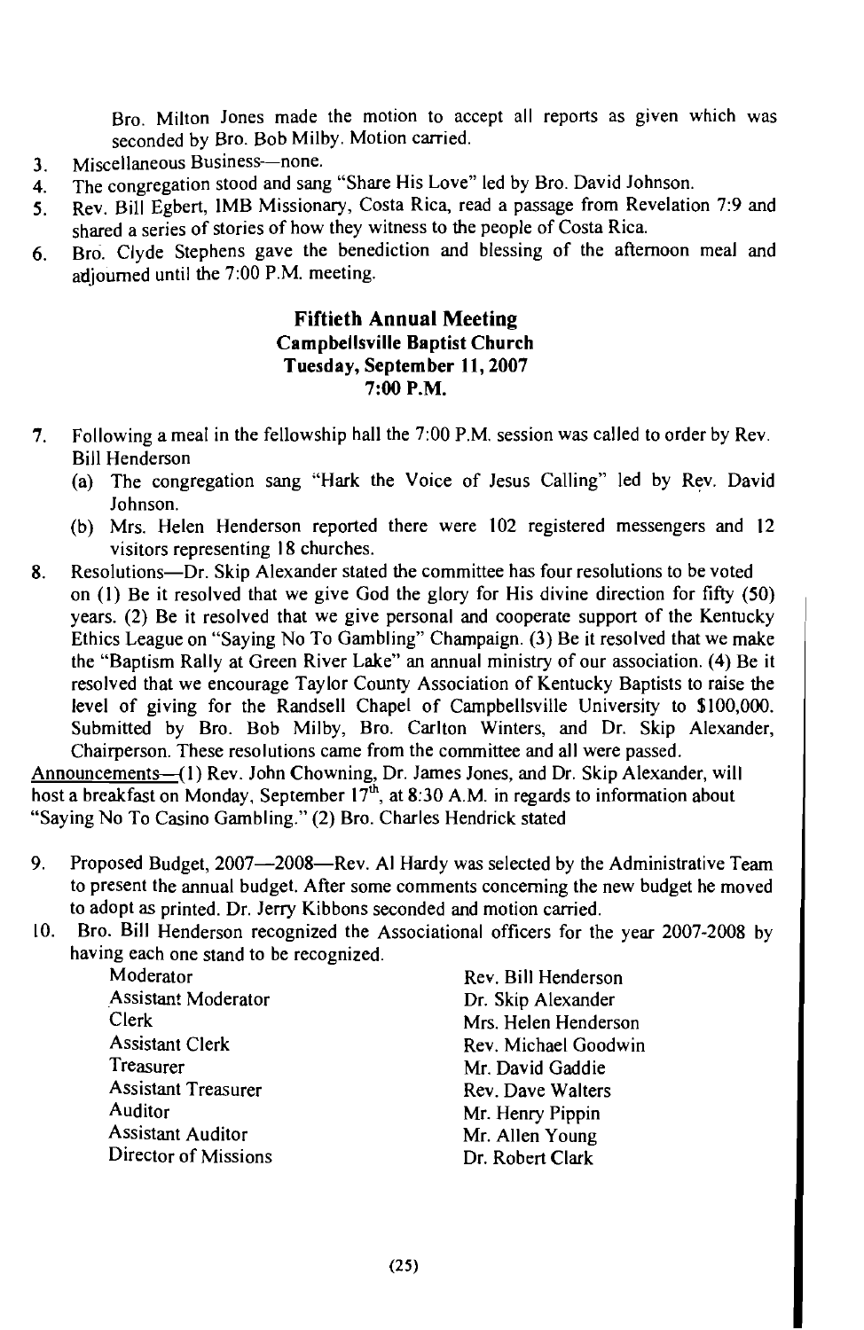Bro. Milton Jones made the motion to accept all reports as given which was seconded by Bro. Bob Milby. Motion carried.

3. Miscellaneous Business—none.
4. The congregation stood and sang "Share His Love" led by Bro. David Johnson.
5. Rev. Bill Egbert, IMB Missionary, Costa Rica, read a passage from Revelation 7:9 and shared a series of stories of how they witness to the people of Costa Rica.
6. Bro. Clyde Stephens gave the benediction and blessing of the afternoon meal and adjourned until the 7:00 P.M. meeting.

## Fiftieth Annual Meeting
### Campbellsville Baptist Church
### Tuesday, September 11, 2007
### 7:00 P.M.

7. Following a meal in the fellowship hall the 7:00 P.M. session was called to order by Rev. Bill Henderson
   (a) The congregation sang "Hark the Voice of Jesus Calling" led by Rev. David Johnson.
   (b) Mrs. Helen Henderson reported there were 102 registered messengers and 12 visitors representing 18 churches.
8. Resolutions—Dr. Skip Alexander stated the committee has four resolutions to be voted on (1) Be it resolved that we give God the glory for His divine direction for fifty (50) years. (2) Be it resolved that we give personal and cooperate support of the Kentucky Ethics League on "Saying No To Gambling" Champaign. (3) Be it resolved that we make the "Baptism Rally at Green River Lake" an annual ministry of our association. (4) Be it resolved that we encourage Taylor County Association of Kentucky Baptists to raise the level of giving for the Randsell Chapel of Campbellsville University to $100,000. Submitted by Bro. Bob Milby, Bro. Carlton Winters, and Dr. Skip Alexander, Chairperson. These resolutions came from the committee and all were passed.

Announcements—(1) Rev. John Chowning, Dr. James Jones, and Dr. Skip Alexander, will host a breakfast on Monday, September 17th, at 8:30 A.M. in regards to information about "Saying No To Casino Gambling." (2) Bro. Charles Hendrick stated

9. Proposed Budget, 2007—2008—Rev. Al Hardy was selected by the Administrative Team to present the annual budget. After some comments concerning the new budget he moved to adopt as printed. Dr. Jerry Kibbons seconded and motion carried.
10. Bro. Bill Henderson recognized the Associational officers for the year 2007-2008 by having each one stand to be recognized.

| | |
|---|---|
| Moderator | Rev. Bill Henderson |
| Assistant Moderator | Dr. Skip Alexander |
| Clerk | Mrs. Helen Henderson |
| Assistant Clerk | Rev. Michael Goodwin |
| Treasurer | Mr. David Gaddie |
| Assistant Treasurer | Rev. Dave Walters |
| Auditor | Mr. Henry Pippin |
| Assistant Auditor | Mr. Allen Young |
| Director of Missions | Dr. Robert Clark |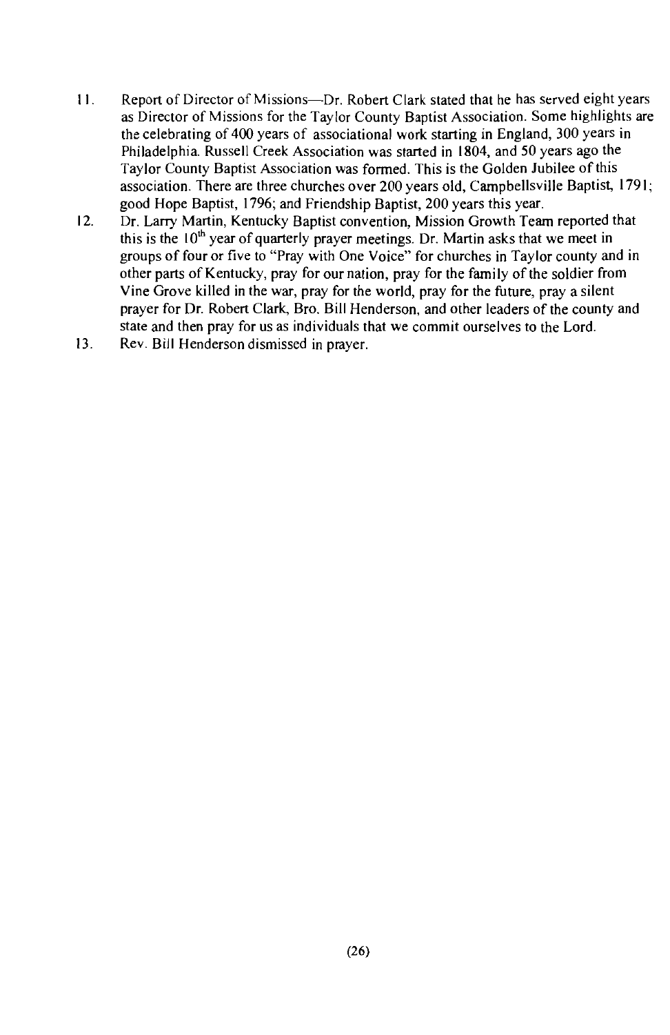11. Report of Director of Missions—Dr. Robert Clark stated that he has served eight years as Director of Missions for the Taylor County Baptist Association. Some highlights are the celebrating of 400 years of associational work starting in England, 300 years in Philadelphia. Russell Creek Association was started in 1804, and 50 years ago the Taylor County Baptist Association was formed. This is the Golden Jubilee of this association. There are three churches over 200 years old, Campbellsville Baptist, 1791; good Hope Baptist, 1796; and Friendship Baptist, 200 years this year.
12. Dr. Larry Martin, Kentucky Baptist convention, Mission Growth Team reported that this is the 10th year of quarterly prayer meetings. Dr. Martin asks that we meet in groups of four or five to "Pray with One Voice" for churches in Taylor county and in other parts of Kentucky, pray for our nation, pray for the family of the soldier from Vine Grove killed in the war, pray for the world, pray for the future, pray a silent prayer for Dr. Robert Clark, Bro. Bill Henderson, and other leaders of the county and state and then pray for us as individuals that we commit ourselves to the Lord.
13. Rev. Bill Henderson dismissed in prayer.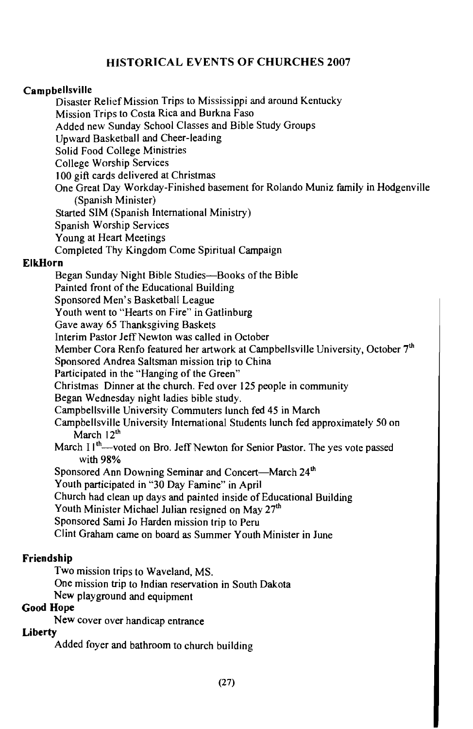## HISTORICAL EVENTS OF CHURCHES 2007

**Campbellsville**

- Disaster Relief Mission Trips to Mississippi and around Kentucky
- Mission Trips to Costa Rica and Burkna Faso
- Added new Sunday School Classes and Bible Study Groups
- Upward Basketball and Cheer-leading
- Solid Food College Ministries
- College Worship Services
- 100 gift cards delivered at Christmas
- One Great Day Workday-Finished basement for Rolando Muniz family in Hodgenville (Spanish Minister)
- Started SIM (Spanish International Ministry)
- Spanish Worship Services
- Young at Heart Meetings
- Completed Thy Kingdom Come Spiritual Campaign

**ElkHorn**

- Began Sunday Night Bible Studies—Books of the Bible
- Painted front of the Educational Building
- Sponsored Men's Basketball League
- Youth went to "Hearts on Fire" in Gatlinburg
- Gave away 65 Thanksgiving Baskets
- Interim Pastor Jeff Newton was called in October
- Member Cora Renfo featured her artwork at Campbellsville University, October 7th
- Sponsored Andrea Saltsman mission trip to China
- Participated in the "Hanging of the Green"
- Christmas Dinner at the church. Fed over 125 people in community
- Began Wednesday night ladies bible study.
- Campbellsville University Commuters lunch fed 45 in March
- Campbellsville University International Students lunch fed approximately 50 on March 12th
- March 11th—voted on Bro. Jeff Newton for Senior Pastor. The yes vote passed with 98%
- Sponsored Ann Downing Seminar and Concert—March 24th
- Youth participated in "30 Day Famine" in April
- Church had clean up days and painted inside of Educational Building
- Youth Minister Michael Julian resigned on May 27th
- Sponsored Sami Jo Harden mission trip to Peru
- Clint Graham came on board as Summer Youth Minister in June

**Friendship**

- Two mission trips to Waveland, MS.
- One mission trip to Indian reservation in South Dakota
- New playground and equipment

**Good Hope**

- New cover over handicap entrance

**Liberty**

- Added foyer and bathroom to church building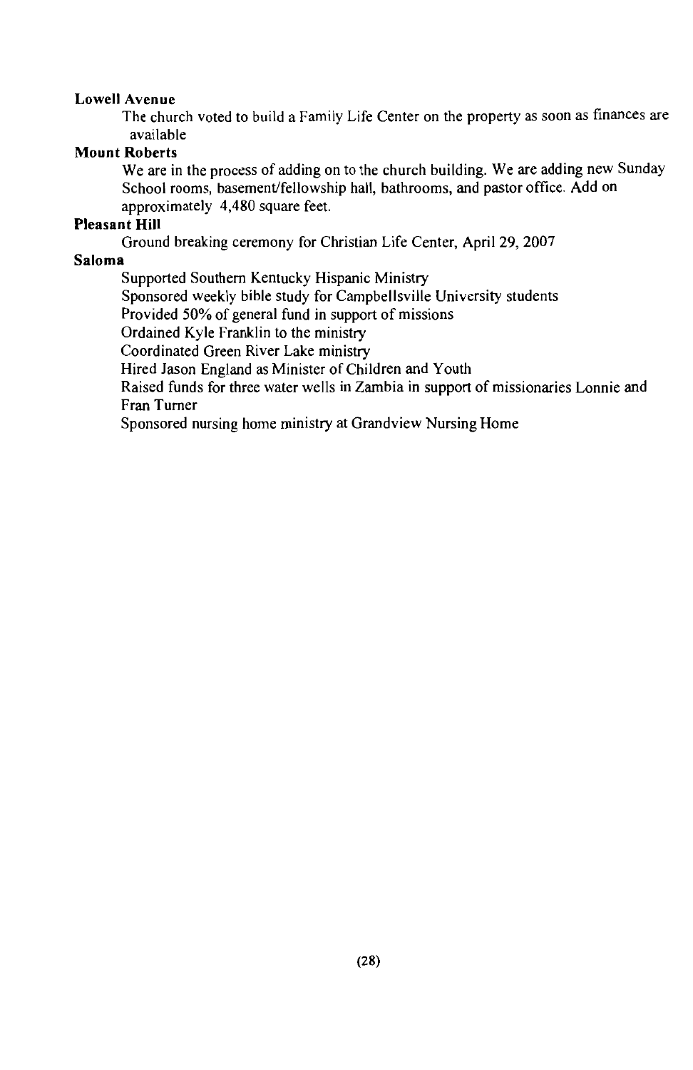**Lowell Avenue**

The church voted to build a Family Life Center on the property as soon as finances are available

**Mount Roberts**

We are in the process of adding on to the church building. We are adding new Sunday School rooms, basement/fellowship hall, bathrooms, and pastor office. Add on approximately 4,480 square feet.

**Pleasant Hill**

Ground breaking ceremony for Christian Life Center, April 29, 2007

**Saloma**

Supported Southern Kentucky Hispanic Ministry
Sponsored weekly bible study for Campbellsville University students
Provided 50% of general fund in support of missions
Ordained Kyle Franklin to the ministry
Coordinated Green River Lake ministry
Hired Jason England as Minister of Children and Youth
Raised funds for three water wells in Zambia in support of missionaries Lonnie and Fran Turner
Sponsored nursing home ministry at Grandview Nursing Home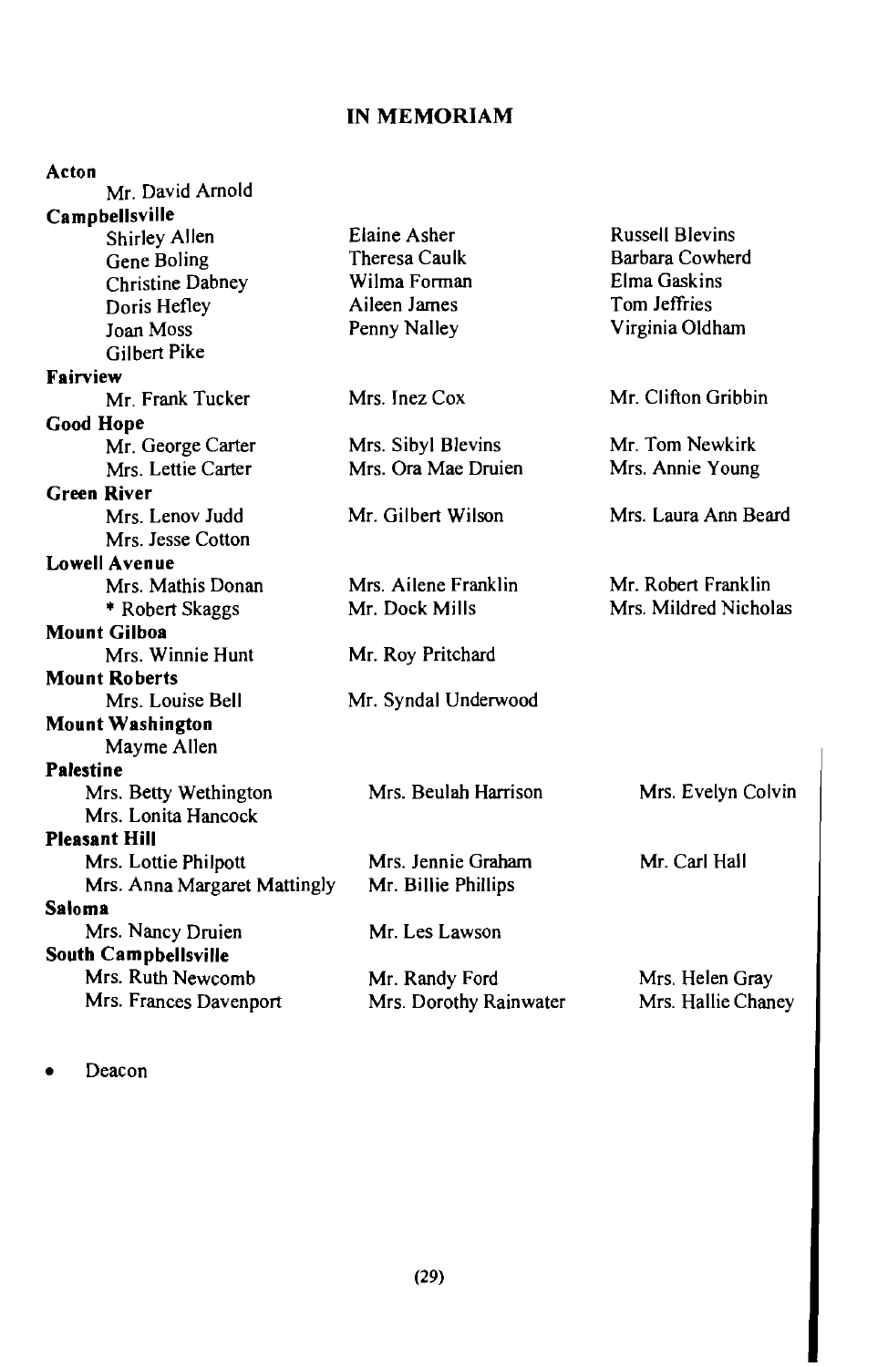## IN MEMORIAM

**Acton**

Mr. David Arnold

**Campbellsville**

| | | |
|---|---|---|
| Shirley Allen | Elaine Asher | Russell Blevins |
| Gene Boling | Theresa Caulk | Barbara Cowherd |
| Christine Dabney | Wilma Forman | Elma Gaskins |
| Doris Hefley | Aileen James | Tom Jeffries |
| Joan Moss | Penny Nalley | Virginia Oldham |
| Gilbert Pike | | |

**Fairview**

| | | |
|---|---|---|
| Mr. Frank Tucker | Mrs. Inez Cox | Mr. Clifton Gribbin |

**Good Hope**

| | | |
|---|---|---|
| Mr. George Carter | Mrs. Sibyl Blevins | Mr. Tom Newkirk |
| Mrs. Lettie Carter | Mrs. Ora Mae Druien | Mrs. Annie Young |

**Green River**

| | | |
|---|---|---|
| Mrs. Lenov Judd | Mr. Gilbert Wilson | Mrs. Laura Ann Beard |
| Mrs. Jesse Cotton | | |

**Lowell Avenue**

| | | |
|---|---|---|
| Mrs. Mathis Donan | Mrs. Ailene Franklin | Mr. Robert Franklin |
| * Robert Skaggs | Mr. Dock Mills | Mrs. Mildred Nicholas |

**Mount Gilboa**

| | |
|---|---|
| Mrs. Winnie Hunt | Mr. Roy Pritchard |

**Mount Roberts**

| | |
|---|---|
| Mrs. Louise Bell | Mr. Syndal Underwood |

**Mount Washington**

Mayme Allen

**Palestine**

| | | |
|---|---|---|
| Mrs. Betty Wethington | Mrs. Beulah Harrison | Mrs. Evelyn Colvin |
| Mrs. Lonita Hancock | | |

**Pleasant Hill**

| | | |
|---|---|---|
| Mrs. Lottie Philpott | Mrs. Jennie Graham | Mr. Carl Hall |
| Mrs. Anna Margaret Mattingly | Mr. Billie Phillips | |

**Saloma**

| | |
|---|---|
| Mrs. Nancy Druien | Mr. Les Lawson |

**South Campbellsville**

| | | |
|---|---|---|
| Mrs. Ruth Newcomb | Mr. Randy Ford | Mrs. Helen Gray |
| Mrs. Frances Davenport | Mrs. Dorothy Rainwater | Mrs. Hallie Chaney |

- Deacon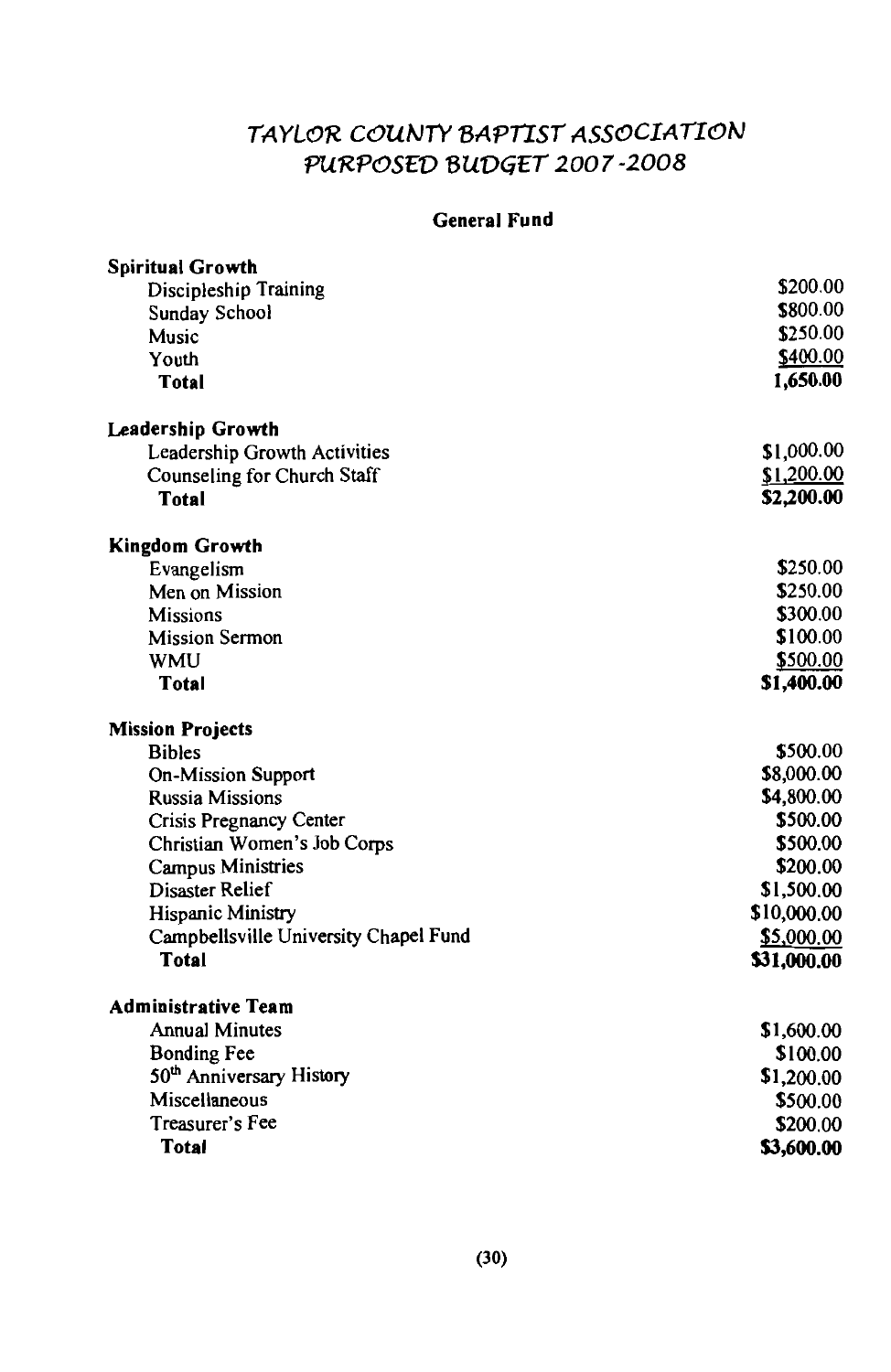# TAYLOR COUNTY BAPTIST ASSOCIATION
# PURPOSED BUDGET 2007-2008

## General Fund

| | |
|---|---|
| **Spiritual Growth** | |
| Discipleship Training | $200.00 |
| Sunday School | $800.00 |
| Music | $250.00 |
| Youth | $400.00 |
| **Total** | **1,650.00** |
| | |
| **Leadership Growth** | |
| Leadership Growth Activities | $1,000.00 |
| Counseling for Church Staff | $1,200.00 |
| **Total** | **$2,200.00** |
| | |
| **Kingdom Growth** | |
| Evangelism | $250.00 |
| Men on Mission | $250.00 |
| Missions | $300.00 |
| Mission Sermon | $100.00 |
| WMU | $500.00 |
| **Total** | **$1,400.00** |
| | |
| **Mission Projects** | |
| Bibles | $500.00 |
| On-Mission Support | $8,000.00 |
| Russia Missions | $4,800.00 |
| Crisis Pregnancy Center | $500.00 |
| Christian Women's Job Corps | $500.00 |
| Campus Ministries | $200.00 |
| Disaster Relief | $1,500.00 |
| Hispanic Ministry | $10,000.00 |
| Campbellsville University Chapel Fund | $5,000.00 |
| **Total** | **$31,000.00** |
| | |
| **Administrative Team** | |
| Annual Minutes | $1,600.00 |
| Bonding Fee | $100.00 |
| 50th Anniversary History | $1,200.00 |
| Miscellaneous | $500.00 |
| Treasurer's Fee | $200.00 |
| **Total** | **$3,600.00** |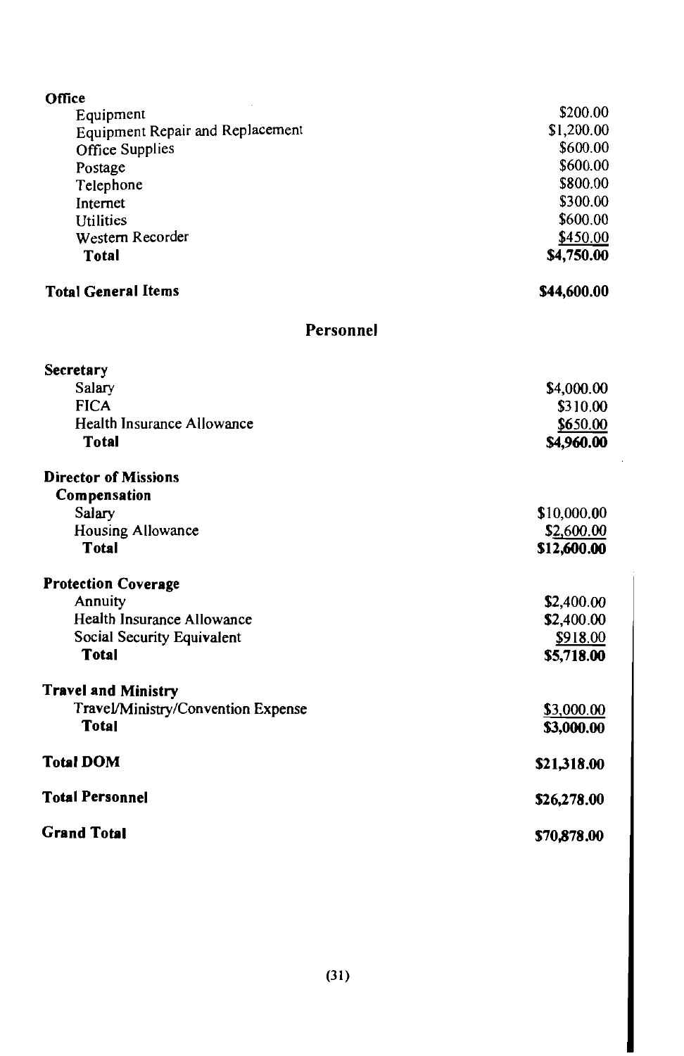**Office**

| | |
|---|---|
| Equipment | $200.00 |
| Equipment Repair and Replacement | $1,200.00 |
| Office Supplies | $600.00 |
| Postage | $600.00 |
| Telephone | $800.00 |
| Internet | $300.00 |
| Utilities | $600.00 |
| Western Recorder | $450.00 |
| **Total** | **$4,750.00** |

**Total General Items** **$44,600.00**

## Personnel

**Secretary**

| | |
|---|---|
| Salary | $4,000.00 |
| FICA | $310.00 |
| Health Insurance Allowance | $650.00 |
| **Total** | **$4,960.00** |

**Director of Missions**

**Compensation**

| | |
|---|---|
| Salary | $10,000.00 |
| Housing Allowance | $2,600.00 |
| **Total** | **$12,600.00** |

**Protection Coverage**

| | |
|---|---|
| Annuity | $2,400.00 |
| Health Insurance Allowance | $2,400.00 |
| Social Security Equivalent | $918.00 |
| **Total** | **$5,718.00** |

**Travel and Ministry**

| | |
|---|---|
| Travel/Ministry/Convention Expense | $3,000.00 |
| **Total** | **$3,000.00** |

**Total DOM** **$21,318.00**

**Total Personnel** **$26,278.00**

**Grand Total** **$70,878.00**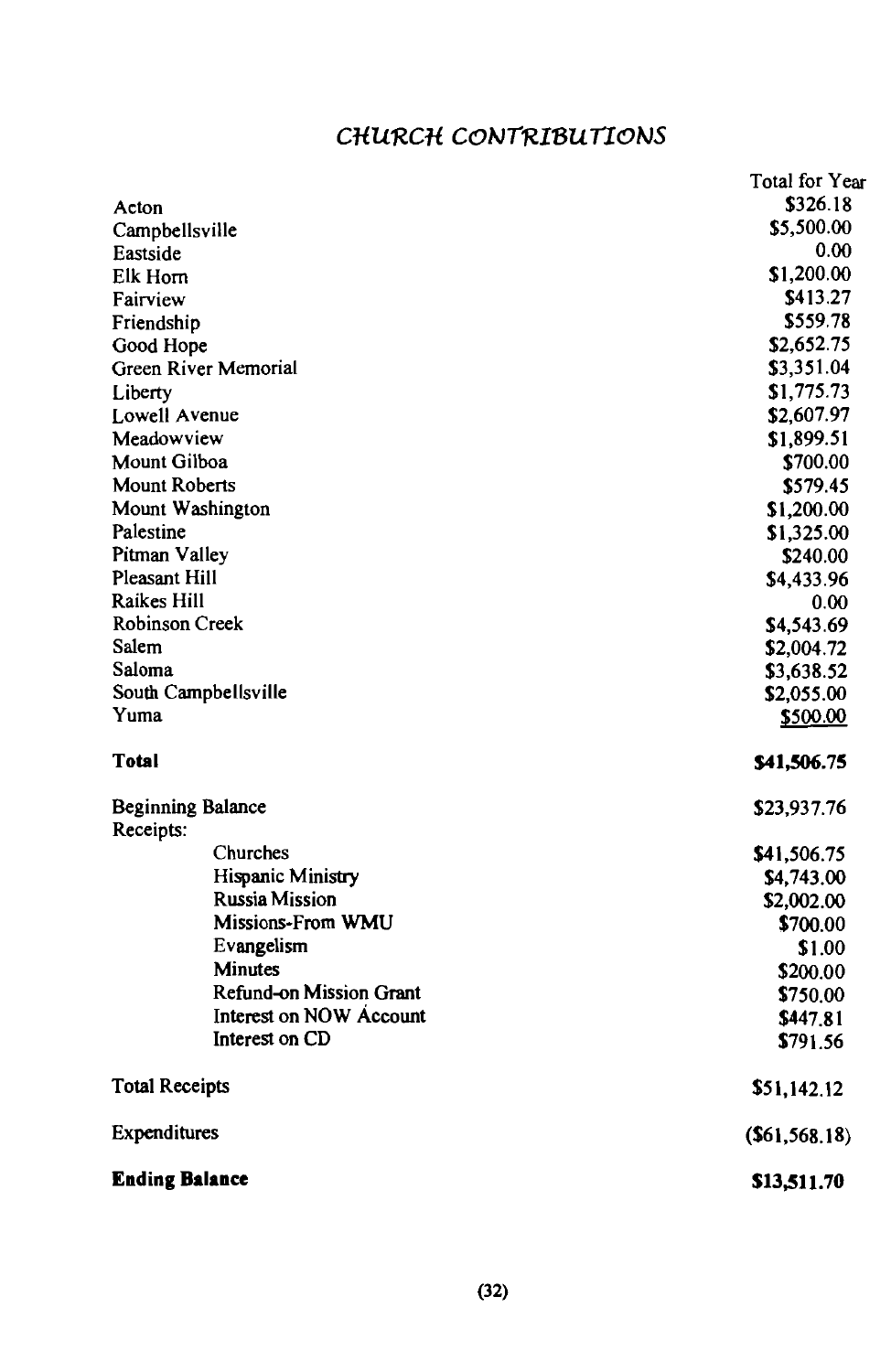# CHURCH CONTRIBUTIONS

| | Total for Year |
|---|---|
| Acton | $326.18 |
| Campbellsville | $5,500.00 |
| Eastside | 0.00 |
| Elk Horn | $1,200.00 |
| Fairview | $413.27 |
| Friendship | $559.78 |
| Good Hope | $2,652.75 |
| Green River Memorial | $3,351.04 |
| Liberty | $1,775.73 |
| Lowell Avenue | $2,607.97 |
| Meadowview | $1,899.51 |
| Mount Gilboa | $700.00 |
| Mount Roberts | $579.45 |
| Mount Washington | $1,200.00 |
| Palestine | $1,325.00 |
| Pitman Valley | $240.00 |
| Pleasant Hill | $4,433.96 |
| Raikes Hill | 0.00 |
| Robinson Creek | $4,543.69 |
| Salem | $2,004.72 |
| Saloma | $3,638.52 |
| South Campbellsville | $2,055.00 |
| Yuma | $500.00 |
| **Total** | **$41,506.75** |

| | |
|---|---|
| Beginning Balance | $23,937.76 |
| Receipts: | |
| Churches | $41,506.75 |
| Hispanic Ministry | $4,743.00 |
| Russia Mission | $2,002.00 |
| Missions-From WMU | $700.00 |
| Evangelism | $1.00 |
| Minutes | $200.00 |
| Refund-on Mission Grant | $750.00 |
| Interest on NOW Account | $447.81 |
| Interest on CD | $791.56 |
| Total Receipts | $51,142.12 |
| Expenditures | ($61,568.18) |
| **Ending Balance** | **$13,511.70** |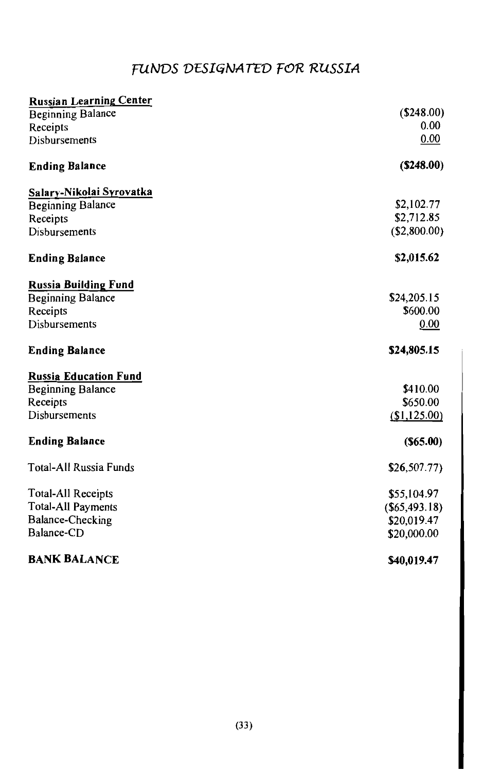# FUNDS DESIGNATED FOR RUSSIA

| | |
|---|---|
| **Russian Learning Center** | |
| Beginning Balance | ($248.00) |
| Receipts | 0.00 |
| Disbursements | 0.00 |
| **Ending Balance** | **($248.00)** |
| **Salary-Nikolai Syrovatka** | |
| Beginning Balance | $2,102.77 |
| Receipts | $2,712.85 |
| Disbursements | ($2,800.00) |
| **Ending Balance** | **$2,015.62** |
| **Russia Building Fund** | |
| Beginning Balance | $24,205.15 |
| Receipts | $600.00 |
| Disbursements | 0.00 |
| **Ending Balance** | **$24,805.15** |
| **Russia Education Fund** | |
| Beginning Balance | $410.00 |
| Receipts | $650.00 |
| Disbursements | ($1,125.00) |
| **Ending Balance** | **($65.00)** |
| Total-All Russia Funds | $26,507.77) |
| Total-All Receipts | $55,104.97 |
| Total-All Payments | ($65,493.18) |
| Balance-Checking | $20,019.47 |
| Balance-CD | $20,000.00 |
| **BANK BALANCE** | **$40,019.47** |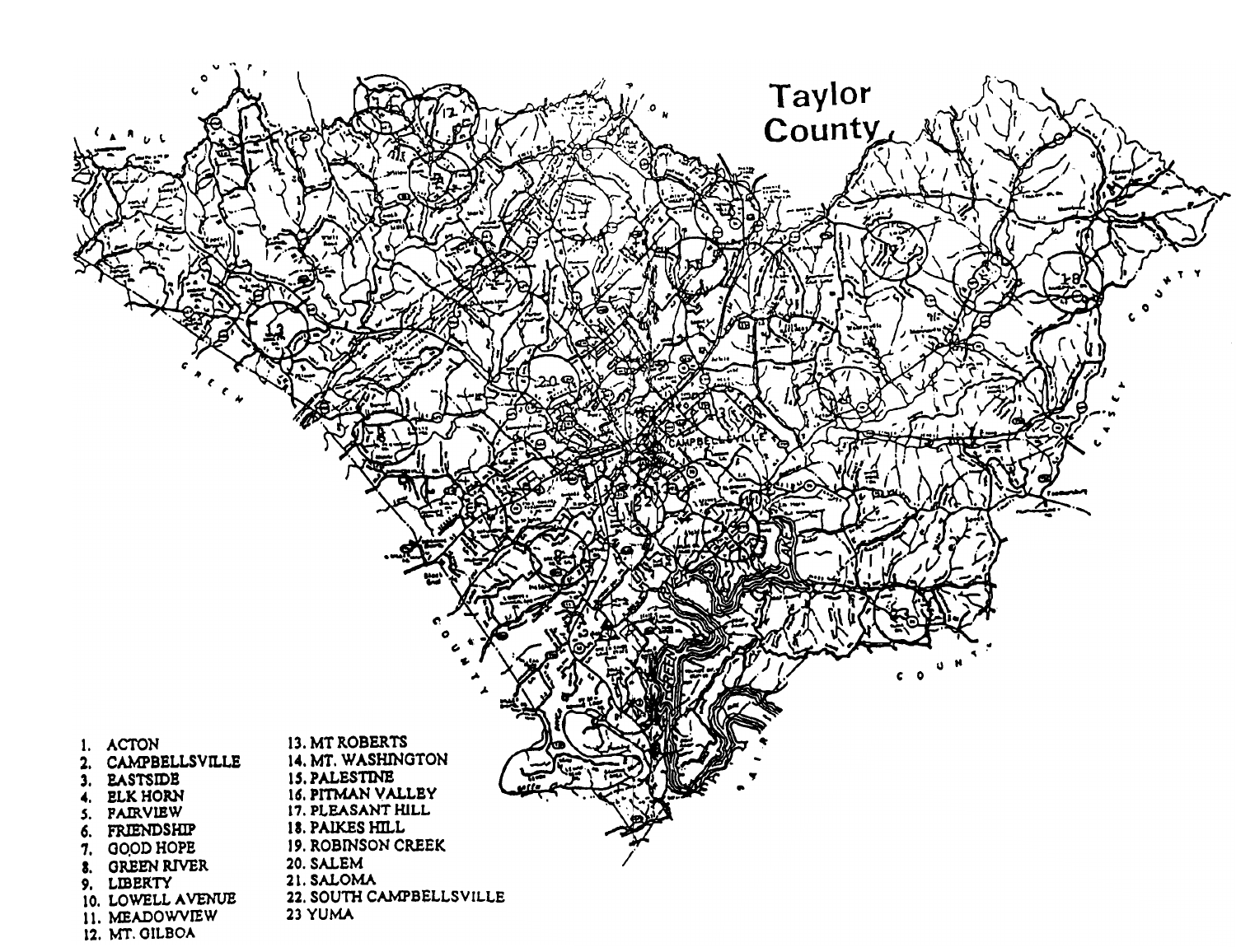# Taylor County

1. ACTON
2. CAMPBELLSVILLE
3. EASTSIDE
4. ELK HORN
5. FAIRVIEW
6. FRIENDSHIP
7. GOOD HOPE
8. GREEN RIVER
9. LIBERTY
10. LOWELL AVENUE
11. MEADOWVIEW
12. MT. GILBOA
13. MT ROBERTS
14. MT. WASHINGTON
15. PALESTINE
16. PITMAN VALLEY
17. PLEASANT HILL
18. PAIKES HILL
19. ROBINSON CREEK
20. SALEM
21. SALOMA
22. SOUTH CAMPBELLSVILLE
23 YUMA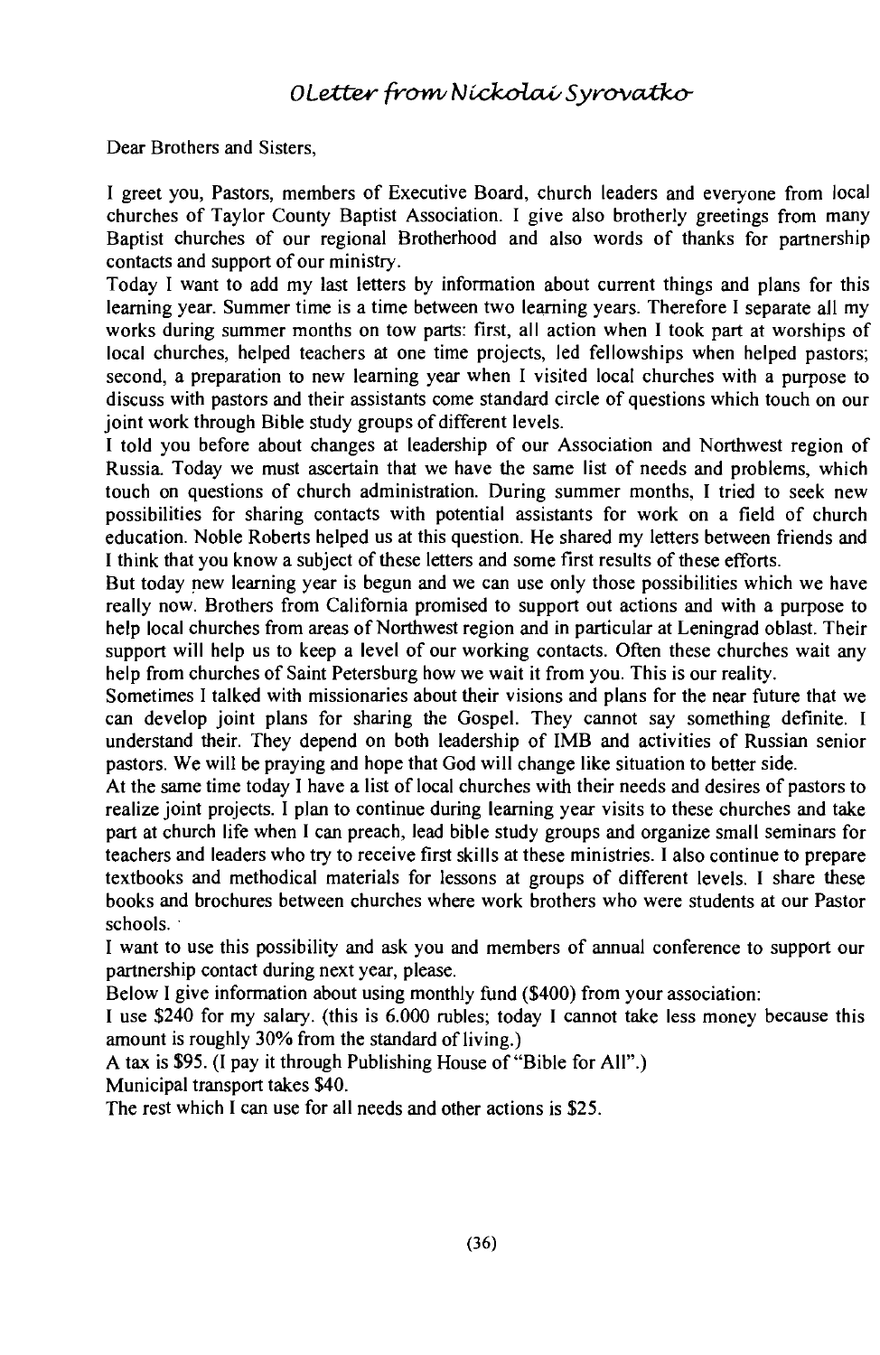## OLetter from Nickolai Syrovatko

Dear Brothers and Sisters,

I greet you, Pastors, members of Executive Board, church leaders and everyone from local churches of Taylor County Baptist Association. I give also brotherly greetings from many Baptist churches of our regional Brotherhood and also words of thanks for partnership contacts and support of our ministry.

Today I want to add my last letters by information about current things and plans for this learning year. Summer time is a time between two learning years. Therefore I separate all my works during summer months on tow parts: first, all action when I took part at worships of local churches, helped teachers at one time projects, led fellowships when helped pastors; second, a preparation to new learning year when I visited local churches with a purpose to discuss with pastors and their assistants come standard circle of questions which touch on our joint work through Bible study groups of different levels.

I told you before about changes at leadership of our Association and Northwest region of Russia. Today we must ascertain that we have the same list of needs and problems, which touch on questions of church administration. During summer months, I tried to seek new possibilities for sharing contacts with potential assistants for work on a field of church education. Noble Roberts helped us at this question. He shared my letters between friends and I think that you know a subject of these letters and some first results of these efforts.

But today new learning year is begun and we can use only those possibilities which we have really now. Brothers from California promised to support out actions and with a purpose to help local churches from areas of Northwest region and in particular at Leningrad oblast. Their support will help us to keep a level of our working contacts. Often these churches wait any help from churches of Saint Petersburg how we wait it from you. This is our reality.

Sometimes I talked with missionaries about their visions and plans for the near future that we can develop joint plans for sharing the Gospel. They cannot say something definite. I understand their. They depend on both leadership of IMB and activities of Russian senior pastors. We will be praying and hope that God will change like situation to better side.

At the same time today I have a list of local churches with their needs and desires of pastors to realize joint projects. I plan to continue during learning year visits to these churches and take part at church life when I can preach, lead bible study groups and organize small seminars for teachers and leaders who try to receive first skills at these ministries. I also continue to prepare textbooks and methodical materials for lessons at groups of different levels. I share these books and brochures between churches where work brothers who were students at our Pastor schools.

I want to use this possibility and ask you and members of annual conference to support our partnership contact during next year, please.

Below I give information about using monthly fund ($400) from your association:

I use $240 for my salary. (this is 6.000 rubles; today I cannot take less money because this amount is roughly 30% from the standard of living.)

A tax is $95. (I pay it through Publishing House of "Bible for All".)

Municipal transport takes $40.

The rest which I can use for all needs and other actions is $25.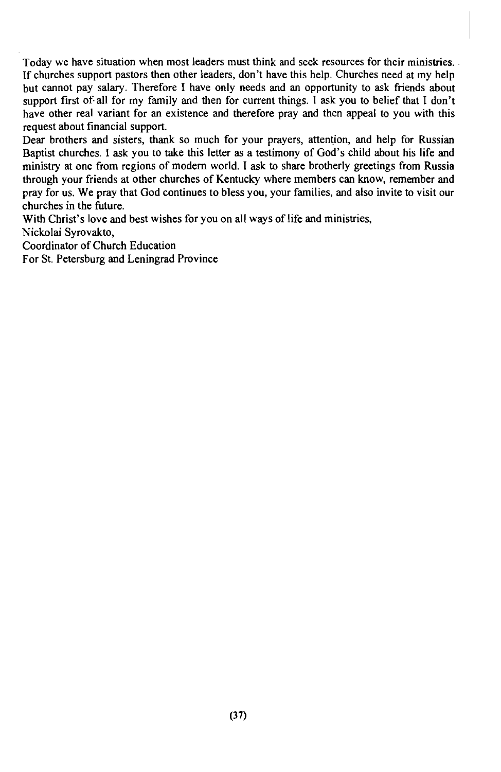Today we have situation when most leaders must think and seek resources for their ministries. If churches support pastors then other leaders, don't have this help. Churches need at my help but cannot pay salary. Therefore I have only needs and an opportunity to ask friends about support first of all for my family and then for current things. I ask you to belief that I don't have other real variant for an existence and therefore pray and then appeal to you with this request about financial support.

Dear brothers and sisters, thank so much for your prayers, attention, and help for Russian Baptist churches. I ask you to take this letter as a testimony of God's child about his life and ministry at one from regions of modern world. I ask to share brotherly greetings from Russia through your friends at other churches of Kentucky where members can know, remember and pray for us. We pray that God continues to bless you, your families, and also invite to visit our churches in the future.

With Christ's love and best wishes for you on all ways of life and ministries,
Nickolai Syrovakto,
Coordinator of Church Education
For St. Petersburg and Leningrad Province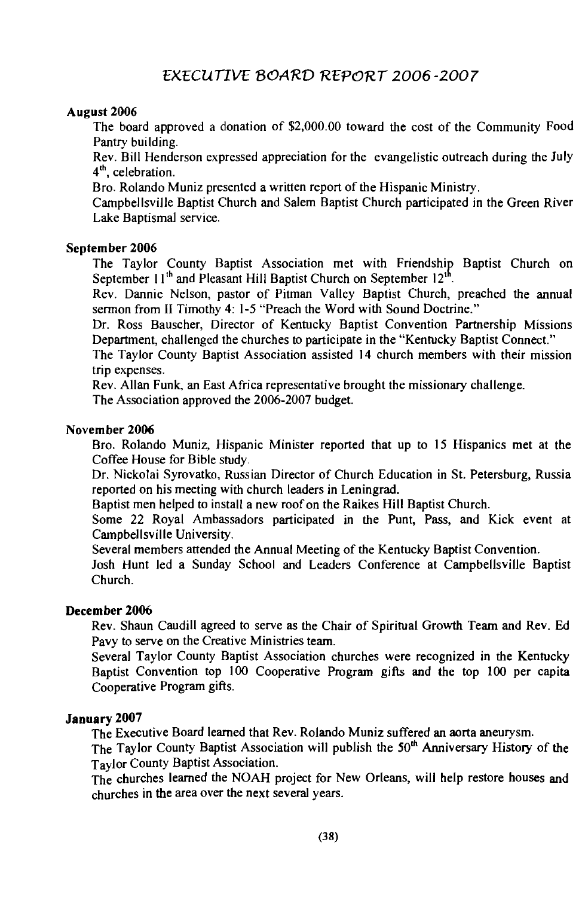# EXECUTIVE BOARD REPORT 2006-2007

**August 2006**

The board approved a donation of $2,000.00 toward the cost of the Community Food Pantry building.

Rev. Bill Henderson expressed appreciation for the evangelistic outreach during the July 4th, celebration.

Bro. Rolando Muniz presented a written report of the Hispanic Ministry.

Campbellsville Baptist Church and Salem Baptist Church participated in the Green River Lake Baptismal service.

**September 2006**

The Taylor County Baptist Association met with Friendship Baptist Church on September 11th and Pleasant Hill Baptist Church on September 12th.

Rev. Dannie Nelson, pastor of Pitman Valley Baptist Church, preached the annual sermon from II Timothy 4: 1-5 "Preach the Word with Sound Doctrine."

Dr. Ross Bauscher, Director of Kentucky Baptist Convention Partnership Missions Department, challenged the churches to participate in the "Kentucky Baptist Connect."

The Taylor County Baptist Association assisted 14 church members with their mission trip expenses.

Rev. Allan Funk, an East Africa representative brought the missionary challenge.

The Association approved the 2006-2007 budget.

**November 2006**

Bro. Rolando Muniz, Hispanic Minister reported that up to 15 Hispanics met at the Coffee House for Bible study.

Dr. Nickolai Syrovatko, Russian Director of Church Education in St. Petersburg, Russia reported on his meeting with church leaders in Leningrad.

Baptist men helped to install a new roof on the Raikes Hill Baptist Church.

Some 22 Royal Ambassadors participated in the Punt, Pass, and Kick event at Campbellsville University.

Several members attended the Annual Meeting of the Kentucky Baptist Convention.

Josh Hunt led a Sunday School and Leaders Conference at Campbellsville Baptist Church.

**December 2006**

Rev. Shaun Caudill agreed to serve as the Chair of Spiritual Growth Team and Rev. Ed Pavy to serve on the Creative Ministries team.

Several Taylor County Baptist Association churches were recognized in the Kentucky Baptist Convention top 100 Cooperative Program gifts and the top 100 per capita Cooperative Program gifts.

**January 2007**

The Executive Board learned that Rev. Rolando Muniz suffered an aorta aneurysm.

The Taylor County Baptist Association will publish the 50th Anniversary History of the Taylor County Baptist Association.

The churches learned the NOAH project for New Orleans, will help restore houses and churches in the area over the next several years.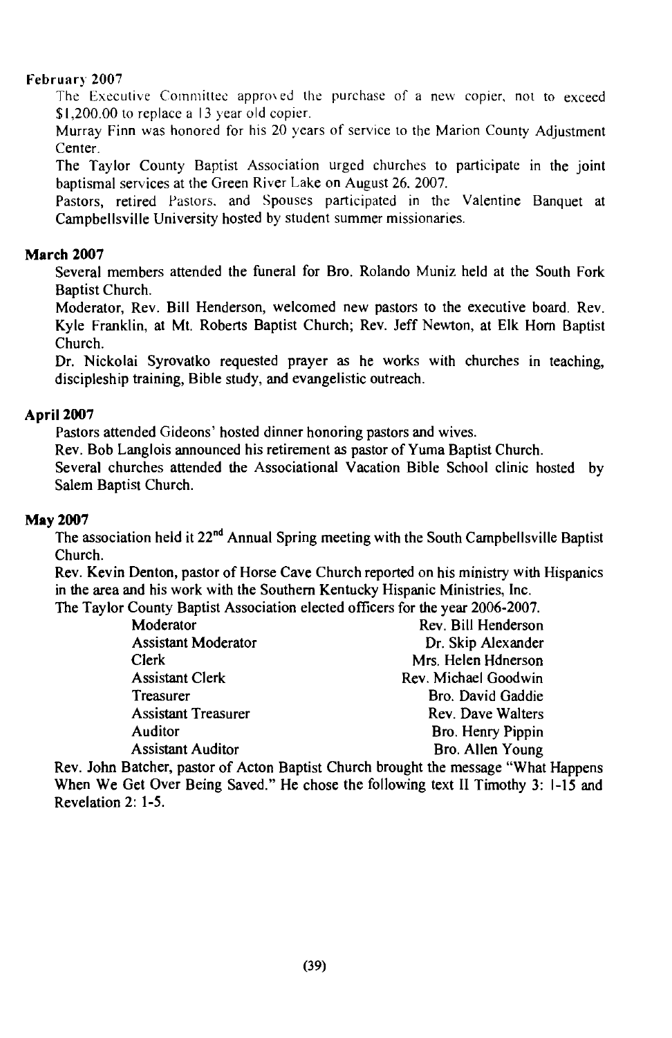**February 2007**

The Executive Committee approved the purchase of a new copier, not to exceed $1,200.00 to replace a 13 year old copier.

Murray Finn was honored for his 20 years of service to the Marion County Adjustment Center.

The Taylor County Baptist Association urged churches to participate in the joint baptismal services at the Green River Lake on August 26, 2007.

Pastors, retired Pastors, and Spouses participated in the Valentine Banquet at Campbellsville University hosted by student summer missionaries.

**March 2007**

Several members attended the funeral for Bro. Rolando Muniz held at the South Fork Baptist Church.

Moderator, Rev. Bill Henderson, welcomed new pastors to the executive board. Rev. Kyle Franklin, at Mt. Roberts Baptist Church; Rev. Jeff Newton, at Elk Horn Baptist Church.

Dr. Nickolai Syrovatko requested prayer as he works with churches in teaching, discipleship training, Bible study, and evangelistic outreach.

**April 2007**

Pastors attended Gideons' hosted dinner honoring pastors and wives.

Rev. Bob Langlois announced his retirement as pastor of Yuma Baptist Church.

Several churches attended the Associational Vacation Bible School clinic hosted by Salem Baptist Church.

**May 2007**

The association held it 22nd Annual Spring meeting with the South Campbellsville Baptist Church.

Rev. Kevin Denton, pastor of Horse Cave Church reported on his ministry with Hispanics in the area and his work with the Southern Kentucky Hispanic Ministries, Inc.

The Taylor County Baptist Association elected officers for the year 2006-2007.

| | |
|---|---|
| Moderator | Rev. Bill Henderson |
| Assistant Moderator | Dr. Skip Alexander |
| Clerk | Mrs. Helen Hdnerson |
| Assistant Clerk | Rev. Michael Goodwin |
| Treasurer | Bro. David Gaddie |
| Assistant Treasurer | Rev. Dave Walters |
| Auditor | Bro. Henry Pippin |
| Assistant Auditor | Bro. Allen Young |

Rev. John Batcher, pastor of Acton Baptist Church brought the message "What Happens When We Get Over Being Saved." He chose the following text II Timothy 3: 1-15 and Revelation 2: 1-5.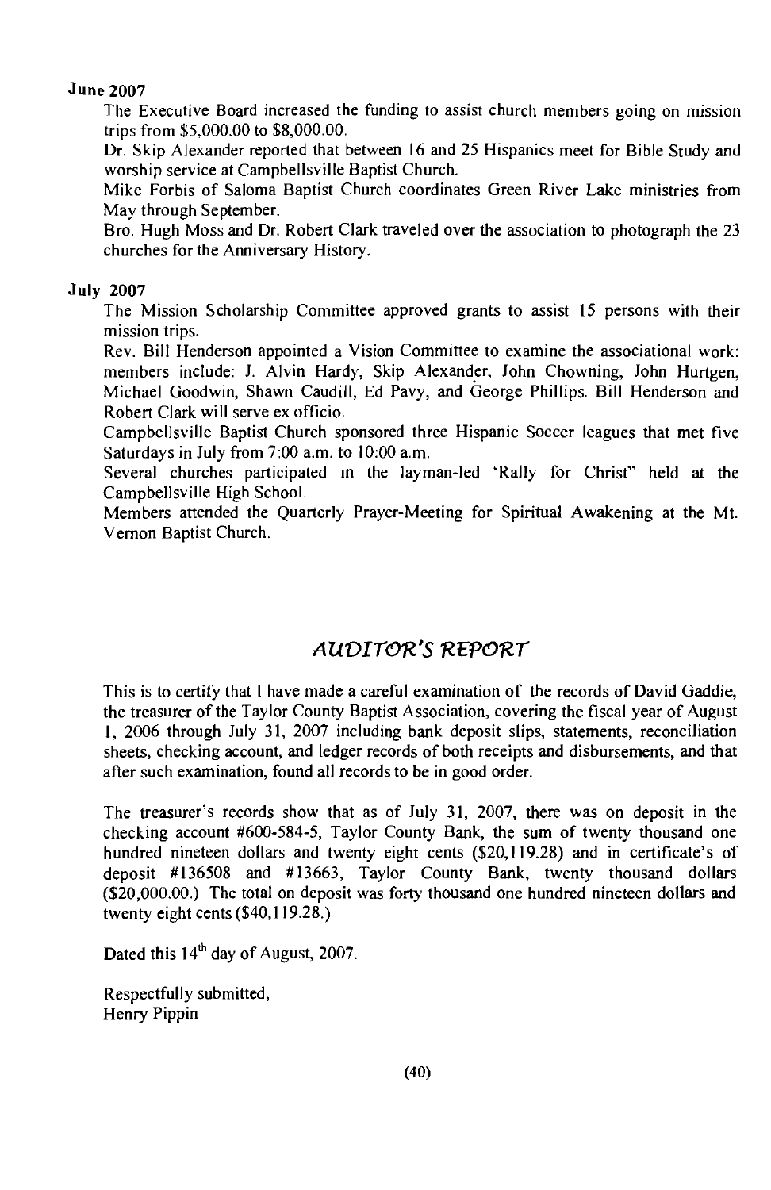**June 2007**

The Executive Board increased the funding to assist church members going on mission trips from $5,000.00 to $8,000.00.

Dr. Skip Alexander reported that between 16 and 25 Hispanics meet for Bible Study and worship service at Campbellsville Baptist Church.

Mike Forbis of Saloma Baptist Church coordinates Green River Lake ministries from May through September.

Bro. Hugh Moss and Dr. Robert Clark traveled over the association to photograph the 23 churches for the Anniversary History.

**July 2007**

The Mission Scholarship Committee approved grants to assist 15 persons with their mission trips.

Rev. Bill Henderson appointed a Vision Committee to examine the associational work: members include: J. Alvin Hardy, Skip Alexander, John Chowning, John Hurtgen, Michael Goodwin, Shawn Caudill, Ed Pavy, and George Phillips. Bill Henderson and Robert Clark will serve ex officio.

Campbellsville Baptist Church sponsored three Hispanic Soccer leagues that met five Saturdays in July from 7:00 a.m. to 10:00 a.m.

Several churches participated in the layman-led 'Rally for Christ" held at the Campbellsville High School.

Members attended the Quarterly Prayer-Meeting for Spiritual Awakening at the Mt. Vernon Baptist Church.

# AUDITOR'S REPORT

This is to certify that I have made a careful examination of the records of David Gaddie, the treasurer of the Taylor County Baptist Association, covering the fiscal year of August 1, 2006 through July 31, 2007 including bank deposit slips, statements, reconciliation sheets, checking account, and ledger records of both receipts and disbursements, and that after such examination, found all records to be in good order.

The treasurer's records show that as of July 31, 2007, there was on deposit in the checking account #600-584-5, Taylor County Bank, the sum of twenty thousand one hundred nineteen dollars and twenty eight cents ($20,119.28) and in certificate's of deposit #136508 and #13663, Taylor County Bank, twenty thousand dollars ($20,000.00.) The total on deposit was forty thousand one hundred nineteen dollars and twenty eight cents ($40,119.28.)

Dated this 14th day of August, 2007.

Respectfully submitted,
Henry Pippin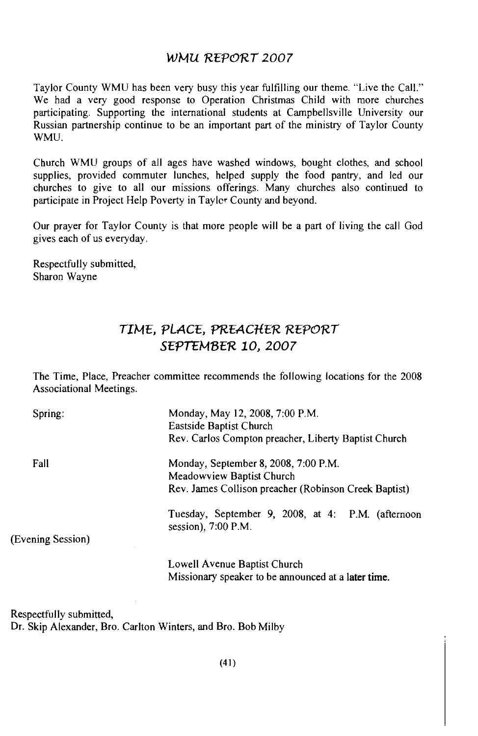## WMU REPORT 2007

Taylor County WMU has been very busy this year fulfilling our theme. "Live the Call." We had a very good response to Operation Christmas Child with more churches participating. Supporting the international students at Campbellsville University our Russian partnership continue to be an important part of the ministry of Taylor County WMU.

Church WMU groups of all ages have washed windows, bought clothes, and school supplies, provided commuter lunches, helped supply the food pantry, and led our churches to give to all our missions offerings. Many churches also continued to participate in Project Help Poverty in Taylor County and beyond.

Our prayer for Taylor County is that more people will be a part of living the call God gives each of us everyday.

Respectfully submitted,
Sharon Wayne

## TIME, PLACE, PREACHER REPORT
## SEPTEMBER 10, 2007

The Time, Place, Preacher committee recommends the following locations for the 2008 Associational Meetings.

Spring: Monday, May 12, 2008, 7:00 P.M.
Eastside Baptist Church
Rev. Carlos Compton preacher, Liberty Baptist Church

Fall Monday, September 8, 2008, 7:00 P.M.
Meadowview Baptist Church
Rev. James Collison preacher (Robinson Creek Baptist)

Tuesday, September 9, 2008, at 4: P.M. (afternoon session), 7:00 P.M.

(Evening Session)

Lowell Avenue Baptist Church
Missionary speaker to be announced at a later time.

Respectfully submitted,
Dr. Skip Alexander, Bro. Carlton Winters, and Bro. Bob Milby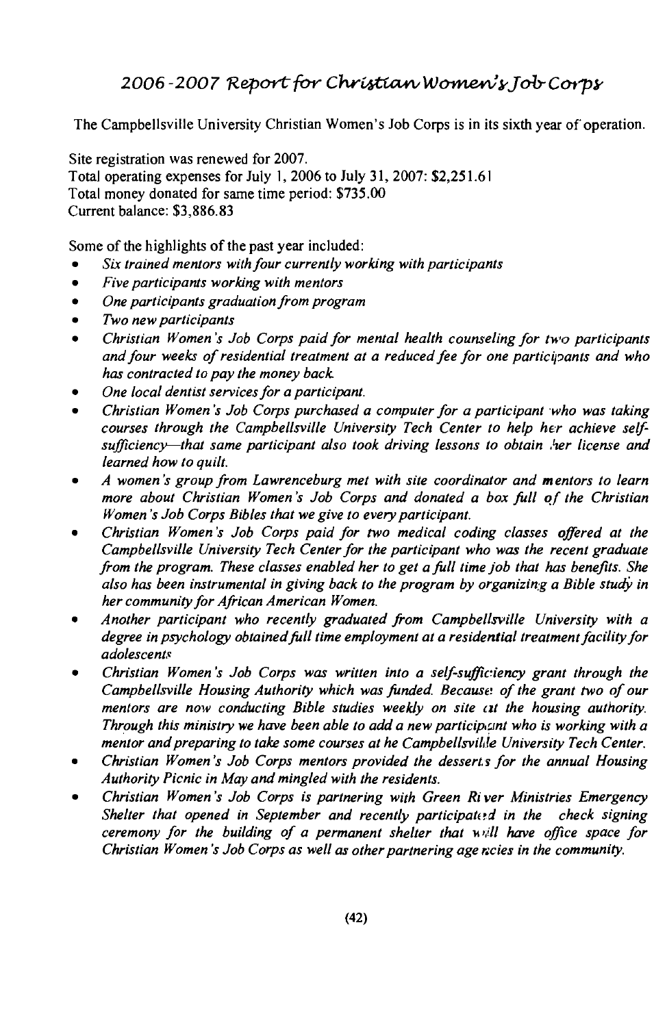## 2006-2007 Report for Christian Women's Job Corps

The Campbellsville University Christian Women's Job Corps is in its sixth year of operation.

Site registration was renewed for 2007.
Total operating expenses for July 1, 2006 to July 31, 2007: $2,251.61
Total money donated for same time period: $735.00
Current balance: $3,886.83

Some of the highlights of the past year included:

- *Six trained mentors with four currently working with participants*
- *Five participants working with mentors*
- *One participants graduation from program*
- *Two new participants*
- *Christian Women's Job Corps paid for mental health counseling for two participants and four weeks of residential treatment at a reduced fee for one participants and who has contracted to pay the money back.*
- *One local dentist services for a participant.*
- *Christian Women's Job Corps purchased a computer for a participant who was taking courses through the Campbellsville University Tech Center to help her achieve self-sufficiency—that same participant also took driving lessons to obtain her license and learned how to quilt.*
- *A women's group from Lawrenceburg met with site coordinator and mentors to learn more about Christian Women's Job Corps and donated a box full of the Christian Women's Job Corps Bibles that we give to every participant.*
- *Christian Women's Job Corps paid for two medical coding classes offered at the Campbellsville University Tech Center for the participant who was the recent graduate from the program. These classes enabled her to get a full time job that has benefits. She also has been instrumental in giving back to the program by organizing a Bible study in her community for African American Women.*
- *Another participant who recently graduated from Campbellsville University with a degree in psychology obtained full time employment at a residential treatment facility for adolescents*
- *Christian Women's Job Corps was written into a self-sufficiency grant through the Campbellsville Housing Authority which was funded. Because of the grant two of our mentors are now conducting Bible studies weekly on site at the housing authority. Through this ministry we have been able to add a new participant who is working with a mentor and preparing to take some courses at he Campbellsville University Tech Center.*
- *Christian Women's Job Corps mentors provided the desserts for the annual Housing Authority Picnic in May and mingled with the residents.*
- *Christian Women's Job Corps is partnering with Green River Ministries Emergency Shelter that opened in September and recently participated in the check signing ceremony for the building of a permanent shelter that will have office space for Christian Women's Job Corps as well as other partnering agencies in the community.*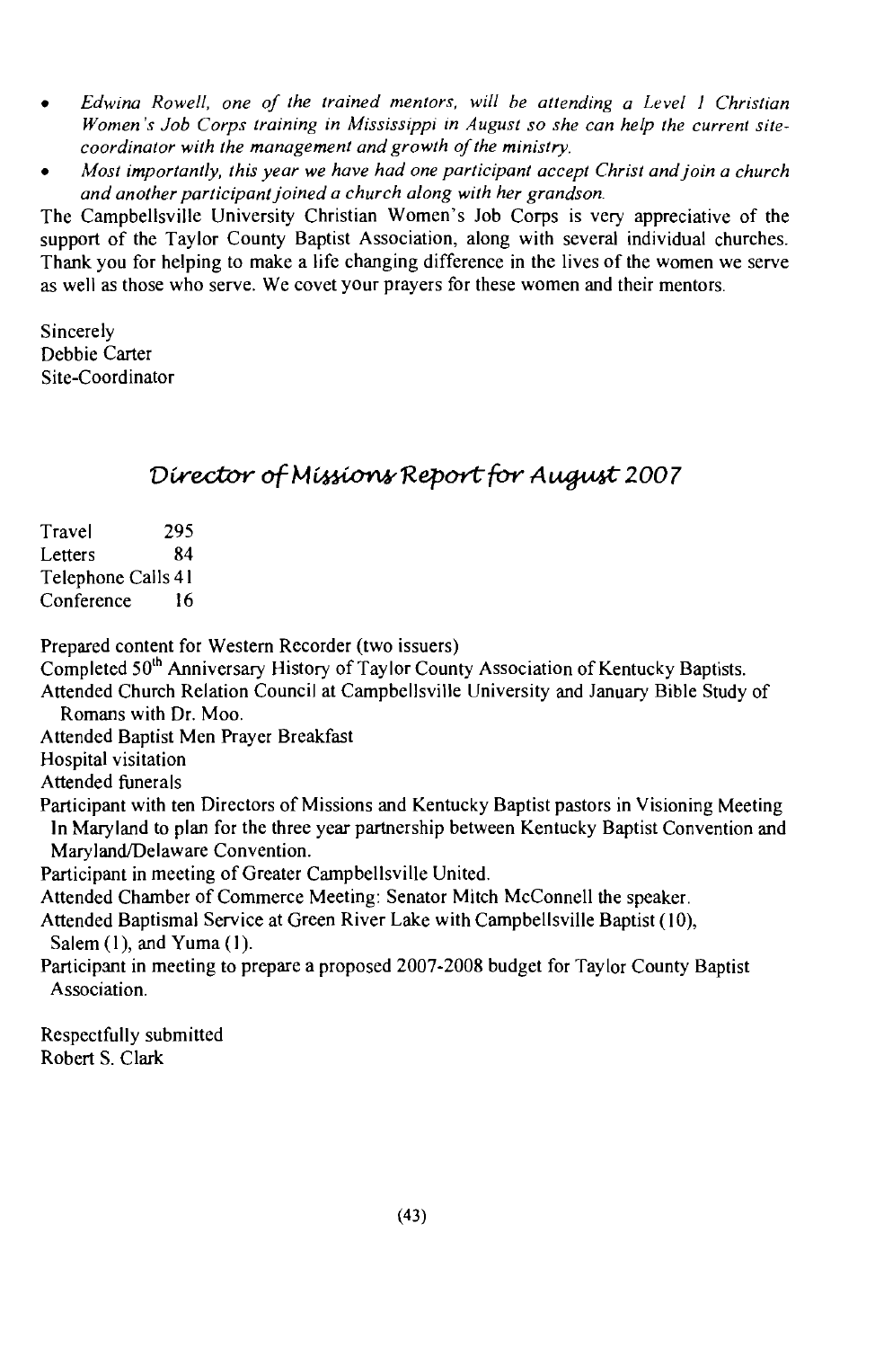- *Edwina Rowell, one of the trained mentors, will be attending a Level 1 Christian Women's Job Corps training in Mississippi in August so she can help the current site-coordinator with the management and growth of the ministry.*
- *Most importantly, this year we have had one participant accept Christ and join a church and another participant joined a church along with her grandson.*

The Campbellsville University Christian Women's Job Corps is very appreciative of the support of the Taylor County Baptist Association, along with several individual churches. Thank you for helping to make a life changing difference in the lives of the women we serve as well as those who serve. We covet your prayers for these women and their mentors.

Sincerely
Debbie Carter
Site-Coordinator

## *Director of Missions Report for August 2007*

Travel 295
Letters 84
Telephone Calls 41
Conference 16

Prepared content for Western Recorder (two issuers)
Completed 50th Anniversary History of Taylor County Association of Kentucky Baptists.
Attended Church Relation Council at Campbellsville University and January Bible Study of Romans with Dr. Moo.
Attended Baptist Men Prayer Breakfast
Hospital visitation
Attended funerals
Participant with ten Directors of Missions and Kentucky Baptist pastors in Visioning Meeting In Maryland to plan for the three year partnership between Kentucky Baptist Convention and Maryland/Delaware Convention.
Participant in meeting of Greater Campbellsville United.
Attended Chamber of Commerce Meeting: Senator Mitch McConnell the speaker.
Attended Baptismal Service at Green River Lake with Campbellsville Baptist (10), Salem (1), and Yuma (1).
Participant in meeting to prepare a proposed 2007-2008 budget for Taylor County Baptist Association.

Respectfully submitted
Robert S. Clark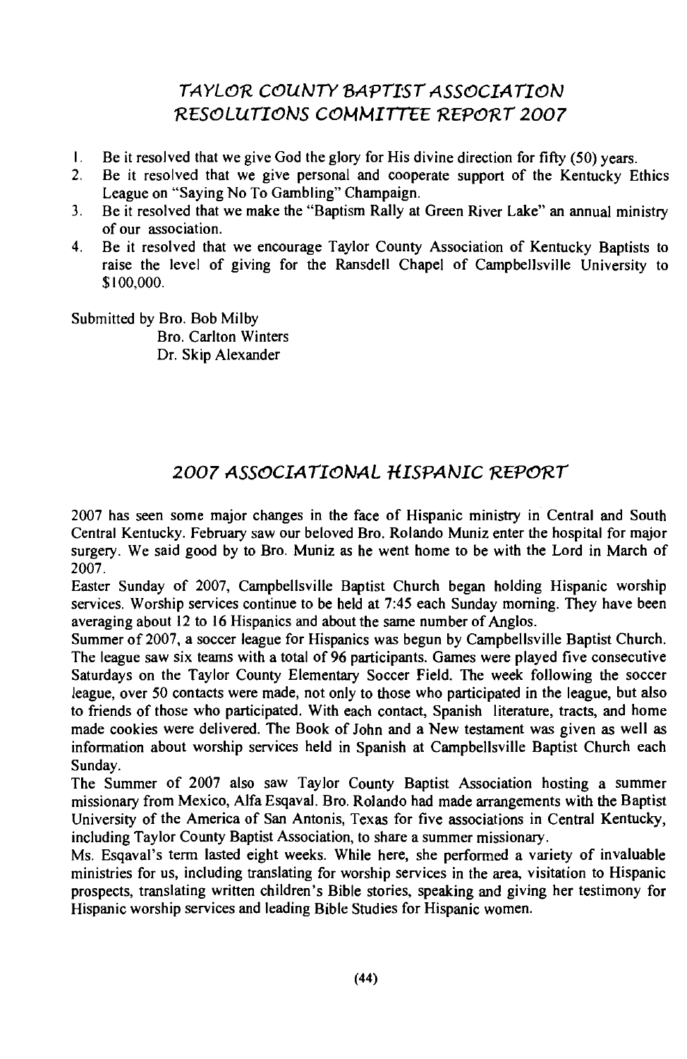## TAYLOR COUNTY BAPTIST ASSOCIATION RESOLUTIONS COMMITTEE REPORT 2007

1. Be it resolved that we give God the glory for His divine direction for fifty (50) years.
2. Be it resolved that we give personal and cooperate support of the Kentucky Ethics League on "Saying No To Gambling" Champaign.
3. Be it resolved that we make the "Baptism Rally at Green River Lake" an annual ministry of our association.
4. Be it resolved that we encourage Taylor County Association of Kentucky Baptists to raise the level of giving for the Ransdell Chapel of Campbellsville University to $100,000.

Submitted by Bro. Bob Milby
Bro. Carlton Winters
Dr. Skip Alexander

## 2007 ASSOCIATIONAL HISPANIC REPORT

2007 has seen some major changes in the face of Hispanic ministry in Central and South Central Kentucky. February saw our beloved Bro. Rolando Muniz enter the hospital for major surgery. We said good by to Bro. Muniz as he went home to be with the Lord in March of 2007.

Easter Sunday of 2007, Campbellsville Baptist Church began holding Hispanic worship services. Worship services continue to be held at 7:45 each Sunday morning. They have been averaging about 12 to 16 Hispanics and about the same number of Anglos.

Summer of 2007, a soccer league for Hispanics was begun by Campbellsville Baptist Church. The league saw six teams with a total of 96 participants. Games were played five consecutive Saturdays on the Taylor County Elementary Soccer Field. The week following the soccer league, over 50 contacts were made, not only to those who participated in the league, but also to friends of those who participated. With each contact, Spanish literature, tracts, and home made cookies were delivered. The Book of John and a New testament was given as well as information about worship services held in Spanish at Campbellsville Baptist Church each Sunday.

The Summer of 2007 also saw Taylor County Baptist Association hosting a summer missionary from Mexico, Alfa Esqaval. Bro. Rolando had made arrangements with the Baptist University of the America of San Antonis, Texas for five associations in Central Kentucky, including Taylor County Baptist Association, to share a summer missionary.

Ms. Esqaval's term lasted eight weeks. While here, she performed a variety of invaluable ministries for us, including translating for worship services in the area, visitation to Hispanic prospects, translating written children's Bible stories, speaking and giving her testimony for Hispanic worship services and leading Bible Studies for Hispanic women.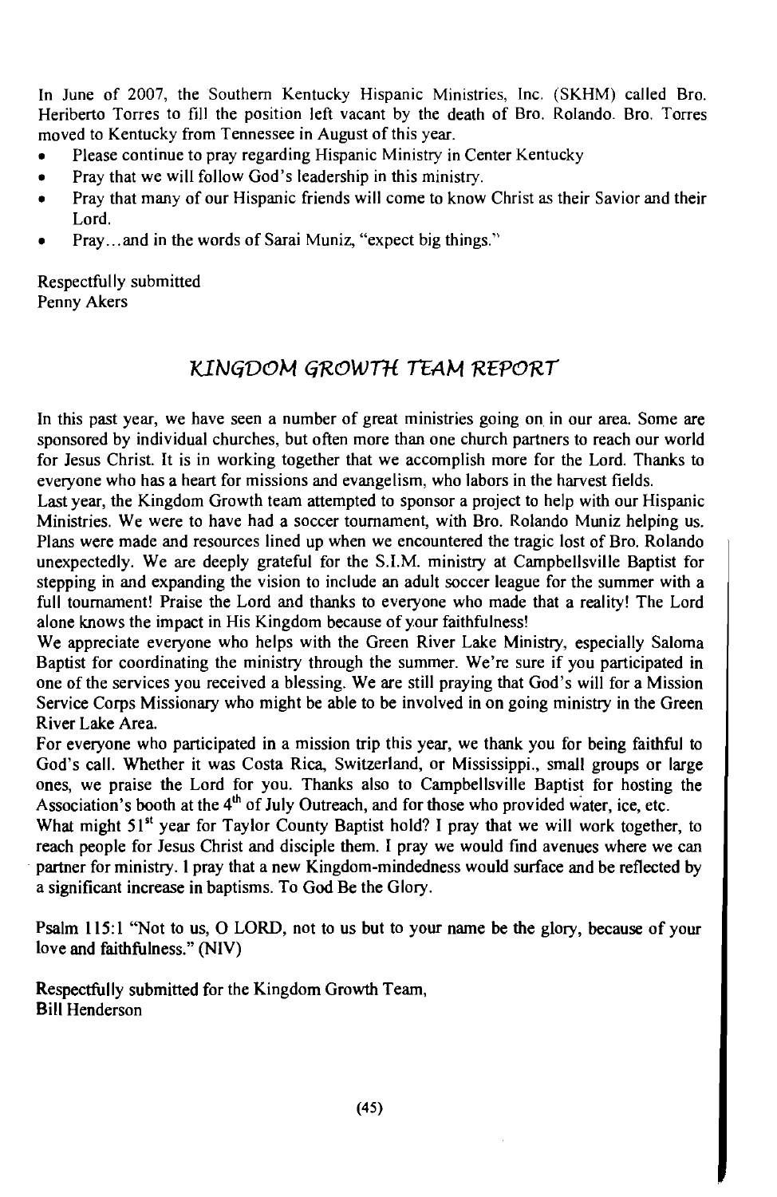In June of 2007, the Southern Kentucky Hispanic Ministries, Inc. (SKHM) called Bro. Heriberto Torres to fill the position left vacant by the death of Bro. Rolando. Bro. Torres moved to Kentucky from Tennessee in August of this year.

- Please continue to pray regarding Hispanic Ministry in Center Kentucky
- Pray that we will follow God's leadership in this ministry.
- Pray that many of our Hispanic friends will come to know Christ as their Savior and their Lord.
- Pray…and in the words of Sarai Muniz, "expect big things."

Respectfully submitted
Penny Akers

## KINGDOM GROWTH TEAM REPORT

In this past year, we have seen a number of great ministries going on in our area. Some are sponsored by individual churches, but often more than one church partners to reach our world for Jesus Christ. It is in working together that we accomplish more for the Lord. Thanks to everyone who has a heart for missions and evangelism, who labors in the harvest fields.

Last year, the Kingdom Growth team attempted to sponsor a project to help with our Hispanic Ministries. We were to have had a soccer tournament, with Bro. Rolando Muniz helping us. Plans were made and resources lined up when we encountered the tragic lost of Bro. Rolando unexpectedly. We are deeply grateful for the S.I.M. ministry at Campbellsville Baptist for stepping in and expanding the vision to include an adult soccer league for the summer with a full tournament! Praise the Lord and thanks to everyone who made that a reality! The Lord alone knows the impact in His Kingdom because of your faithfulness!

We appreciate everyone who helps with the Green River Lake Ministry, especially Saloma Baptist for coordinating the ministry through the summer. We're sure if you participated in one of the services you received a blessing. We are still praying that God's will for a Mission Service Corps Missionary who might be able to be involved in on going ministry in the Green River Lake Area.

For everyone who participated in a mission trip this year, we thank you for being faithful to God's call. Whether it was Costa Rica, Switzerland, or Mississippi., small groups or large ones, we praise the Lord for you. Thanks also to Campbellsville Baptist for hosting the Association's booth at the 4th of July Outreach, and for those who provided water, ice, etc.

What might 51st year for Taylor County Baptist hold? I pray that we will work together, to reach people for Jesus Christ and disciple them. I pray we would find avenues where we can partner for ministry. I pray that a new Kingdom-mindedness would surface and be reflected by a significant increase in baptisms. To God Be the Glory.

Psalm 115:1 "Not to us, O LORD, not to us but to your name be the glory, because of your love and faithfulness." (NIV)

Respectfully submitted for the Kingdom Growth Team,
Bill Henderson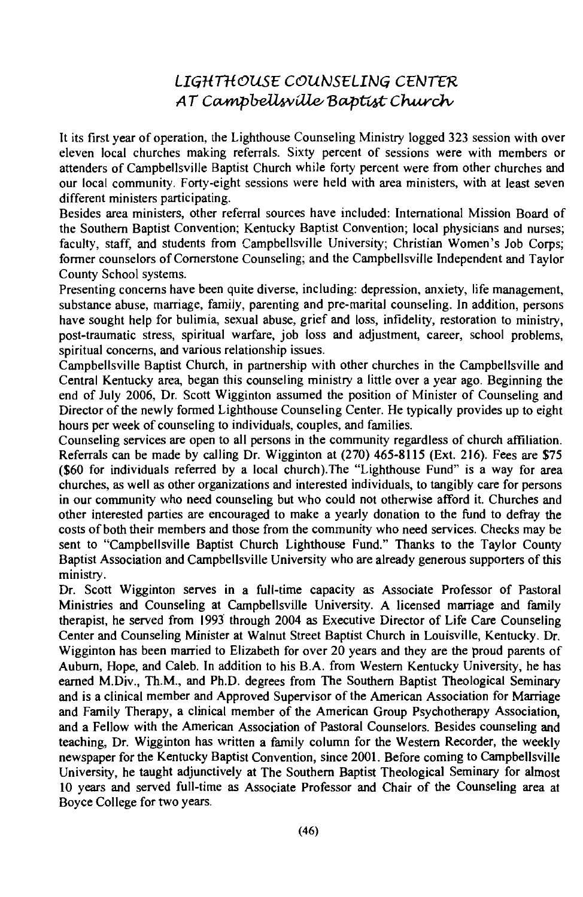## *LIGHTHOUSE COUNSELING CENTER*
## *AT Campbellsville Baptist Church*

It its first year of operation, the Lighthouse Counseling Ministry logged 323 session with over eleven local churches making referrals. Sixty percent of sessions were with members or attenders of Campbellsville Baptist Church while forty percent were from other churches and our local community. Forty-eight sessions were held with area ministers, with at least seven different ministers participating.

Besides area ministers, other referral sources have included: International Mission Board of the Southern Baptist Convention; Kentucky Baptist Convention; local physicians and nurses; faculty, staff, and students from Campbellsville University; Christian Women's Job Corps; former counselors of Cornerstone Counseling; and the Campbellsville Independent and Taylor County School systems.

Presenting concerns have been quite diverse, including: depression, anxiety, life management, substance abuse, marriage, family, parenting and pre-marital counseling. In addition, persons have sought help for bulimia, sexual abuse, grief and loss, infidelity, restoration to ministry, post-traumatic stress, spiritual warfare, job loss and adjustment, career, school problems, spiritual concerns, and various relationship issues.

Campbellsville Baptist Church, in partnership with other churches in the Campbellsville and Central Kentucky area, began this counseling ministry a little over a year ago. Beginning the end of July 2006, Dr. Scott Wigginton assumed the position of Minister of Counseling and Director of the newly formed Lighthouse Counseling Center. He typically provides up to eight hours per week of counseling to individuals, couples, and families.

Counseling services are open to all persons in the community regardless of church affiliation. Referrals can be made by calling Dr. Wigginton at (270) 465-8115 (Ext. 216). Fees are $75 ($60 for individuals referred by a local church).The "Lighthouse Fund" is a way for area churches, as well as other organizations and interested individuals, to tangibly care for persons in our community who need counseling but who could not otherwise afford it. Churches and other interested parties are encouraged to make a yearly donation to the fund to defray the costs of both their members and those from the community who need services. Checks may be sent to "Campbellsville Baptist Church Lighthouse Fund." Thanks to the Taylor County Baptist Association and Campbellsville University who are already generous supporters of this ministry.

Dr. Scott Wigginton serves in a full-time capacity as Associate Professor of Pastoral Ministries and Counseling at Campbellsville University. A licensed marriage and family therapist, he served from 1993 through 2004 as Executive Director of Life Care Counseling Center and Counseling Minister at Walnut Street Baptist Church in Louisville, Kentucky. Dr. Wigginton has been married to Elizabeth for over 20 years and they are the proud parents of Auburn, Hope, and Caleb. In addition to his B.A. from Western Kentucky University, he has earned M.Div., Th.M., and Ph.D. degrees from The Southern Baptist Theological Seminary and is a clinical member and Approved Supervisor of the American Association for Marriage and Family Therapy, a clinical member of the American Group Psychotherapy Association, and a Fellow with the American Association of Pastoral Counselors. Besides counseling and teaching, Dr. Wigginton has written a family column for the Western Recorder, the weekly newspaper for the Kentucky Baptist Convention, since 2001. Before coming to Campbellsville University, he taught adjunctively at The Southern Baptist Theological Seminary for almost 10 years and served full-time as Associate Professor and Chair of the Counseling area at Boyce College for two years.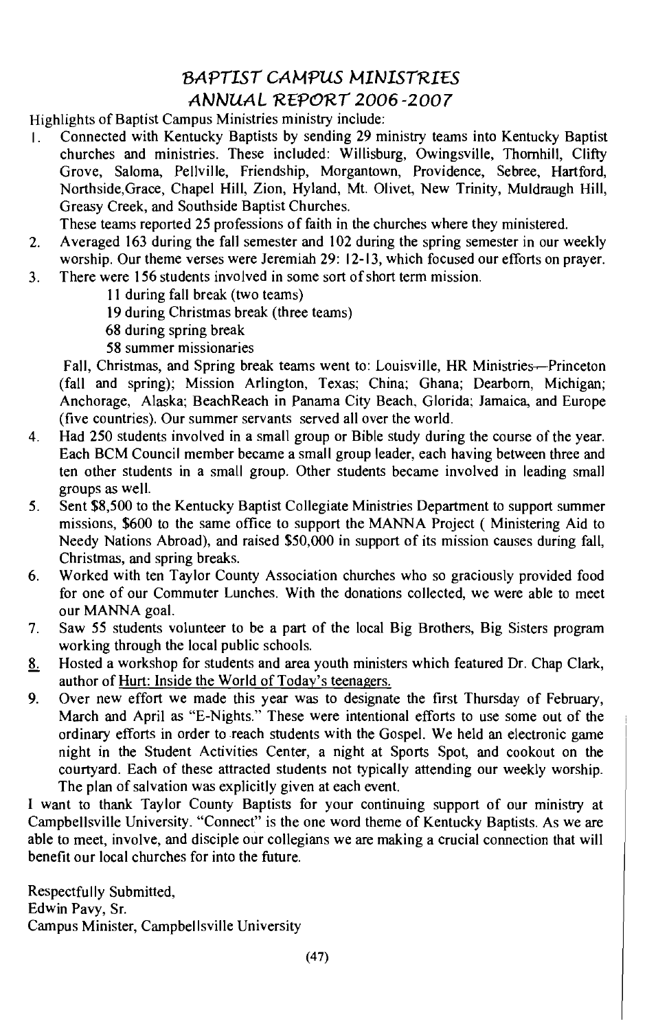# BAPTIST CAMPUS MINISTRIES
# ANNUAL REPORT 2006-2007

Highlights of Baptist Campus Ministries ministry include:

1. Connected with Kentucky Baptists by sending 29 ministry teams into Kentucky Baptist churches and ministries. These included: Willisburg, Owingsville, Thornhill, Clifty Grove, Saloma, Pellville, Friendship, Morgantown, Providence, Sebree, Hartford, Northside,Grace, Chapel Hill, Zion, Hyland, Mt. Olivet, New Trinity, Muldraugh Hill, Greasy Creek, and Southside Baptist Churches.

   These teams reported 25 professions of faith in the churches where they ministered.
2. Averaged 163 during the fall semester and 102 during the spring semester in our weekly worship. Our theme verses were Jeremiah 29: 12-13, which focused our efforts on prayer.
3. There were 156 students involved in some sort of short term mission.

   11 during fall break (two teams)
   19 during Christmas break (three teams)
   68 during spring break
   58 summer missionaries

   Fall, Christmas, and Spring break teams went to: Louisville, HR Ministries—Princeton (fall and spring); Mission Arlington, Texas; China; Ghana; Dearborn, Michigan; Anchorage, Alaska; BeachReach in Panama City Beach, Glorida; Jamaica, and Europe (five countries). Our summer servants served all over the world.
4. Had 250 students involved in a small group or Bible study during the course of the year. Each BCM Council member became a small group leader, each having between three and ten other students in a small group. Other students became involved in leading small groups as well.
5. Sent $8,500 to the Kentucky Baptist Collegiate Ministries Department to support summer missions, $600 to the same office to support the MANNA Project ( Ministering Aid to Needy Nations Abroad), and raised $50,000 in support of its mission causes during fall, Christmas, and spring breaks.
6. Worked with ten Taylor County Association churches who so graciously provided food for one of our Commuter Lunches. With the donations collected, we were able to meet our MANNA goal.
7. Saw 55 students volunteer to be a part of the local Big Brothers, Big Sisters program working through the local public schools.
8. Hosted a workshop for students and area youth ministers which featured Dr. Chap Clark, author of Hurt: Inside the World of Today's teenagers.
9. Over new effort we made this year was to designate the first Thursday of February, March and April as "E-Nights." These were intentional efforts to use some out of the ordinary efforts in order to reach students with the Gospel. We held an electronic game night in the Student Activities Center, a night at Sports Spot, and cookout on the courtyard. Each of these attracted students not typically attending our weekly worship. The plan of salvation was explicitly given at each event.

I want to thank Taylor County Baptists for your continuing support of our ministry at Campbellsville University. "Connect" is the one word theme of Kentucky Baptists. As we are able to meet, involve, and disciple our collegians we are making a crucial connection that will benefit our local churches for into the future.

Respectfully Submitted,
Edwin Pavy, Sr.
Campus Minister, Campbellsville University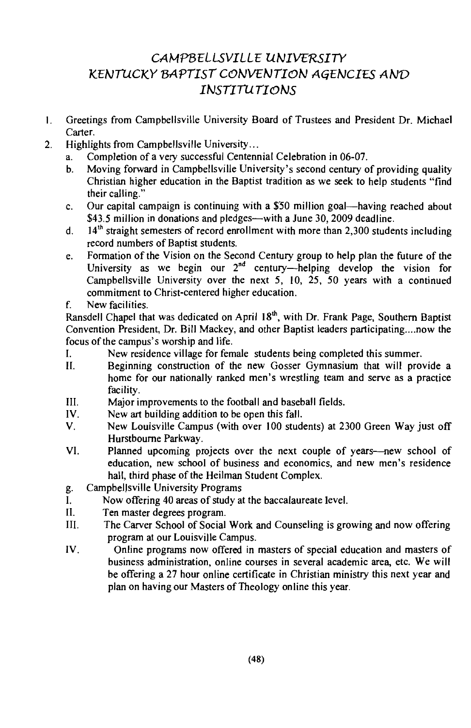# CAMPBELLSVILLE UNIVERSITY
# KENTUCKY BAPTIST CONVENTION AGENCIES AND INSTITUTIONS

1. Greetings from Campbellsville University Board of Trustees and President Dr. Michael Carter.
2. Highlights from Campbellsville University...
   a. Completion of a very successful Centennial Celebration in 06-07.
   b. Moving forward in Campbellsville University's second century of providing quality Christian higher education in the Baptist tradition as we seek to help students "find their calling."
   c. Our capital campaign is continuing with a $50 million goal—having reached about $43.5 million in donations and pledges—with a June 30, 2009 deadline.
   d. 14th straight semesters of record enrollment with more than 2,300 students including record numbers of Baptist students.
   e. Formation of the Vision on the Second Century group to help plan the future of the University as we begin our 2nd century—helping develop the vision for Campbellsville University over the next 5, 10, 25, 50 years with a continued commitment to Christ-centered higher education.
   f. New facilities.

   Ransdell Chapel that was dedicated on April 18th, with Dr. Frank Page, Southern Baptist Convention President, Dr. Bill Mackey, and other Baptist leaders participating....now the focus of the campus's worship and life.

   I. New residence village for female students being completed this summer.
   II. Beginning construction of the new Gosser Gymnasium that will provide a home for our nationally ranked men's wrestling team and serve as a practice facility.
   III. Major improvements to the football and baseball fields.
   IV. New art building addition to be open this fall.
   V. New Louisville Campus (with over 100 students) at 2300 Green Way just off Hurstbourne Parkway.
   VI. Planned upcoming projects over the next couple of years—new school of education, new school of business and economics, and new men's residence hall, third phase of the Heilman Student Complex.

   g. Campbellsville University Programs

   I. Now offering 40 areas of study at the baccalaureate level.
   II. Ten master degrees program.
   III. The Carver School of Social Work and Counseling is growing and now offering program at our Louisville Campus.
   IV. Online programs now offered in masters of special education and masters of business administration, online courses in several academic area, etc. We will be offering a 27 hour online certificate in Christian ministry this next year and plan on having our Masters of Theology online this year.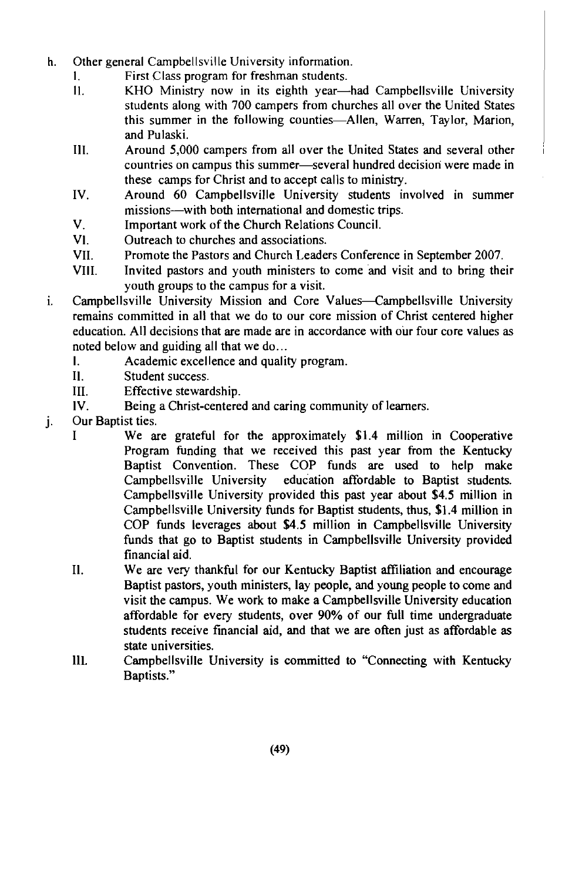h. Other general Campbellsville University information.
   I. First Class program for freshman students.
   II. KHO Ministry now in its eighth year—had Campbellsville University students along with 700 campers from churches all over the United States this summer in the following counties—Allen, Warren, Taylor, Marion, and Pulaski.
   III. Around 5,000 campers from all over the United States and several other countries on campus this summer—several hundred decision were made in these camps for Christ and to accept calls to ministry.
   IV. Around 60 Campbellsville University students involved in summer missions—with both international and domestic trips.
   V. Important work of the Church Relations Council.
   VI. Outreach to churches and associations.
   VII. Promote the Pastors and Church Leaders Conference in September 2007.
   VIII. Invited pastors and youth ministers to come and visit and to bring their youth groups to the campus for a visit.

i. Campbellsville University Mission and Core Values—Campbellsville University remains committed in all that we do to our core mission of Christ centered higher education. All decisions that are made are in accordance with our four core values as noted below and guiding all that we do…
   I. Academic excellence and quality program.
   II. Student success.
   III. Effective stewardship.
   IV. Being a Christ-centered and caring community of learners.

j. Our Baptist ties.
   I We are grateful for the approximately $1.4 million in Cooperative Program funding that we received this past year from the Kentucky Baptist Convention. These COP funds are used to help make Campbellsville University education affordable to Baptist students. Campbellsville University provided this past year about $4.5 million in Campbellsville University funds for Baptist students, thus, $1.4 million in COP funds leverages about $4.5 million in Campbellsville University funds that go to Baptist students in Campbellsville University provided financial aid.
   II. We are very thankful for our Kentucky Baptist affiliation and encourage Baptist pastors, youth ministers, lay people, and young people to come and visit the campus. We work to make a Campbellsville University education affordable for every students, over 90% of our full time undergraduate students receive financial aid, and that we are often just as affordable as state universities.
   III. Campbellsville University is committed to "Connecting with Kentucky Baptists."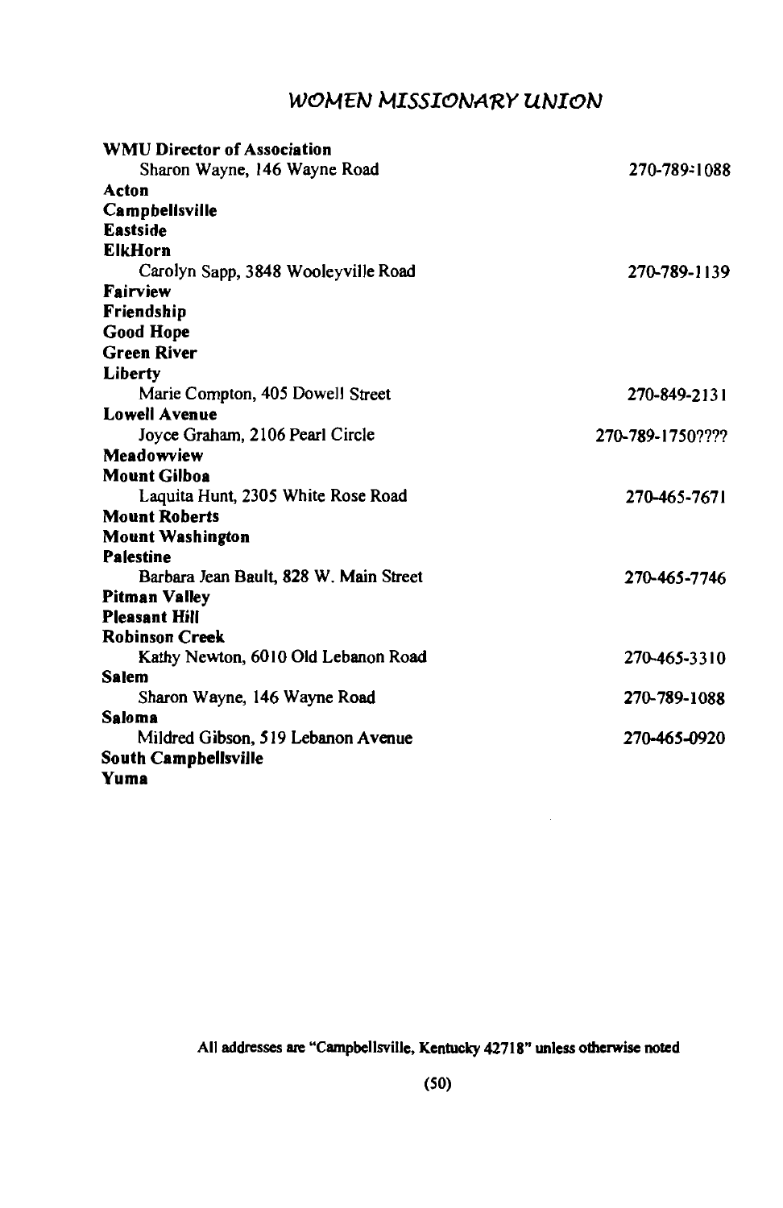# WOMEN MISSIONARY UNION

**WMU Director of Association**
Sharon Wayne, 146 Wayne Road — 270-789-1088

**Acton**

**Campbellsville**

**Eastside**

**ElkHorn**
Carolyn Sapp, 3848 Wooleyville Road — 270-789-1139

**Fairview**

**Friendship**

**Good Hope**

**Green River**

**Liberty**
Marie Compton, 405 Dowell Street — 270-849-2131

**Lowell Avenue**
Joyce Graham, 2106 Pearl Circle — 270-789-1750????

**Meadowview**

**Mount Gilboa**
Laquita Hunt, 2305 White Rose Road — 270-465-7671

**Mount Roberts**

**Mount Washington**

**Palestine**
Barbara Jean Bault, 828 W. Main Street — 270-465-7746

**Pitman Valley**

**Pleasant Hill**

**Robinson Creek**
Kathy Newton, 6010 Old Lebanon Road — 270-465-3310

**Salem**
Sharon Wayne, 146 Wayne Road — 270-789-1088

**Saloma**
Mildred Gibson, 519 Lebanon Avenue — 270-465-0920

**South Campbellsville**

**Yuma**

All addresses are "Campbellsville, Kentucky 42718" unless otherwise noted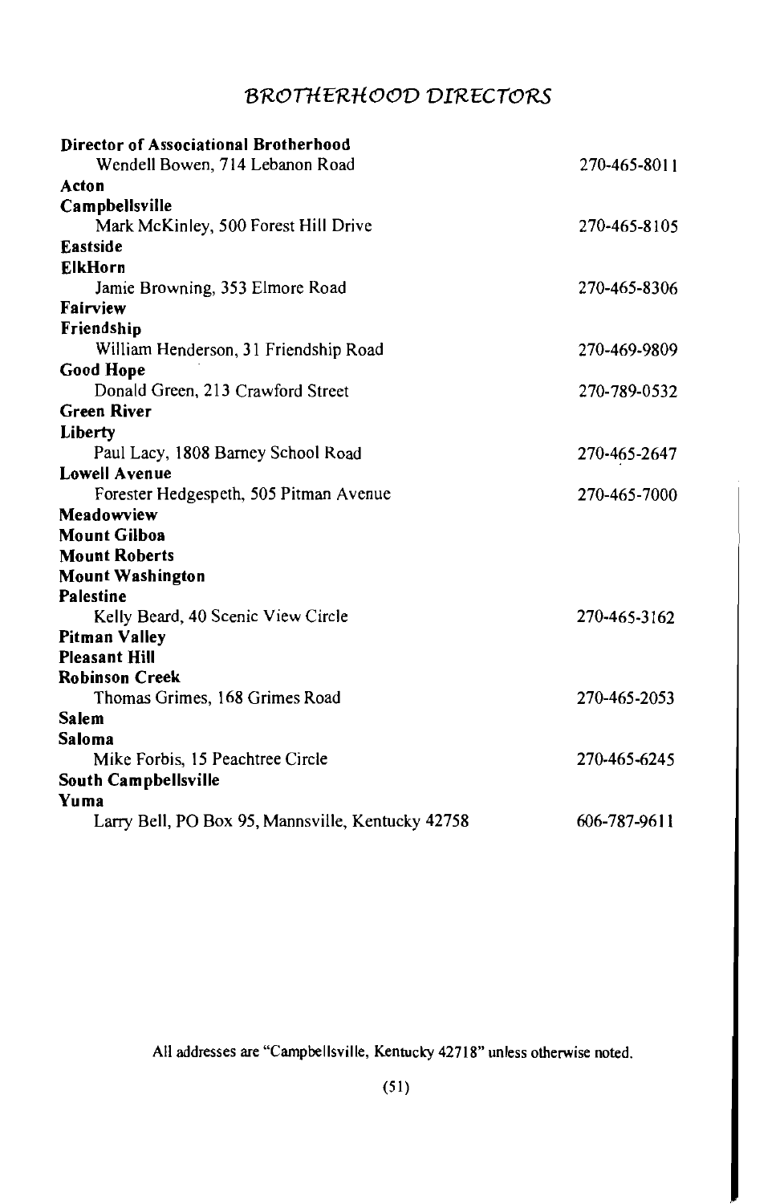# BROTHERHOOD DIRECTORS

**Director of Associational Brotherhood**
Wendell Bowen, 714 Lebanon Road — 270-465-8011

**Acton**

**Campbellsville**
Mark McKinley, 500 Forest Hill Drive — 270-465-8105

**Eastside**

**ElkHorn**
Jamie Browning, 353 Elmore Road — 270-465-8306

**Fairview**

**Friendship**
William Henderson, 31 Friendship Road — 270-469-9809

**Good Hope**
Donald Green, 213 Crawford Street — 270-789-0532

**Green River**

**Liberty**
Paul Lacy, 1808 Barney School Road — 270-465-2647

**Lowell Avenue**
Forester Hedgespeth, 505 Pitman Avenue — 270-465-7000

**Meadowview**

**Mount Gilboa**

**Mount Roberts**

**Mount Washington**

**Palestine**
Kelly Beard, 40 Scenic View Circle — 270-465-3162

**Pitman Valley**

**Pleasant Hill**

**Robinson Creek**
Thomas Grimes, 168 Grimes Road — 270-465-2053

**Salem**

**Saloma**
Mike Forbis, 15 Peachtree Circle — 270-465-6245

**South Campbellsville**

**Yuma**
Larry Bell, PO Box 95, Mannsville, Kentucky 42758 — 606-787-9611

All addresses are "Campbellsville, Kentucky 42718" unless otherwise noted.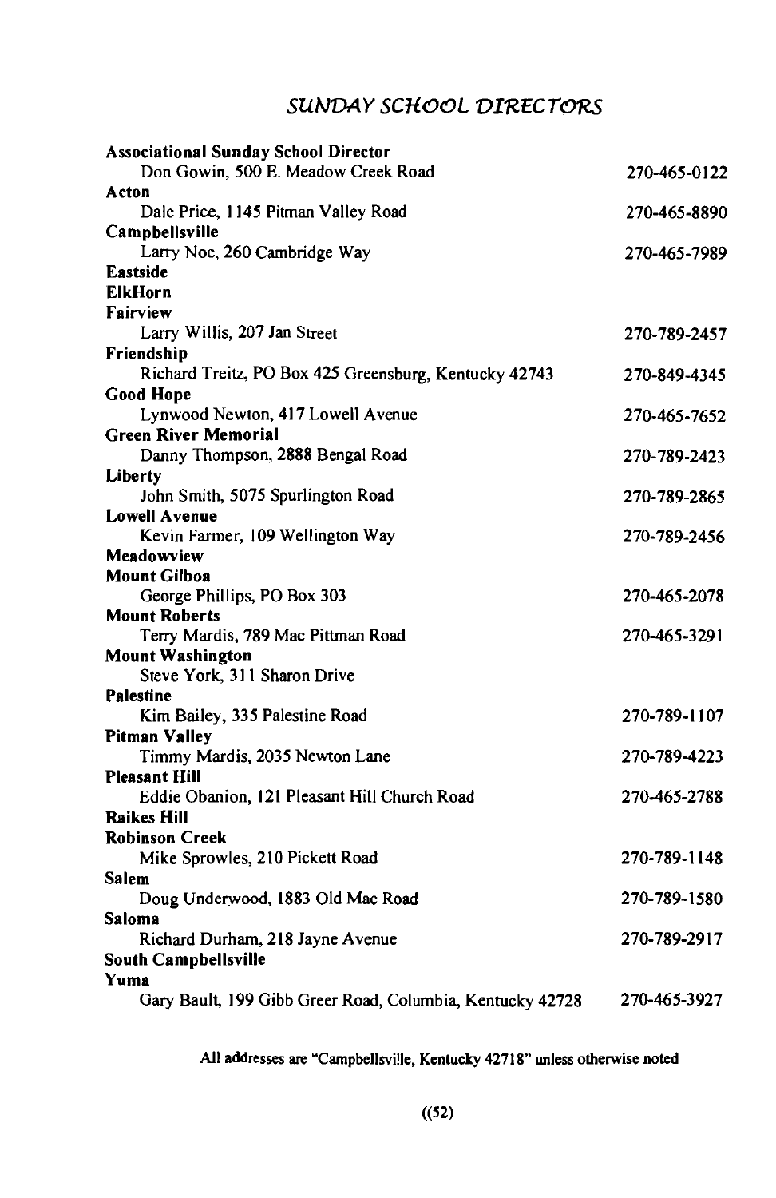# SUNDAY SCHOOL DIRECTORS

**Associational Sunday School Director**
Don Gowin, 500 E. Meadow Creek Road — 270-465-0122

**Acton**
Dale Price, 1145 Pitman Valley Road — 270-465-8890

**Campbellsville**
Larry Noe, 260 Cambridge Way — 270-465-7989

**Eastside**

**ElkHorn**

**Fairview**
Larry Willis, 207 Jan Street — 270-789-2457

**Friendship**
Richard Treitz, PO Box 425 Greensburg, Kentucky 42743 — 270-849-4345

**Good Hope**
Lynwood Newton, 417 Lowell Avenue — 270-465-7652

**Green River Memorial**
Danny Thompson, 2888 Bengal Road — 270-789-2423

**Liberty**
John Smith, 5075 Spurlington Road — 270-789-2865

**Lowell Avenue**
Kevin Farmer, 109 Wellington Way — 270-789-2456

**Meadowview**

**Mount Gilboa**
George Phillips, PO Box 303 — 270-465-2078

**Mount Roberts**
Terry Mardis, 789 Mac Pittman Road — 270-465-3291

**Mount Washington**
Steve York, 311 Sharon Drive

**Palestine**
Kim Bailey, 335 Palestine Road — 270-789-1107

**Pitman Valley**
Timmy Mardis, 2035 Newton Lane — 270-789-4223

**Pleasant Hill**
Eddie Obanion, 121 Pleasant Hill Church Road — 270-465-2788

**Raikes Hill**

**Robinson Creek**
Mike Sprowles, 210 Pickett Road — 270-789-1148

**Salem**
Doug Underwood, 1883 Old Mac Road — 270-789-1580

**Saloma**
Richard Durham, 218 Jayne Avenue — 270-789-2917

**South Campbellsville**

**Yuma**
Gary Bault, 199 Gibb Greer Road, Columbia, Kentucky 42728 — 270-465-3927

All addresses are "Campbellsville, Kentucky 42718" unless otherwise noted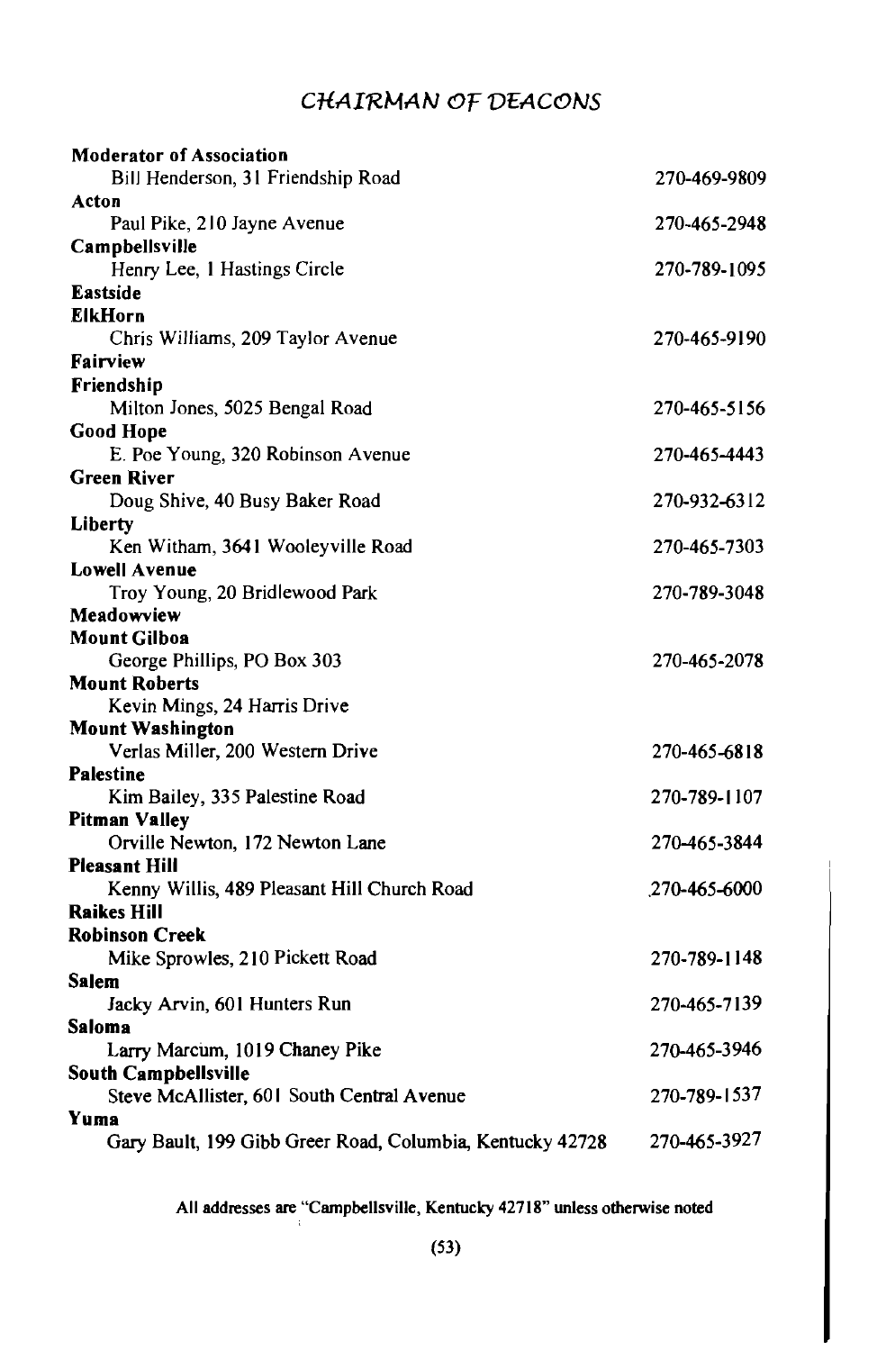# CHAIRMAN OF DEACONS

**Moderator of Association**
Bill Henderson, 31 Friendship Road — 270-469-9809

**Acton**
Paul Pike, 210 Jayne Avenue — 270-465-2948

**Campbellsville**
Henry Lee, 1 Hastings Circle — 270-789-1095

**Eastside**

**ElkHorn**
Chris Williams, 209 Taylor Avenue — 270-465-9190

**Fairview**

**Friendship**
Milton Jones, 5025 Bengal Road — 270-465-5156

**Good Hope**
E. Poe Young, 320 Robinson Avenue — 270-465-4443

**Green River**
Doug Shive, 40 Busy Baker Road — 270-932-6312

**Liberty**
Ken Witham, 3641 Wooleyville Road — 270-465-7303

**Lowell Avenue**
Troy Young, 20 Bridlewood Park — 270-789-3048

**Meadowview**

**Mount Gilboa**
George Phillips, PO Box 303 — 270-465-2078

**Mount Roberts**
Kevin Mings, 24 Harris Drive

**Mount Washington**
Verlas Miller, 200 Western Drive — 270-465-6818

**Palestine**
Kim Bailey, 335 Palestine Road — 270-789-1107

**Pitman Valley**
Orville Newton, 172 Newton Lane — 270-465-3844

**Pleasant Hill**
Kenny Willis, 489 Pleasant Hill Church Road — 270-465-6000

**Raikes Hill**

**Robinson Creek**
Mike Sprowles, 210 Pickett Road — 270-789-1148

**Salem**
Jacky Arvin, 601 Hunters Run — 270-465-7139

**Saloma**
Larry Marcum, 1019 Chaney Pike — 270-465-3946

**South Campbellsville**
Steve McAllister, 601 South Central Avenue — 270-789-1537

**Yuma**
Gary Bault, 199 Gibb Greer Road, Columbia, Kentucky 42728 — 270-465-3927

All addresses are "Campbellsville, Kentucky 42718" unless otherwise noted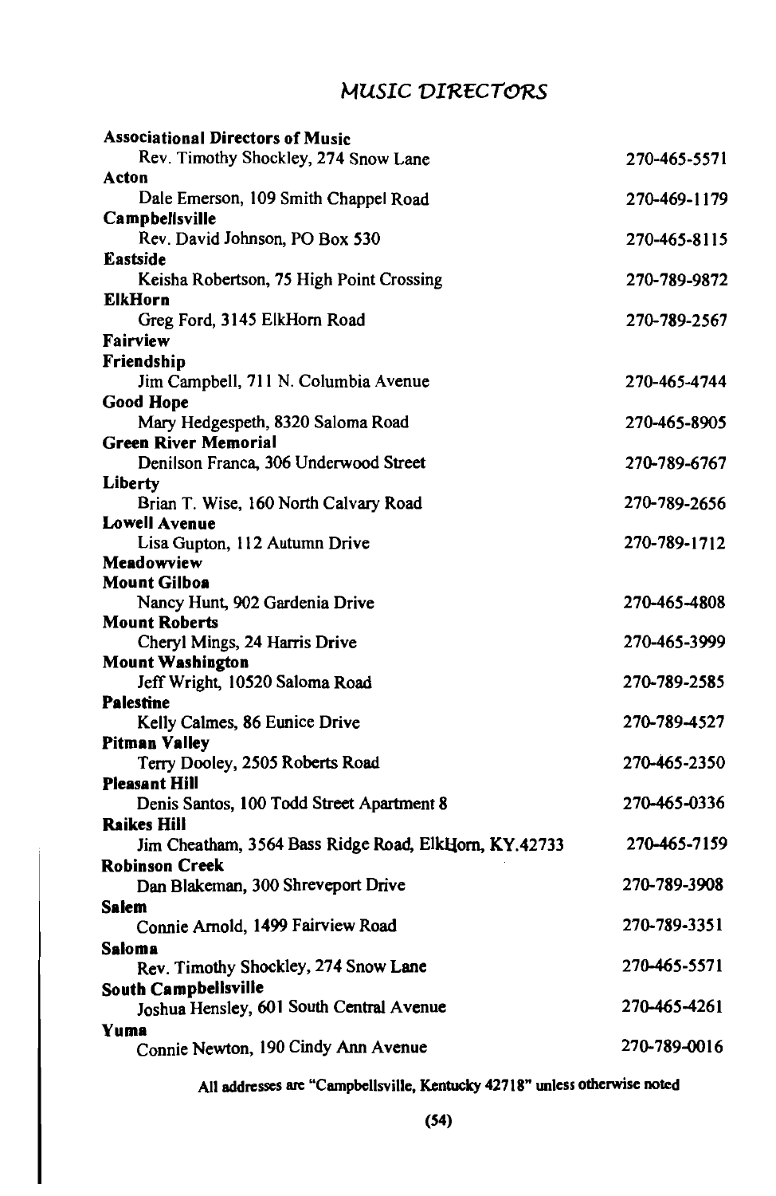# MUSIC DIRECTORS

**Associational Directors of Music**
Rev. Timothy Shockley, 274 Snow Lane — 270-465-5571

**Acton**
Dale Emerson, 109 Smith Chappel Road — 270-469-1179

**Campbellsville**
Rev. David Johnson, PO Box 530 — 270-465-8115

**Eastside**
Keisha Robertson, 75 High Point Crossing — 270-789-9872

**ElkHorn**
Greg Ford, 3145 ElkHorn Road — 270-789-2567

**Fairview**

**Friendship**
Jim Campbell, 711 N. Columbia Avenue — 270-465-4744

**Good Hope**
Mary Hedgespeth, 8320 Saloma Road — 270-465-8905

**Green River Memorial**
Denilson Franca, 306 Underwood Street — 270-789-6767

**Liberty**
Brian T. Wise, 160 North Calvary Road — 270-789-2656

**Lowell Avenue**
Lisa Gupton, 112 Autumn Drive — 270-789-1712

**Meadowview**

**Mount Gilboa**
Nancy Hunt, 902 Gardenia Drive — 270-465-4808

**Mount Roberts**
Cheryl Mings, 24 Harris Drive — 270-465-3999

**Mount Washington**
Jeff Wright, 10520 Saloma Road — 270-789-2585

**Palestine**
Kelly Calmes, 86 Eunice Drive — 270-789-4527

**Pitman Valley**
Terry Dooley, 2505 Roberts Road — 270-465-2350

**Pleasant Hill**
Denis Santos, 100 Todd Street Apartment 8 — 270-465-0336

**Raikes Hill**
Jim Cheatham, 3564 Bass Ridge Road, ElkHorn, KY.42733 — 270-465-7159

**Robinson Creek**
Dan Blakeman, 300 Shreveport Drive — 270-789-3908

**Salem**
Connie Arnold, 1499 Fairview Road — 270-789-3351

**Saloma**
Rev. Timothy Shockley, 274 Snow Lane — 270-465-5571

**South Campbellsville**
Joshua Hensley, 601 South Central Avenue — 270-465-4261

**Yuma**
Connie Newton, 190 Cindy Ann Avenue — 270-789-0016

**All addresses are "Campbellsville, Kentucky 42718" unless otherwise noted**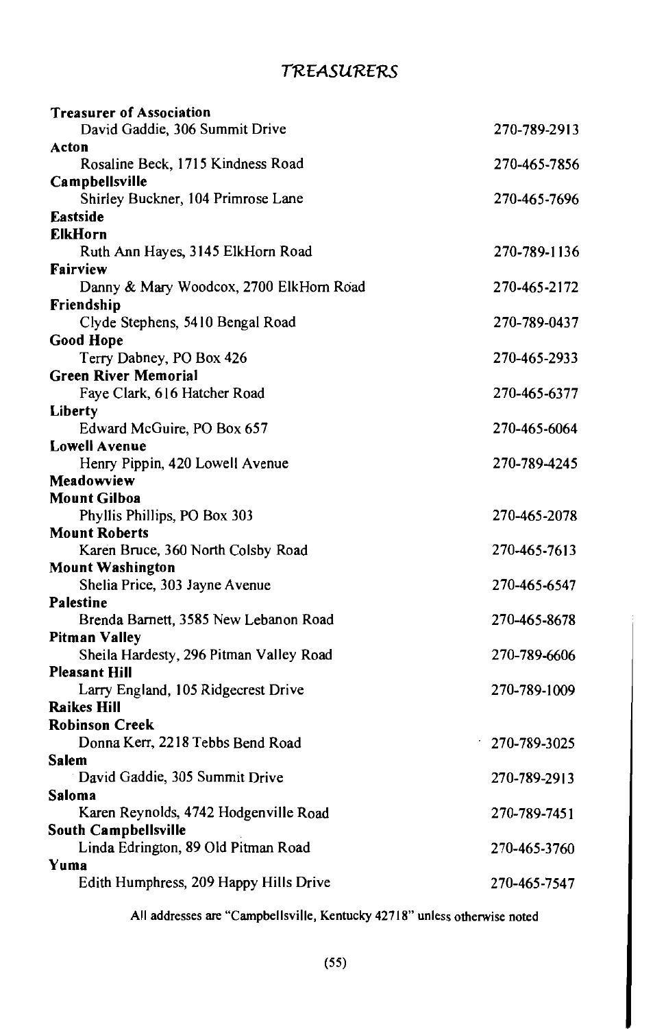# TREASURERS

**Treasurer of Association**
David Gaddie, 306 Summit Drive — 270-789-2913

**Acton**
Rosaline Beck, 1715 Kindness Road — 270-465-7856

**Campbellsville**
Shirley Buckner, 104 Primrose Lane — 270-465-7696

**Eastside**

**ElkHorn**
Ruth Ann Hayes, 3145 ElkHorn Road — 270-789-1136

**Fairview**
Danny & Mary Woodcox, 2700 ElkHorn Road — 270-465-2172

**Friendship**
Clyde Stephens, 5410 Bengal Road — 270-789-0437

**Good Hope**
Terry Dabney, PO Box 426 — 270-465-2933

**Green River Memorial**
Faye Clark, 616 Hatcher Road — 270-465-6377

**Liberty**
Edward McGuire, PO Box 657 — 270-465-6064

**Lowell Avenue**
Henry Pippin, 420 Lowell Avenue — 270-789-4245

**Meadowview**

**Mount Gilboa**
Phyllis Phillips, PO Box 303 — 270-465-2078

**Mount Roberts**
Karen Bruce, 360 North Colsby Road — 270-465-7613

**Mount Washington**
Shelia Price, 303 Jayne Avenue — 270-465-6547

**Palestine**
Brenda Barnett, 3585 New Lebanon Road — 270-465-8678

**Pitman Valley**
Sheila Hardesty, 296 Pitman Valley Road — 270-789-6606

**Pleasant Hill**
Larry England, 105 Ridgecrest Drive — 270-789-1009

**Raikes Hill**

**Robinson Creek**
Donna Kerr, 2218 Tebbs Bend Road — 270-789-3025

**Salem**
David Gaddie, 305 Summit Drive — 270-789-2913

**Saloma**
Karen Reynolds, 4742 Hodgenville Road — 270-789-7451

**South Campbellsville**
Linda Edrington, 89 Old Pitman Road — 270-465-3760

**Yuma**
Edith Humphress, 209 Happy Hills Drive — 270-465-7547

All addresses are "Campbellsville, Kentucky 42718" unless otherwise noted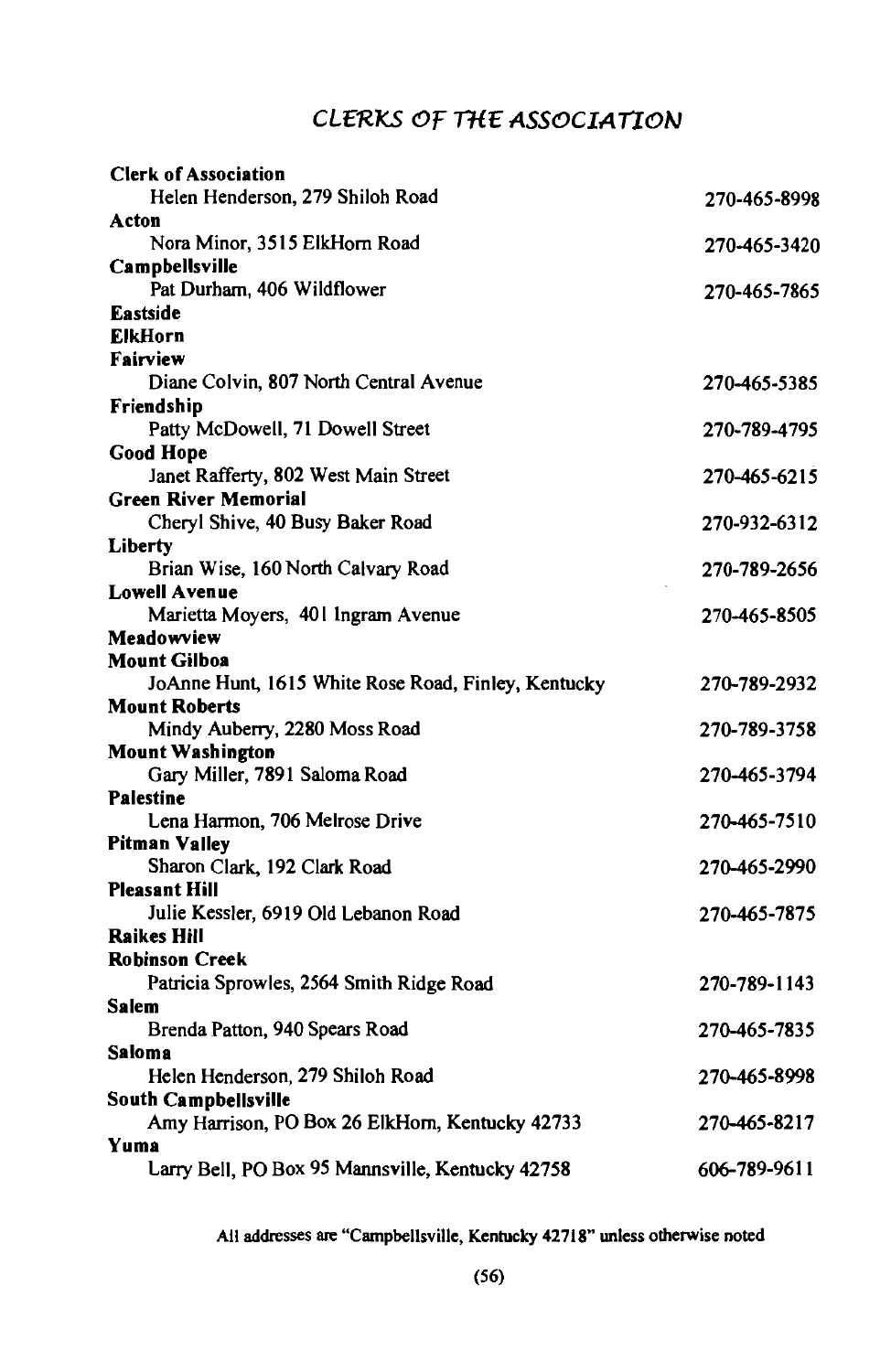# CLERKS OF THE ASSOCIATION

**Clerk of Association**
Helen Henderson, 279 Shiloh Road — 270-465-8998

**Acton**
Nora Minor, 3515 ElkHorn Road — 270-465-3420

**Campbellsville**
Pat Durham, 406 Wildflower — 270-465-7865

**Eastside**

**ElkHorn**

**Fairview**
Diane Colvin, 807 North Central Avenue — 270-465-5385

**Friendship**
Patty McDowell, 71 Dowell Street — 270-789-4795

**Good Hope**
Janet Rafferty, 802 West Main Street — 270-465-6215

**Green River Memorial**
Cheryl Shive, 40 Busy Baker Road — 270-932-6312

**Liberty**
Brian Wise, 160 North Calvary Road — 270-789-2656

**Lowell Avenue**
Marietta Moyers, 401 Ingram Avenue — 270-465-8505

**Meadowview**

**Mount Gilboa**
JoAnne Hunt, 1615 White Rose Road, Finley, Kentucky — 270-789-2932

**Mount Roberts**
Mindy Auberry, 2280 Moss Road — 270-789-3758

**Mount Washington**
Gary Miller, 7891 Saloma Road — 270-465-3794

**Palestine**
Lena Harmon, 706 Melrose Drive — 270-465-7510

**Pitman Valley**
Sharon Clark, 192 Clark Road — 270-465-2990

**Pleasant Hill**
Julie Kessler, 6919 Old Lebanon Road — 270-465-7875

**Raikes Hill**

**Robinson Creek**
Patricia Sprowles, 2564 Smith Ridge Road — 270-789-1143

**Salem**
Brenda Patton, 940 Spears Road — 270-465-7835

**Saloma**
Helen Henderson, 279 Shiloh Road — 270-465-8998

**South Campbellsville**
Amy Harrison, PO Box 26 ElkHorn, Kentucky 42733 — 270-465-8217

**Yuma**
Larry Bell, PO Box 95 Mannsville, Kentucky 42758 — 606-789-9611

All addresses are "Campbellsville, Kentucky 42718" unless otherwise noted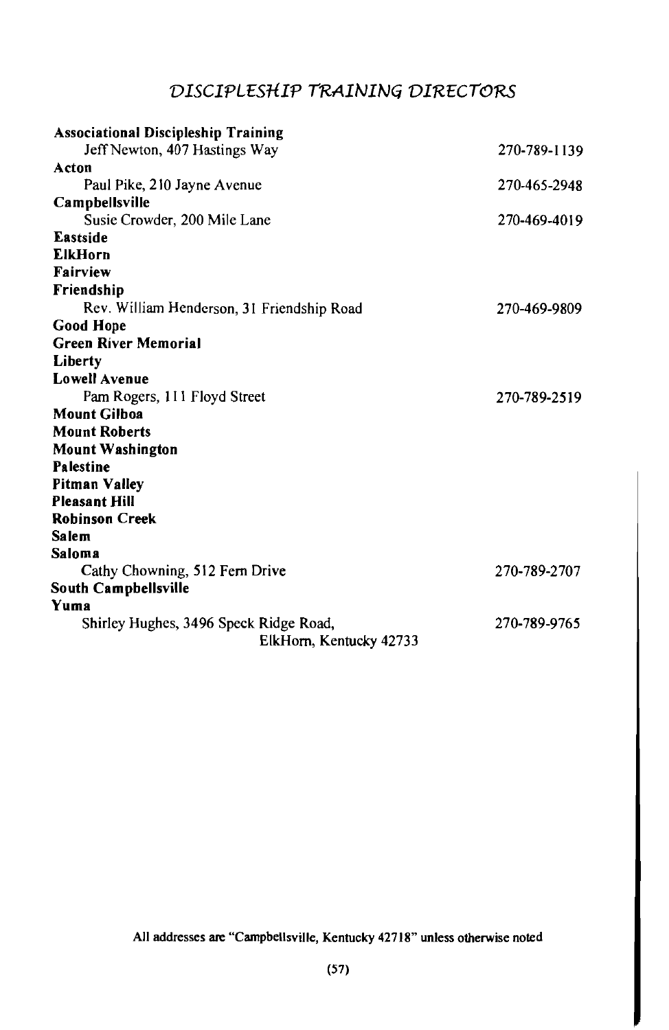# DISCIPLESHIP TRAINING DIRECTORS

**Associational Discipleship Training**
Jeff Newton, 407 Hastings Way — 270-789-1139

**Acton**
Paul Pike, 210 Jayne Avenue — 270-465-2948

**Campbellsville**
Susie Crowder, 200 Mile Lane — 270-469-4019

**Eastside**

**ElkHorn**

**Fairview**

**Friendship**
Rev. William Henderson, 31 Friendship Road — 270-469-9809

**Good Hope**

**Green River Memorial**

**Liberty**

**Lowell Avenue**
Pam Rogers, 111 Floyd Street — 270-789-2519

**Mount Gilboa**

**Mount Roberts**

**Mount Washington**

**Palestine**

**Pitman Valley**

**Pleasant Hill**

**Robinson Creek**

**Salem**

**Saloma**
Cathy Chowning, 512 Fern Drive — 270-789-2707

**South Campbellsville**

**Yuma**
Shirley Hughes, 3496 Speck Ridge Road, ElkHorn, Kentucky 42733 — 270-789-9765

All addresses are "Campbellsville, Kentucky 42718" unless otherwise noted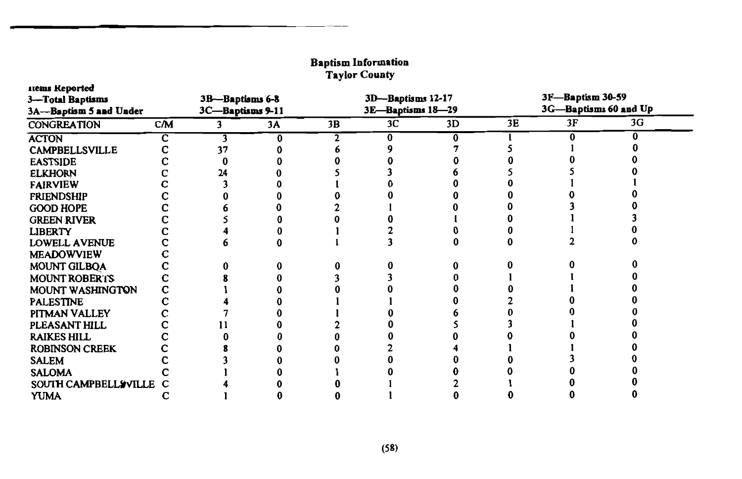## Baptism Information
## Taylor County

**Items Reported**
**3—Total Baptisms**
**3A—Baptism 5 and Under**
**3B—Baptisms 6-8**
**3C—Baptisms 9-11**
**3D—Baptisms 12-17**
**3E—Baptisms 18—29**
**3F—Baptism 30-59**
**3G—Baptisms 60 and Up**

| CONGREATION | C/M | 3 | 3A | 3B | 3C | 3D | 3E | 3F | 3G |
|---|---|---|---|---|---|---|---|---|---|
| ACTON | C | 3 | 0 | 2 | 0 | 0 | 1 | 0 | 0 |
| CAMPBELLSVILLE | C | 37 | 0 | 6 | 9 | 7 | 5 | 1 | 0 |
| EASTSIDE | C | 0 | 0 | 0 | 0 | 0 | 0 | 0 | 0 |
| ELKHORN | C | 24 | 0 | 5 | 3 | 6 | 5 | 5 | 0 |
| FAIRVIEW | C | 3 | 0 | 1 | 0 | 0 | 0 | 1 | 1 |
| FRIENDSHIP | C | 0 | 0 | 0 | 0 | 0 | 0 | 0 | 0 |
| GOOD HOPE | C | 6 | 0 | 2 | 1 | 0 | 0 | 3 | 0 |
| GREEN RIVER | C | 5 | 0 | 0 | 0 | 1 | 0 | 1 | 3 |
| LIBERTY | C | 4 | 0 | 1 | 2 | 0 | 0 | 1 | 0 |
| LOWELL AVENUE | C | 6 | 0 | 1 | 3 | 0 | 0 | 2 | 0 |
| MEADOWVIEW | C | | | | | | | | |
| MOUNT GILBOA | C | 0 | 0 | 0 | 0 | 0 | 0 | 0 | 0 |
| MOUNT ROBERTS | C | 8 | 0 | 3 | 3 | 0 | 1 | 1 | 0 |
| MOUNT WASHINGTON | C | 1 | 0 | 0 | 0 | 0 | 0 | 1 | 0 |
| PALESTINE | C | 4 | 0 | 1 | 1 | 0 | 2 | 0 | 0 |
| PITMAN VALLEY | C | 7 | 0 | 1 | 0 | 6 | 0 | 0 | 0 |
| PLEASANT HILL | C | 11 | 0 | 2 | 0 | 5 | 3 | 1 | 0 |
| RAIKES HILL | C | 0 | 0 | 0 | 0 | 0 | 0 | 0 | 0 |
| ROBINSON CREEK | C | 8 | 0 | 0 | 2 | 4 | 1 | 1 | 0 |
| SALEM | C | 3 | 0 | 0 | 0 | 0 | 0 | 3 | 0 |
| SALOMA | C | 1 | 0 | 1 | 0 | 0 | 0 | 0 | 0 |
| SOUTH CAMPBELLSVILLE | C | 4 | 0 | 0 | 1 | 2 | 1 | 0 | 0 |
| YUMA | C | 1 | 0 | 0 | 1 | 0 | 0 | 0 | 0 |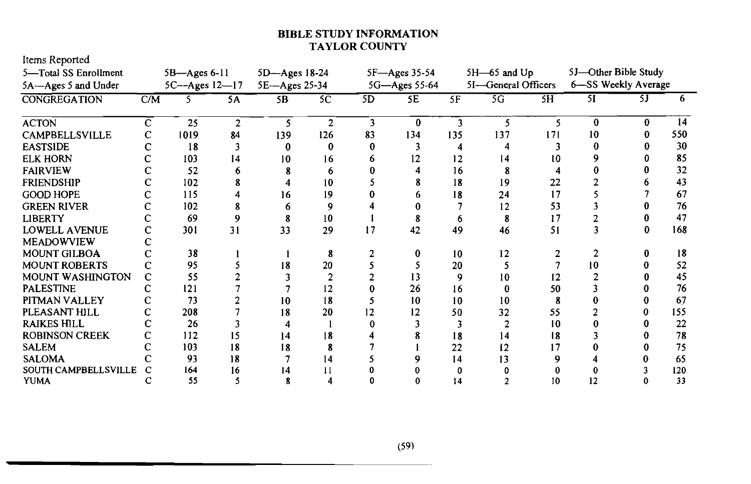## BIBLE STUDY INFORMATION
## TAYLOR COUNTY

Items Reported
5—Total SS Enrollment
5A—Ages 5 and Under
5B—Ages 6-11
5C—Ages 12—17
5D—Ages 18-24
5E—Ages 25-34
5F—Ages 35-54
5G—Ages 55-64
5H—65 and Up
5I—General Officers
5J—Other Bible Study
6—SS Weekly Average

| CONGREGATION | C/M | 5 | 5A | 5B | 5C | 5D | 5E | 5F | 5G | 5H | 5I | 5J | 6 |
|---|---|---|---|---|---|---|---|---|---|---|---|---|---|
| ACTON | C | 25 | 2 | 5 | 2 | 3 | 0 | 3 | 5 | 5 | 0 | 0 | 14 |
| CAMPBELLSVILLE | C | 1019 | 84 | 139 | 126 | 83 | 134 | 135 | 137 | 171 | 10 | 0 | 550 |
| EASTSIDE | C | 18 | 3 | 0 | 0 | 0 | 3 | 4 | 4 | 3 | 0 | 0 | 30 |
| ELK HORN | C | 103 | 14 | 10 | 16 | 6 | 12 | 12 | 14 | 10 | 9 | 0 | 85 |
| FAIRVIEW | C | 52 | 6 | 8 | 6 | 0 | 4 | 16 | 8 | 4 | 0 | 0 | 32 |
| FRIENDSHIP | C | 102 | 8 | 4 | 10 | 5 | 8 | 18 | 19 | 22 | 2 | 6 | 43 |
| GOOD HOPE | C | 115 | 4 | 16 | 19 | 0 | 6 | 18 | 24 | 17 | 5 | 7 | 67 |
| GREEN RIVER | C | 102 | 8 | 6 | 9 | 4 | 0 | 7 | 12 | 53 | 3 | 0 | 76 |
| LIBERTY | C | 69 | 9 | 8 | 10 | 1 | 8 | 6 | 8 | 17 | 2 | 0 | 47 |
| LOWELL AVENUE | C | 301 | 31 | 33 | 29 | 17 | 42 | 49 | 46 | 51 | 3 | 0 | 168 |
| MEADOWVIEW | C | | | | | | | | | | | | |
| MOUNT GILBOA | C | 38 | 1 | 1 | 8 | 2 | 0 | 10 | 12 | 2 | 2 | 0 | 18 |
| MOUNT ROBERTS | C | 95 | 5 | 18 | 20 | 5 | 5 | 20 | 5 | 7 | 10 | 0 | 52 |
| MOUNT WASHINGTON | C | 55 | 2 | 3 | 2 | 2 | 13 | 9 | 10 | 12 | 2 | 0 | 45 |
| PALESTINE | C | 121 | 7 | 7 | 12 | 0 | 26 | 16 | 0 | 50 | 3 | 0 | 76 |
| PITMAN VALLEY | C | 73 | 2 | 10 | 18 | 5 | 10 | 10 | 10 | 8 | 0 | 0 | 67 |
| PLEASANT HILL | C | 208 | 7 | 18 | 20 | 12 | 12 | 50 | 32 | 55 | 2 | 0 | 155 |
| RAIKES HILL | C | 26 | 3 | 4 | 1 | 0 | 3 | 3 | 2 | 10 | 0 | 0 | 22 |
| ROBINSON CREEK | C | 112 | 15 | 14 | 18 | 4 | 8 | 18 | 14 | 18 | 3 | 0 | 78 |
| SALEM | C | 103 | 18 | 18 | 8 | 7 | 1 | 22 | 12 | 17 | 0 | 0 | 75 |
| SALOMA | C | 93 | 18 | 7 | 14 | 5 | 9 | 14 | 13 | 9 | 4 | 0 | 65 |
| SOUTH CAMPBELLSVILLE | C | 164 | 16 | 14 | 11 | 0 | 0 | 0 | 0 | 0 | 0 | 3 | 120 |
| YUMA | C | 55 | 5 | 8 | 4 | 0 | 0 | 14 | 2 | 10 | 12 | 0 | 33 |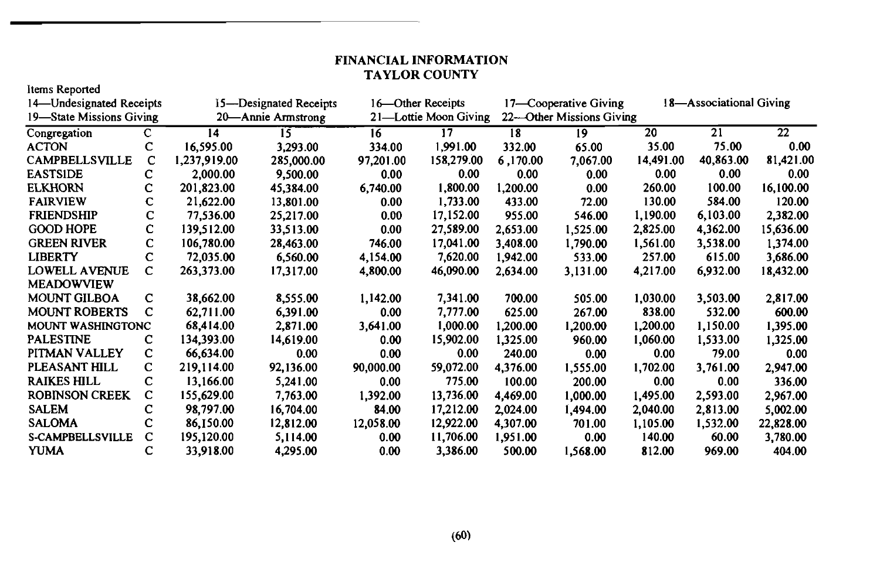# FINANCIAL INFORMATION
## TAYLOR COUNTY

Items Reported

14—Undesignated Receipts 15—Designated Receipts 16—Other Receipts 17—Cooperative Giving 18—Associational Giving
19—State Missions Giving 20—Annie Armstrong 21—Lottie Moon Giving 22—Other Missions Giving

| Congregation | C | 14 | 15 | 16 | 17 | 18 | 19 | 20 | 21 | 22 |
|---|---|---|---|---|---|---|---|---|---|---|
| ACTON | C | 16,595.00 | 3,293.00 | 334.00 | 1,991.00 | 332.00 | 65.00 | 35.00 | 75.00 | 0.00 |
| CAMPBELLSVILLE | C | 1,237,919.00 | 285,000.00 | 97,201.00 | 158,279.00 | 6,170.00 | 7,067.00 | 14,491.00 | 40,863.00 | 81,421.00 |
| EASTSIDE | C | 2,000.00 | 9,500.00 | 0.00 | 0.00 | 0.00 | 0.00 | 0.00 | 0.00 | 0.00 |
| ELKHORN | C | 201,823.00 | 45,384.00 | 6,740.00 | 1,800.00 | 1,200.00 | 0.00 | 260.00 | 100.00 | 16,100.00 |
| FAIRVIEW | C | 21,622.00 | 13,801.00 | 0.00 | 1,733.00 | 433.00 | 72.00 | 130.00 | 584.00 | 120.00 |
| FRIENDSHIP | C | 77,536.00 | 25,217.00 | 0.00 | 17,152.00 | 955.00 | 546.00 | 1,190.00 | 6,103.00 | 2,382.00 |
| GOOD HOPE | C | 139,512.00 | 33,513.00 | 0.00 | 27,589.00 | 2,653.00 | 1,525.00 | 2,825.00 | 4,362.00 | 15,636.00 |
| GREEN RIVER | C | 106,780.00 | 28,463.00 | 746.00 | 17,041.00 | 3,408.00 | 1,790.00 | 1,561.00 | 3,538.00 | 1,374.00 |
| LIBERTY | C | 72,035.00 | 6,560.00 | 4,154.00 | 7,620.00 | 1,942.00 | 533.00 | 257.00 | 615.00 | 3,686.00 |
| LOWELL AVENUE | C | 263,373.00 | 17,317.00 | 4,800.00 | 46,090.00 | 2,634.00 | 3,131.00 | 4,217.00 | 6,932.00 | 18,432.00 |
| MEADOWVIEW | | | | | | | | | | |
| MOUNT GILBOA | C | 38,662.00 | 8,555.00 | 1,142.00 | 7,341.00 | 700.00 | 505.00 | 1,030.00 | 3,503.00 | 2,817.00 |
| MOUNT ROBERTS | C | 62,711.00 | 6,391.00 | 0.00 | 7,777.00 | 625.00 | 267.00 | 838.00 | 532.00 | 600.00 |
| MOUNT WASHINGTON | C | 68,414.00 | 2,871.00 | 3,641.00 | 1,000.00 | 1,200.00 | 1,200.00 | 1,200.00 | 1,150.00 | 1,395.00 |
| PALESTINE | C | 134,393.00 | 14,619.00 | 0.00 | 15,902.00 | 1,325.00 | 960.00 | 1,060.00 | 1,533.00 | 1,325.00 |
| PITMAN VALLEY | C | 66,634.00 | 0.00 | 0.00 | 0.00 | 240.00 | 0.00 | 0.00 | 79.00 | 0.00 |
| PLEASANT HILL | C | 219,114.00 | 92,136.00 | 90,000.00 | 59,072.00 | 4,376.00 | 1,555.00 | 1,702.00 | 3,761.00 | 2,947.00 |
| RAIKES HILL | C | 13,166.00 | 5,241.00 | 0.00 | 775.00 | 100.00 | 200.00 | 0.00 | 0.00 | 336.00 |
| ROBINSON CREEK | C | 155,629.00 | 7,763.00 | 1,392.00 | 13,736.00 | 4,469.00 | 1,000.00 | 1,495.00 | 2,593.00 | 2,967.00 |
| SALEM | C | 98,797.00 | 16,704.00 | 84.00 | 17,212.00 | 2,024.00 | 1,494.00 | 2,040.00 | 2,813.00 | 5,002.00 |
| SALOMA | C | 86,150.00 | 12,812.00 | 12,058.00 | 12,922.00 | 4,307.00 | 701.00 | 1,105.00 | 1,532.00 | 22,828.00 |
| S-CAMPBELLSVILLE | C | 195,120.00 | 5,114.00 | 0.00 | 11,706.00 | 1,951.00 | 0.00 | 140.00 | 60.00 | 3,780.00 |
| YUMA | C | 33,918.00 | 4,295.00 | 0.00 | 3,386.00 | 500.00 | 1,568.00 | 812.00 | 969.00 | 404.00 |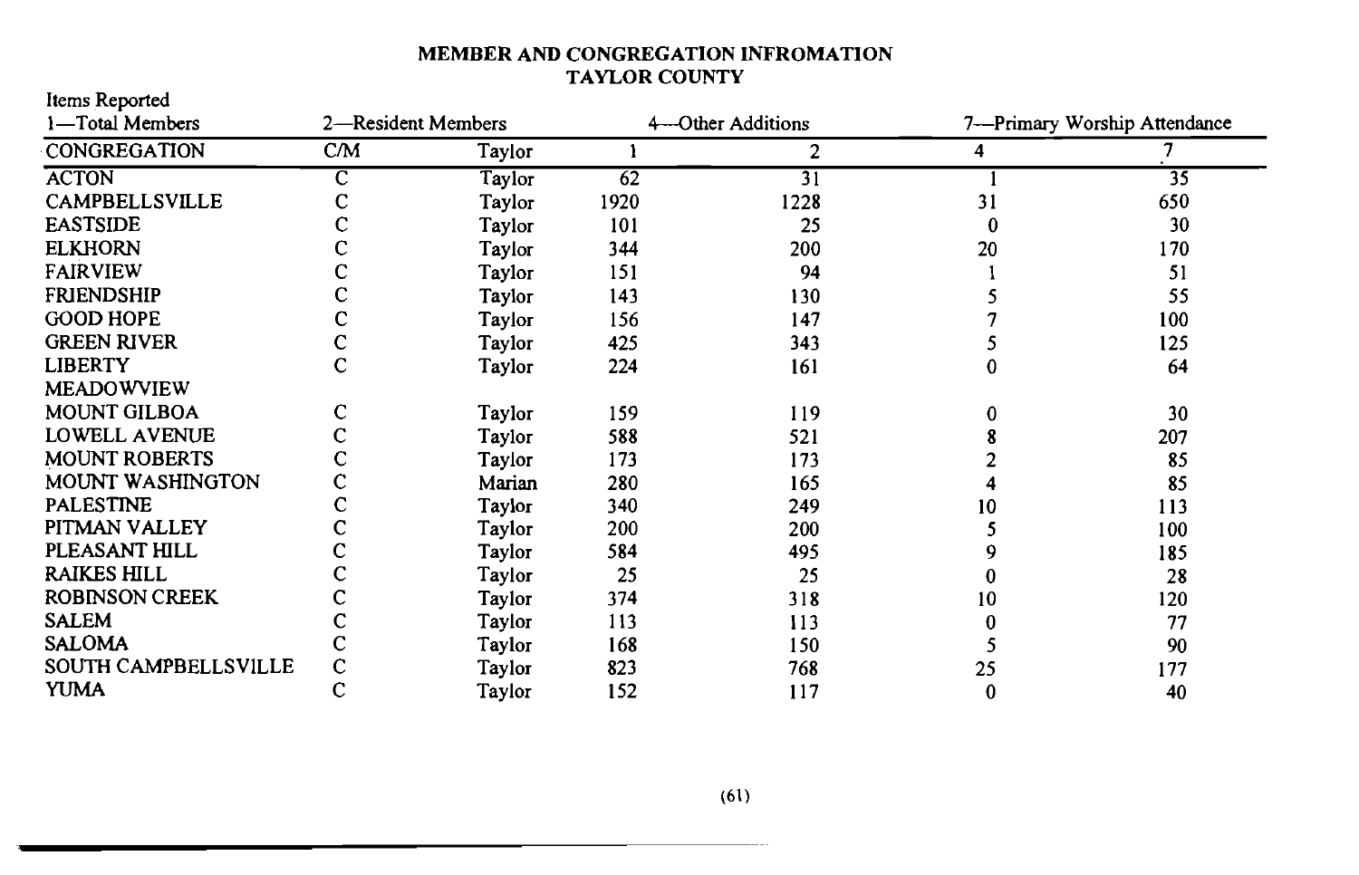**MEMBER AND CONGREGATION INFROMATION**
**TAYLOR COUNTY**

Items Reported
1—Total Members 2—Resident Members 4—Other Additions 7—Primary Worship Attendance

| CONGREGATION | C/M | Taylor | 1 | 2 | 4 | 7 |
|---|---|---|---|---|---|---|
| ACTON | C | Taylor | 62 | 31 | 1 | 35 |
| CAMPBELLSVILLE | C | Taylor | 1920 | 1228 | 31 | 650 |
| EASTSIDE | C | Taylor | 101 | 25 | 0 | 30 |
| ELKHORN | C | Taylor | 344 | 200 | 20 | 170 |
| FAIRVIEW | C | Taylor | 151 | 94 | 1 | 51 |
| FRIENDSHIP | C | Taylor | 143 | 130 | 5 | 55 |
| GOOD HOPE | C | Taylor | 156 | 147 | 7 | 100 |
| GREEN RIVER | C | Taylor | 425 | 343 | 5 | 125 |
| LIBERTY | C | Taylor | 224 | 161 | 0 | 64 |
| MEADOWVIEW | | | | | | |
| MOUNT GILBOA | C | Taylor | 159 | 119 | 0 | 30 |
| LOWELL AVENUE | C | Taylor | 588 | 521 | 8 | 207 |
| MOUNT ROBERTS | C | Taylor | 173 | 173 | 2 | 85 |
| MOUNT WASHINGTON | C | Marian | 280 | 165 | 4 | 85 |
| PALESTINE | C | Taylor | 340 | 249 | 10 | 113 |
| PITMAN VALLEY | C | Taylor | 200 | 200 | 5 | 100 |
| PLEASANT HILL | C | Taylor | 584 | 495 | 9 | 185 |
| RAIKES HILL | C | Taylor | 25 | 25 | 0 | 28 |
| ROBINSON CREEK | C | Taylor | 374 | 318 | 10 | 120 |
| SALEM | C | Taylor | 113 | 113 | 0 | 77 |
| SALOMA | C | Taylor | 168 | 150 | 5 | 90 |
| SOUTH CAMPBELLSVILLE | C | Taylor | 823 | 768 | 25 | 177 |
| YUMA | C | Taylor | 152 | 117 | 0 | 40 |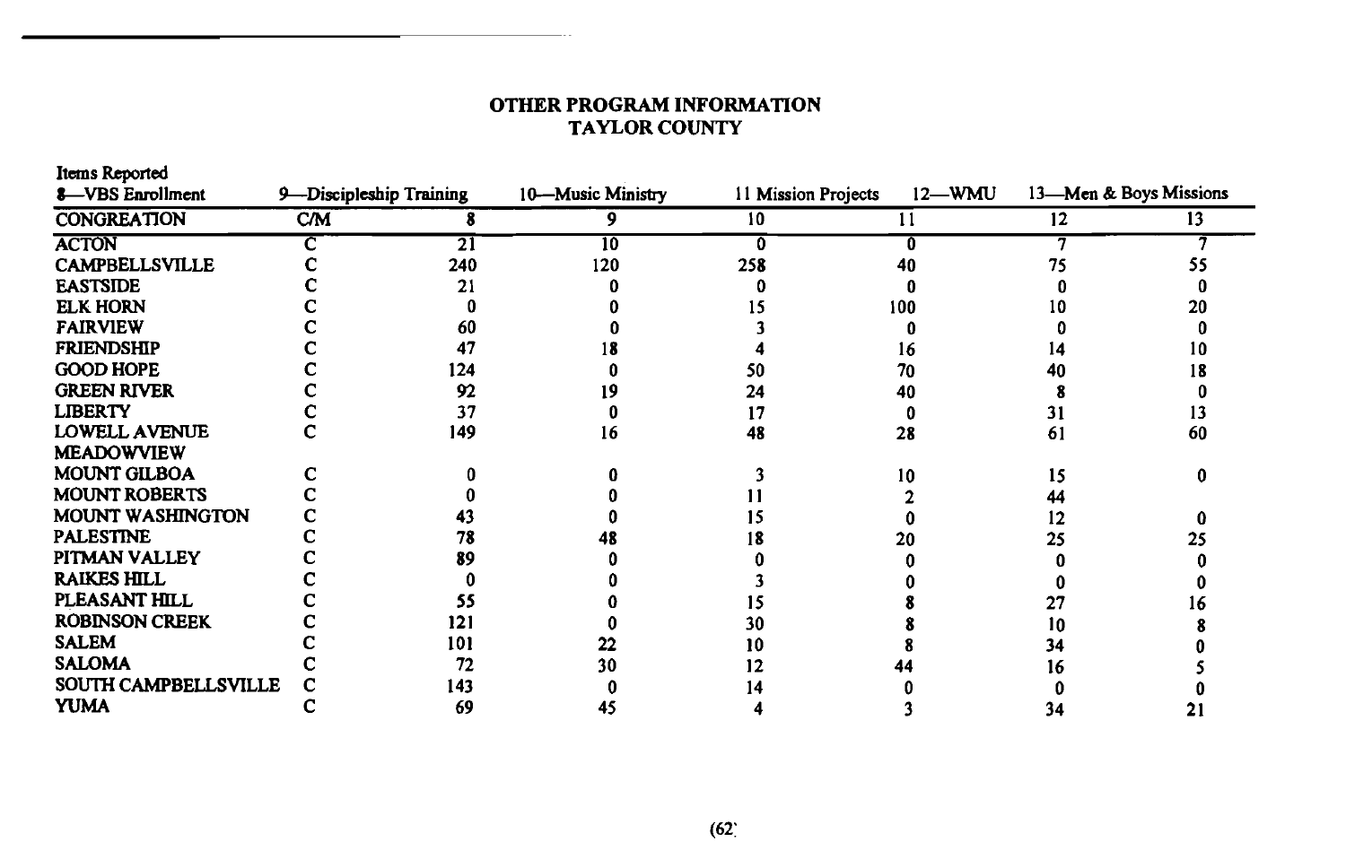## OTHER PROGRAM INFORMATION
## TAYLOR COUNTY

Items Reported
8—VBS Enrollment 9—Discipleship Training 10—Music Ministry 11 Mission Projects 12—WMU 13—Men & Boys Missions

| CONGREATION | C/M | 8 | 9 | 10 | 11 | 12 | 13 |
|---|---|---|---|---|---|---|---|
| ACTON | C | 21 | 10 | 0 | 0 | 7 | 7 |
| CAMPBELLSVILLE | C | 240 | 120 | 258 | 40 | 75 | 55 |
| EASTSIDE | C | 21 | 0 | 0 | 0 | 0 | 0 |
| ELK HORN | C | 0 | 0 | 15 | 100 | 10 | 20 |
| FAIRVIEW | C | 60 | 0 | 3 | 0 | 0 | 0 |
| FRIENDSHIP | C | 47 | 18 | 4 | 16 | 14 | 10 |
| GOOD HOPE | C | 124 | 0 | 50 | 70 | 40 | 18 |
| GREEN RIVER | C | 92 | 19 | 24 | 40 | 8 | 0 |
| LIBERTY | C | 37 | 0 | 17 | 0 | 31 | 13 |
| LOWELL AVENUE | C | 149 | 16 | 48 | 28 | 61 | 60 |
| MEADOWVIEW | | | | | | | |
| MOUNT GILBOA | C | 0 | 0 | 3 | 10 | 15 | 0 |
| MOUNT ROBERTS | C | 0 | 0 | 11 | 2 | 44 | |
| MOUNT WASHINGTON | C | 43 | 0 | 15 | 0 | 12 | 0 |
| PALESTINE | C | 78 | 48 | 18 | 20 | 25 | 25 |
| PITMAN VALLEY | C | 89 | 0 | 0 | 0 | 0 | 0 |
| RAIKES HILL | C | 0 | 0 | 3 | 0 | 0 | 0 |
| PLEASANT HILL | C | 55 | 0 | 15 | 8 | 27 | 16 |
| ROBINSON CREEK | C | 121 | 0 | 30 | 8 | 10 | 8 |
| SALEM | C | 101 | 22 | 10 | 8 | 34 | 0 |
| SALOMA | C | 72 | 30 | 12 | 44 | 16 | 5 |
| SOUTH CAMPBELLSVILLE | C | 143 | 0 | 14 | 0 | 0 | 0 |
| YUMA | C | 69 | 45 | 4 | 3 | 34 | 21 |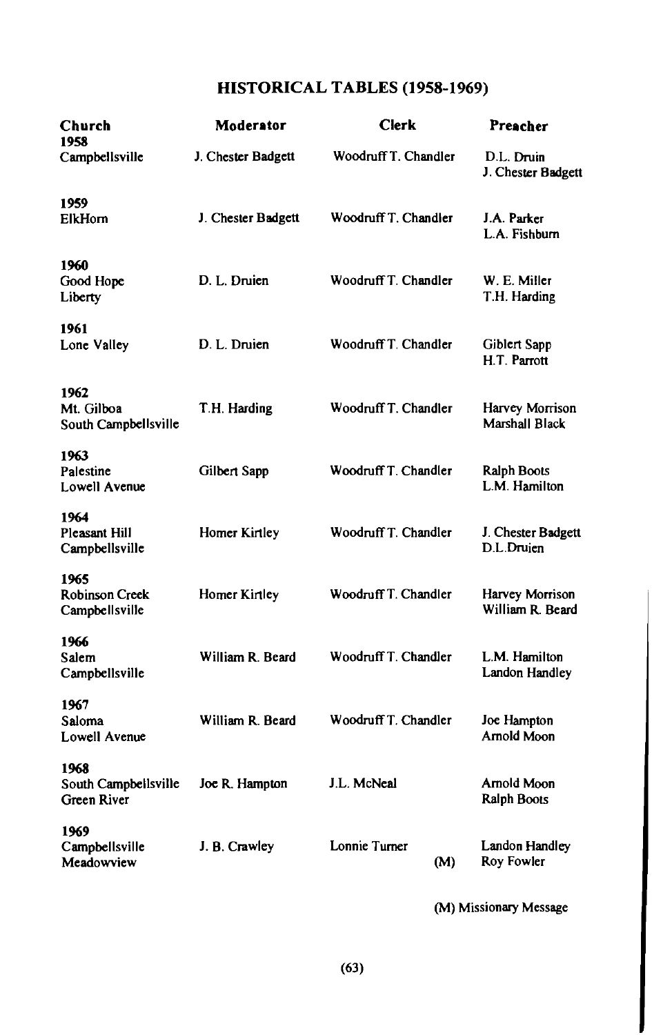## HISTORICAL TABLES (1958-1969)

| Church | Moderator | Clerk | Preacher |
|---|---|---|---|
| **1958** | | | |
| Campbellsville | J. Chester Badgett | Woodruff T. Chandler | D.L. Druin<br>J. Chester Badgett |
| **1959** | | | |
| ElkHorn | J. Chester Badgett | Woodruff T. Chandler | J.A. Parker<br>L.A. Fishburn |
| **1960** | | | |
| Good Hope<br>Liberty | D. L. Druien | Woodruff T. Chandler | W. E. Miller<br>T.H. Harding |
| **1961** | | | |
| Lone Valley | D. L. Druien | Woodruff T. Chandler | Giblert Sapp<br>H.T. Parrott |
| **1962** | | | |
| Mt. Gilboa<br>South Campbellsville | T.H. Harding | Woodruff T. Chandler | Harvey Morrison<br>Marshall Black |
| **1963** | | | |
| Palestine<br>Lowell Avenue | Gilbert Sapp | Woodruff T. Chandler | Ralph Boots<br>L.M. Hamilton |
| **1964** | | | |
| Pleasant Hill<br>Campbellsville | Homer Kirtley | Woodruff T. Chandler | J. Chester Badgett<br>D.L.Druien |
| **1965** | | | |
| Robinson Creek<br>Campbellsville | Homer Kirtley | Woodruff T. Chandler | Harvey Morrison<br>William R. Beard |
| **1966** | | | |
| Salem<br>Campbellsville | William R. Beard | Woodruff T. Chandler | L.M. Hamilton<br>Landon Handley |
| **1967** | | | |
| Saloma<br>Lowell Avenue | William R. Beard | Woodruff T. Chandler | Joe Hampton<br>Arnold Moon |
| **1968** | | | |
| South Campbellsville<br>Green River | Joe R. Hampton | J.L. McNeal | Arnold Moon<br>Ralph Boots |
| **1969** | | | |
| Campbellsville<br>Meadowview | J. B. Crawley | Lonnie Turner | Landon Handley<br>(M) Roy Fowler |

(M) Missionary Message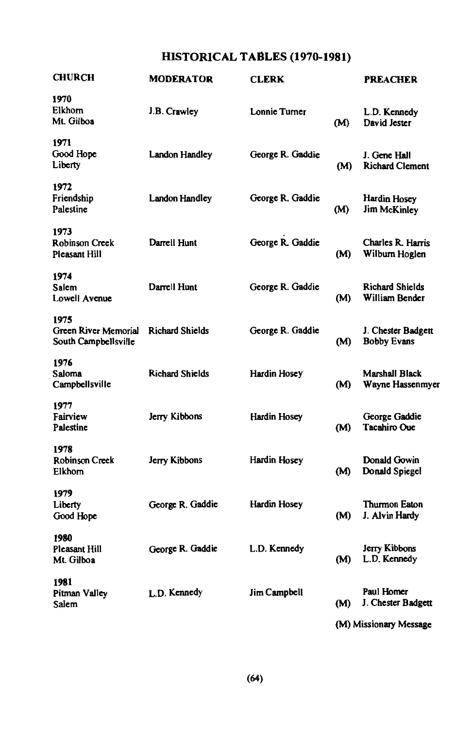# HISTORICAL TABLES (1970-1981)

| CHURCH | MODERATOR | CLERK | | PREACHER |
|---|---|---|---|---|
| **1970** | | | | |
| Elkhorn | J.B. Crawley | Lonnie Turner | | L.D. Kennedy |
| Mt. Gilboa | | | (M) | David Jester |
| **1971** | | | | |
| Good Hope | Landon Handley | George R. Gaddie | | J. Gene Hall |
| Liberty | | | (M) | Richard Clement |
| **1972** | | | | |
| Friendship | Landon Handley | George R. Gaddie | | Hardin Hosey |
| Palestine | | | (M) | Jim McKinley |
| **1973** | | | | |
| Robinson Creek | Darrell Hunt | George R. Gaddie | | Charles R. Harris |
| Pleasant Hill | | | (M) | Wilburn Hoglen |
| **1974** | | | | |
| Salem | Darrell Hunt | George R. Gaddie | | Richard Shields |
| Lowell Avenue | | | (M) | William Bender |
| **1975** | | | | |
| Green River Memorial | Richard Shields | George R. Gaddie | | J. Chester Badgett |
| South Campbellsville | | | (M) | Bobby Evans |
| **1976** | | | | |
| Saloma | Richard Shields | Hardin Hosey | | Marshall Black |
| Campbellsville | | | (M) | Wayne Hassenmyer |
| **1977** | | | | |
| Fairview | Jerry Kibbons | Hardin Hosey | | George Gaddie |
| Palestine | | | (M) | Tacahiro Oue |
| **1978** | | | | |
| Robinson Creek | Jerry Kibbons | Hardin Hosey | | Donald Gowin |
| Elkhorn | | | (M) | Donald Spiegel |
| **1979** | | | | |
| Liberty | George R. Gaddie | Hardin Hosey | | Thurmon Eaton |
| Good Hope | | | (M) | J. Alvin Hardy |
| **1980** | | | | |
| Pleasant Hill | George R. Gaddie | L.D. Kennedy | | Jerry Kibbons |
| Mt. Gilboa | | | (M) | L.D. Kennedy |
| **1981** | | | | |
| Pitman Valley | L.D. Kennedy | Jim Campbell | | Paul Homer |
| Salem | | | (M) | J. Chester Badgett |

(M) Missionary Message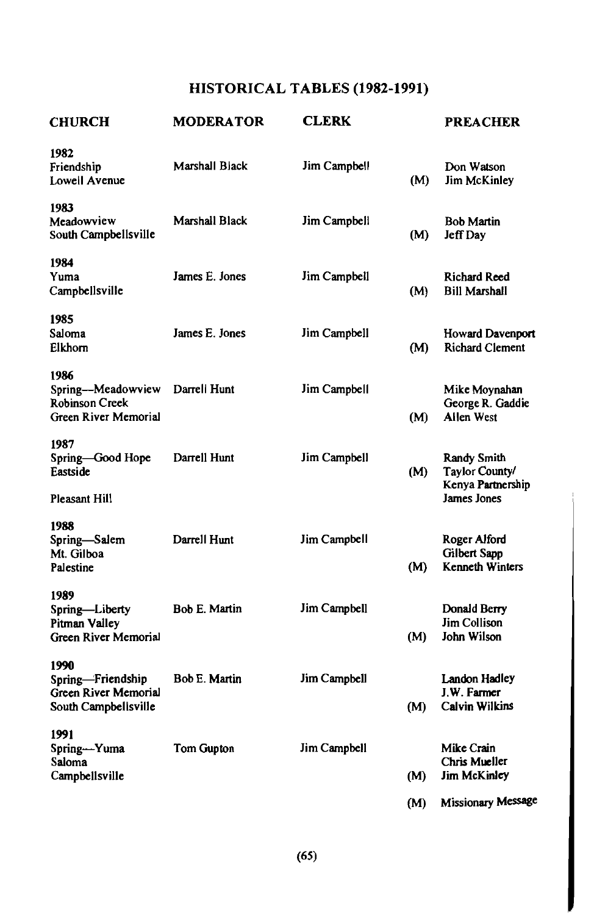## HISTORICAL TABLES (1982-1991)

| CHURCH | MODERATOR | CLERK | | PREACHER |
|---|---|---|---|---|
| **1982** | | | | |
| Friendship | Marshall Black | Jim Campbell | | Don Watson |
| Lowell Avenue | | | (M) | Jim McKinley |
| **1983** | | | | |
| Meadowview | Marshall Black | Jim Campbell | | Bob Martin |
| South Campbellsville | | | (M) | Jeff Day |
| **1984** | | | | |
| Yuma | James E. Jones | Jim Campbell | | Richard Reed |
| Campbellsville | | | (M) | Bill Marshall |
| **1985** | | | | |
| Saloma | James E. Jones | Jim Campbell | | Howard Davenport |
| Elkhorn | | | (M) | Richard Clement |
| **1986** | | | | |
| Spring—Meadowview | Darrell Hunt | Jim Campbell | | Mike Moynahan |
| Robinson Creek | | | | George R. Gaddie |
| Green River Memorial | | | (M) | Allen West |
| **1987** | | | | |
| Spring—Good Hope | Darrell Hunt | Jim Campbell | | Randy Smith |
| Eastside | | | (M) | Taylor County/ Kenya Partnership |
| Pleasant Hill | | | | James Jones |
| **1988** | | | | |
| Spring—Salem | Darrell Hunt | Jim Campbell | | Roger Alford |
| Mt. Gilboa | | | | Gilbert Sapp |
| Palestine | | | (M) | Kenneth Winters |
| **1989** | | | | |
| Spring—Liberty | Bob E. Martin | Jim Campbell | | Donald Berry |
| Pitman Valley | | | | Jim Collison |
| Green River Memorial | | | (M) | John Wilson |
| **1990** | | | | |
| Spring—Friendship | Bob E. Martin | Jim Campbell | | Landon Hadley |
| Green River Memorial | | | | J.W. Farmer |
| South Campbellsville | | | (M) | Calvin Wilkins |
| **1991** | | | | |
| Spring—Yuma | Tom Gupton | Jim Campbell | | Mike Crain |
| Saloma | | | | Chris Mueller |
| Campbellsville | | | (M) | Jim McKinley |

(M) Missionary Message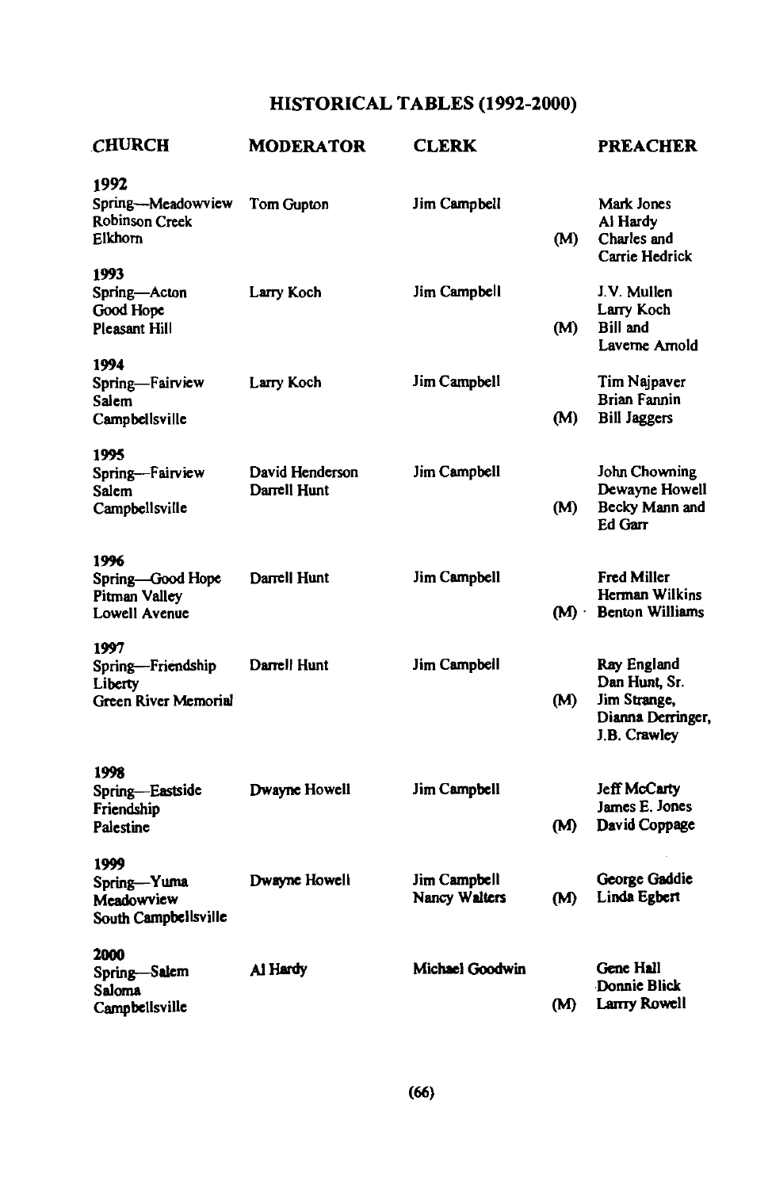## HISTORICAL TABLES (1992-2000)

| CHURCH | MODERATOR | CLERK | | PREACHER |
|---|---|---|---|---|
| **1992** | | | | |
| Spring—Meadowview | Tom Gupton | Jim Campbell | | Mark Jones |
| Robinson Creek | | | | Al Hardy |
| Elkhorn | | | (M) | Charles and Carrie Hedrick |
| **1993** | | | | |
| Spring—Acton | Larry Koch | Jim Campbell | | J.V. Mullen |
| Good Hope | | | | Larry Koch |
| Pleasant Hill | | | (M) | Bill and Laverne Arnold |
| **1994** | | | | |
| Spring—Fairview | Larry Koch | Jim Campbell | | Tim Najpaver |
| Salem | | | | Brian Fannin |
| Campbellsville | | | (M) | Bill Jaggers |
| **1995** | | | | |
| Spring—Fairview | David Henderson | Jim Campbell | | John Chowning |
| Salem | Darrell Hunt | | | Dewayne Howell |
| Campbellsville | | | (M) | Becky Mann and Ed Garr |
| **1996** | | | | |
| Spring—Good Hope | Darrell Hunt | Jim Campbell | | Fred Miller |
| Pitman Valley | | | | Herman Wilkins |
| Lowell Avenue | | | (M) | Benton Williams |
| **1997** | | | | |
| Spring—Friendship | Darrell Hunt | Jim Campbell | | Ray England |
| Liberty | | | | Dan Hunt, Sr. |
| Green River Memorial | | | (M) | Jim Strange, Dianna Derringer, J.B. Crawley |
| **1998** | | | | |
| Spring—Eastside | Dwayne Howell | Jim Campbell | | Jeff McCarty |
| Friendship | | | | James E. Jones |
| Palestine | | | (M) | David Coppage |
| **1999** | | | | |
| Spring—Yuma | Dwayne Howell | Jim Campbell | | George Gaddie |
| Meadowview | | Nancy Walters | (M) | Linda Egbert |
| South Campbellsville | | | | |
| **2000** | | | | |
| Spring—Salem | Al Hardy | Michael Goodwin | | Gene Hall |
| Saloma | | | | Donnie Blick |
| Campbellsville | | | (M) | Larry Rowell |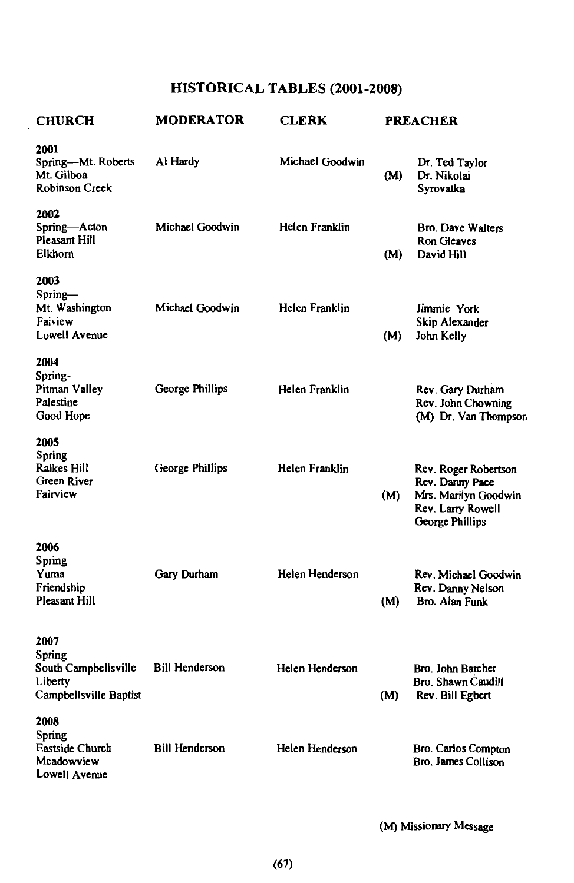# HISTORICAL TABLES (2001-2008)

| CHURCH | MODERATOR | CLERK | PREACHER |
|---|---|---|---|
| **2001** | | | |
| Spring—Mt. Roberts | Al Hardy | Michael Goodwin | Dr. Ted Taylor |
| Mt. Gilboa | | | (M) Dr. Nikolai Syrovatka |
| Robinson Creek | | | |
| **2002** | | | |
| Spring—Acton | Michael Goodwin | Helen Franklin | Bro. Dave Walters |
| Pleasant Hill | | | Ron Gleaves |
| Elkhorn | | | (M) David Hill |
| **2003** | | | |
| Spring—Mt. Washington | Michael Goodwin | Helen Franklin | Jimmie York |
| Faiview | | | Skip Alexander |
| Lowell Avenue | | | (M) John Kelly |
| **2004** | | | |
| Spring-Pitman Valley | George Phillips | Helen Franklin | Rev. Gary Durham |
| Palestine | | | Rev. John Chowning |
| Good Hope | | | (M) Dr. Van Thompson |
| **2005** | | | |
| Spring Raikes Hill | George Phillips | Helen Franklin | Rev. Roger Robertson |
| Green River | | | Rev. Danny Pace |
| Fairview | | | (M) Mrs. Marilyn Goodwin |
| | | | Rev. Larry Rowell |
| | | | George Phillips |
| **2006** | | | |
| Spring Yuma | Gary Durham | Helen Henderson | Rev. Michael Goodwin |
| Friendship | | | Rev. Danny Nelson |
| Pleasant Hill | | | (M) Bro. Alan Funk |
| **2007** | | | |
| Spring South Campbellsville | Bill Henderson | Helen Henderson | Bro. John Batcher |
| Liberty | | | Bro. Shawn Caudill |
| Campbellsville Baptist | | | (M) Rev. Bill Egbert |
| **2008** | | | |
| Spring Eastside Church | Bill Henderson | Helen Henderson | Bro. Carlos Compton |
| Meadowview | | | Bro. James Collison |
| Lowell Avenue | | | |

(M) Missionary Message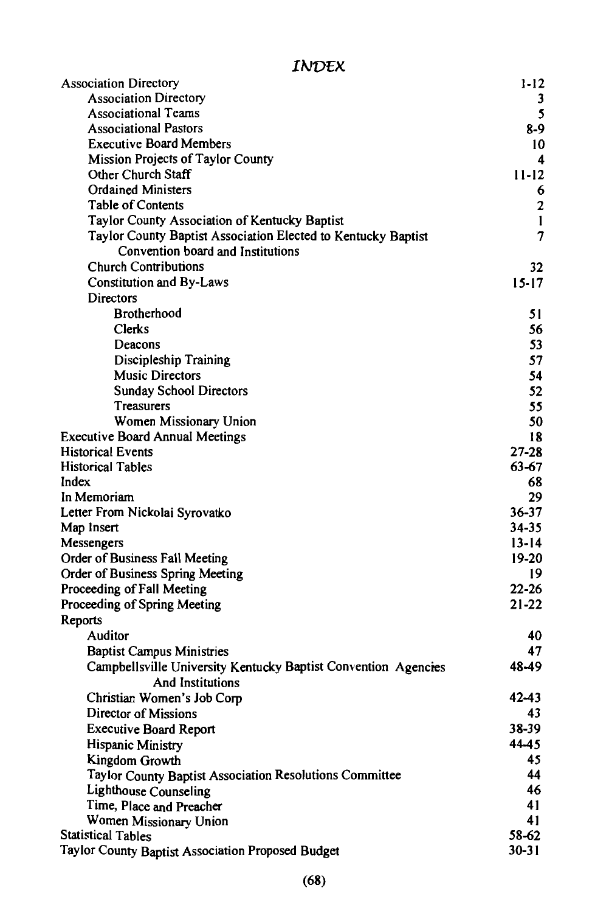# INDEX

| | |
|---|---|
| Association Directory | 1-12 |
| &nbsp;&nbsp;&nbsp;&nbsp;Association Directory | 3 |
| &nbsp;&nbsp;&nbsp;&nbsp;Associational Teams | 5 |
| &nbsp;&nbsp;&nbsp;&nbsp;Associational Pastors | 8-9 |
| &nbsp;&nbsp;&nbsp;&nbsp;Executive Board Members | 10 |
| &nbsp;&nbsp;&nbsp;&nbsp;Mission Projects of Taylor County | 4 |
| &nbsp;&nbsp;&nbsp;&nbsp;Other Church Staff | 11-12 |
| &nbsp;&nbsp;&nbsp;&nbsp;Ordained Ministers | 6 |
| &nbsp;&nbsp;&nbsp;&nbsp;Table of Contents | 2 |
| &nbsp;&nbsp;&nbsp;&nbsp;Taylor County Association of Kentucky Baptist | 1 |
| &nbsp;&nbsp;&nbsp;&nbsp;Taylor County Baptist Association Elected to Kentucky Baptist Convention board and Institutions | 7 |
| &nbsp;&nbsp;&nbsp;&nbsp;Church Contributions | 32 |
| &nbsp;&nbsp;&nbsp;&nbsp;Constitution and By-Laws | 15-17 |
| &nbsp;&nbsp;&nbsp;&nbsp;Directors | |
| &nbsp;&nbsp;&nbsp;&nbsp;&nbsp;&nbsp;&nbsp;&nbsp;Brotherhood | 51 |
| &nbsp;&nbsp;&nbsp;&nbsp;&nbsp;&nbsp;&nbsp;&nbsp;Clerks | 56 |
| &nbsp;&nbsp;&nbsp;&nbsp;&nbsp;&nbsp;&nbsp;&nbsp;Deacons | 53 |
| &nbsp;&nbsp;&nbsp;&nbsp;&nbsp;&nbsp;&nbsp;&nbsp;Discipleship Training | 57 |
| &nbsp;&nbsp;&nbsp;&nbsp;&nbsp;&nbsp;&nbsp;&nbsp;Music Directors | 54 |
| &nbsp;&nbsp;&nbsp;&nbsp;&nbsp;&nbsp;&nbsp;&nbsp;Sunday School Directors | 52 |
| &nbsp;&nbsp;&nbsp;&nbsp;&nbsp;&nbsp;&nbsp;&nbsp;Treasurers | 55 |
| &nbsp;&nbsp;&nbsp;&nbsp;&nbsp;&nbsp;&nbsp;&nbsp;Women Missionary Union | 50 |
| Executive Board Annual Meetings | 18 |
| Historical Events | 27-28 |
| Historical Tables | 63-67 |
| Index | 68 |
| In Memoriam | 29 |
| Letter From Nickolai Syrovatko | 36-37 |
| Map Insert | 34-35 |
| Messengers | 13-14 |
| Order of Business Fall Meeting | 19-20 |
| Order of Business Spring Meeting | 19 |
| Proceeding of Fall Meeting | 22-26 |
| Proceeding of Spring Meeting | 21-22 |
| Reports | |
| &nbsp;&nbsp;&nbsp;&nbsp;Auditor | 40 |
| &nbsp;&nbsp;&nbsp;&nbsp;Baptist Campus Ministries | 47 |
| &nbsp;&nbsp;&nbsp;&nbsp;Campbellsville University Kentucky Baptist Convention Agencies And Institutions | 48-49 |
| &nbsp;&nbsp;&nbsp;&nbsp;Christian Women's Job Corp | 42-43 |
| &nbsp;&nbsp;&nbsp;&nbsp;Director of Missions | 43 |
| &nbsp;&nbsp;&nbsp;&nbsp;Executive Board Report | 38-39 |
| &nbsp;&nbsp;&nbsp;&nbsp;Hispanic Ministry | 44-45 |
| &nbsp;&nbsp;&nbsp;&nbsp;Kingdom Growth | 45 |
| &nbsp;&nbsp;&nbsp;&nbsp;Taylor County Baptist Association Resolutions Committee | 44 |
| &nbsp;&nbsp;&nbsp;&nbsp;Lighthouse Counseling | 46 |
| &nbsp;&nbsp;&nbsp;&nbsp;Time, Place and Preacher | 41 |
| &nbsp;&nbsp;&nbsp;&nbsp;Women Missionary Union | 41 |
| Statistical Tables | 58-62 |
| Taylor County Baptist Association Proposed Budget | 30-31 |